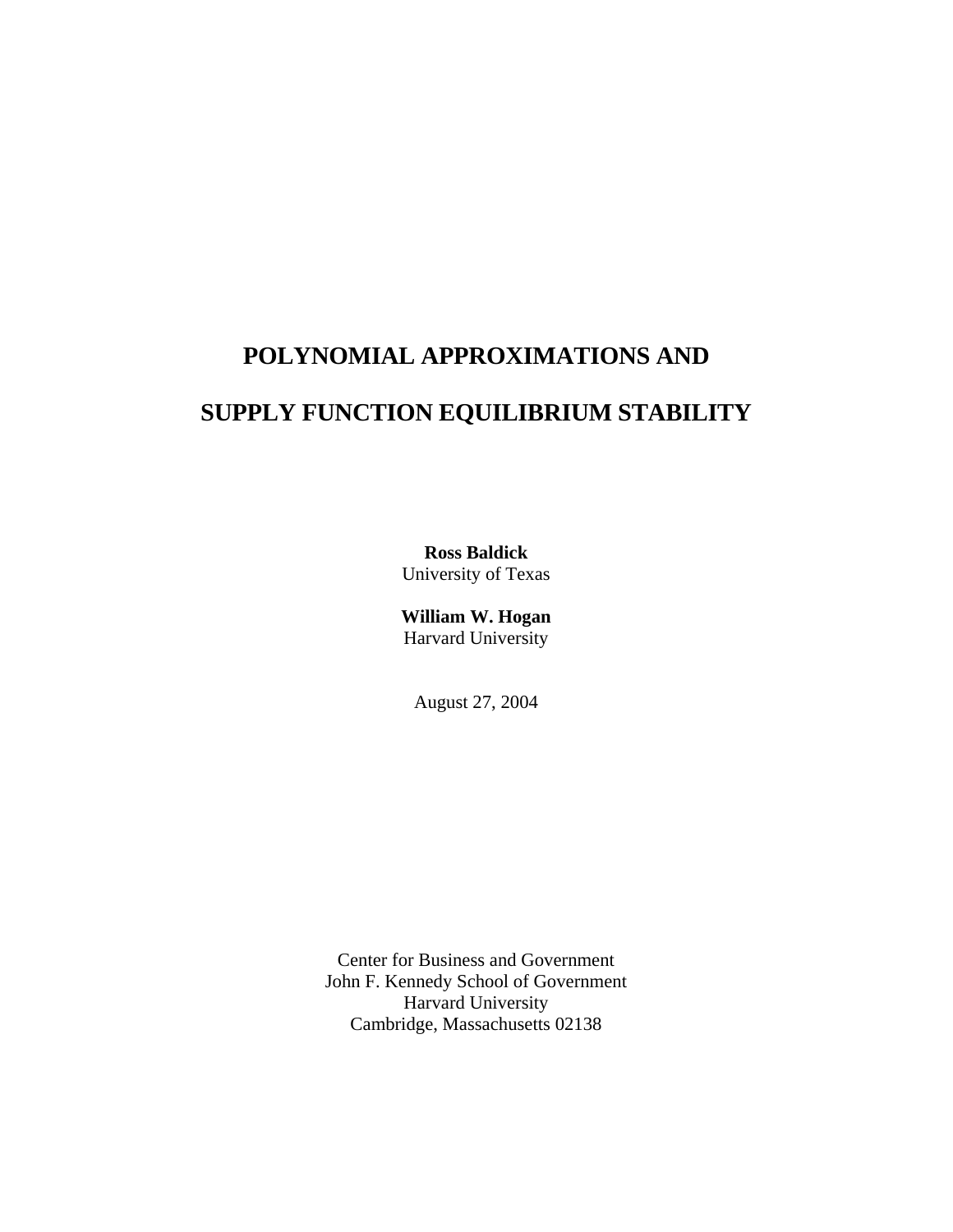# POLYNOMIAL APPROXIMATIONS AND SUPPLY FUNCTION EQUILIBRIUM STABILITY

**Ross Baldick**
University of Texas

**William W. Hogan**
Harvard University

August 27, 2004

Center for Business and Government
John F. Kennedy School of Government
Harvard University
Cambridge, Massachusetts 02138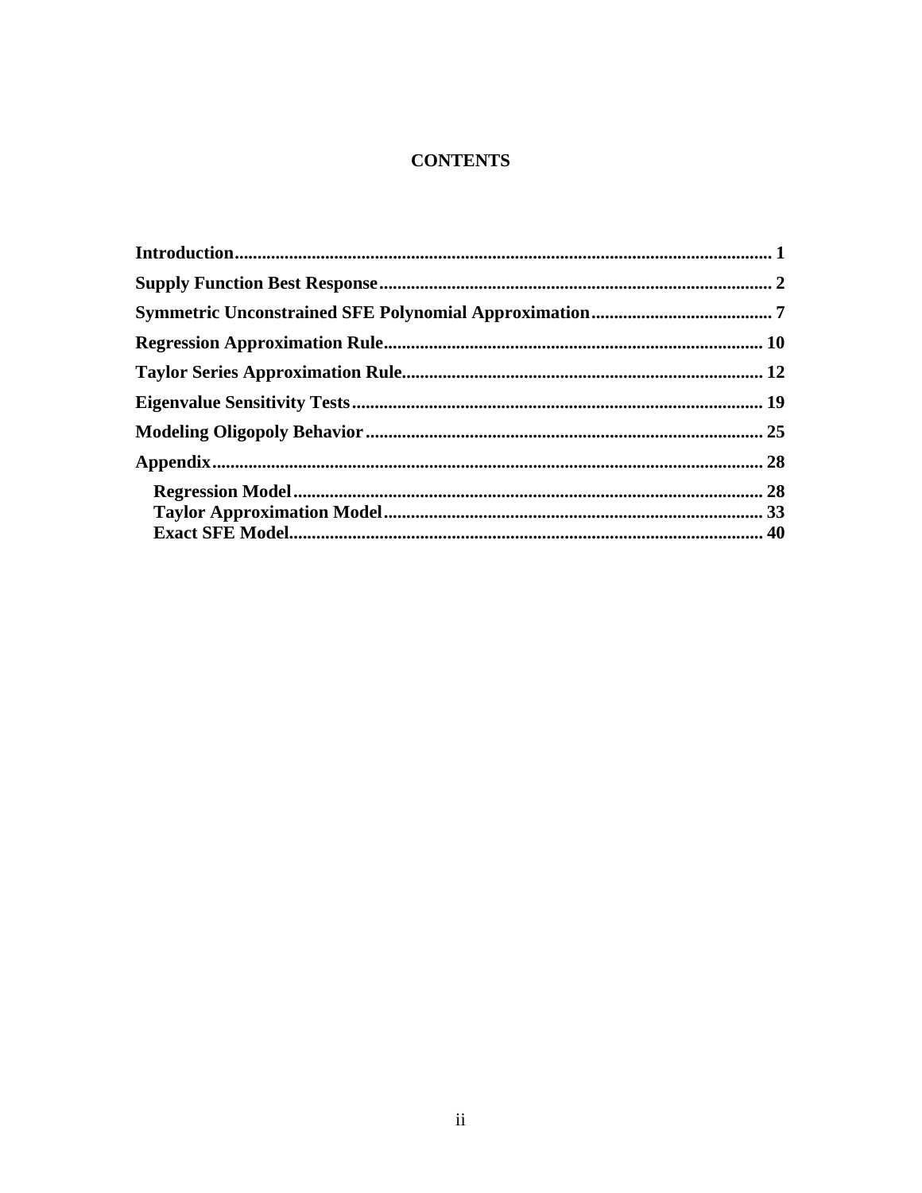# CONTENTS

**Introduction** .......................................................................................................... 1

**Supply Function Best Response** ............................................................................ 2

**Symmetric Unconstrained SFE Polynomial Approximation** ....................................... 7

**Regression Approximation Rule** .......................................................................... 10

**Taylor Series Approximation Rule** ....................................................................... 12

**Eigenvalue Sensitivity Tests** ................................................................................ 19

**Modeling Oligopoly Behavior** .............................................................................. 25

**Appendix** ............................................................................................................. 28

- **Regression Model** ........................................................................................... 28
- **Taylor Approximation Model** ........................................................................... 33
- **Exact SFE Model** ............................................................................................ 40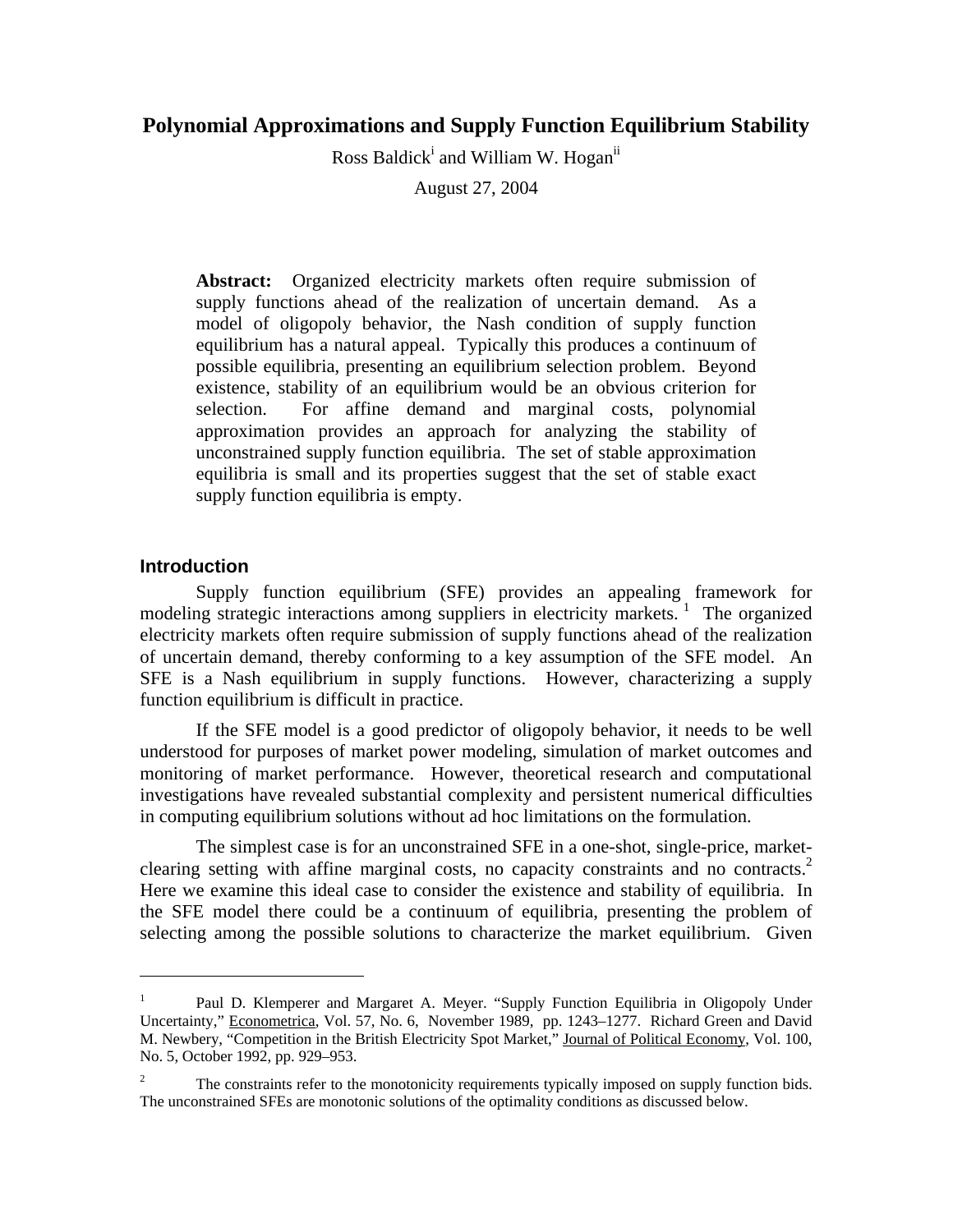# Polynomial Approximations and Supply Function Equilibrium Stability

Ross Baldick[i] and William W. Hogan[ii]

August 27, 2004

> **Abstract:** Organized electricity markets often require submission of supply functions ahead of the realization of uncertain demand. As a model of oligopoly behavior, the Nash condition of supply function equilibrium has a natural appeal. Typically this produces a continuum of possible equilibria, presenting an equilibrium selection problem. Beyond existence, stability of an equilibrium would be an obvious criterion for selection. For affine demand and marginal costs, polynomial approximation provides an approach for analyzing the stability of unconstrained supply function equilibria. The set of stable approximation equilibria is small and its properties suggest that the set of stable exact supply function equilibria is empty.

## Introduction

Supply function equilibrium (SFE) provides an appealing framework for modeling strategic interactions among suppliers in electricity markets. [1] The organized electricity markets often require submission of supply functions ahead of the realization of uncertain demand, thereby conforming to a key assumption of the SFE model. An SFE is a Nash equilibrium in supply functions. However, characterizing a supply function equilibrium is difficult in practice.

If the SFE model is a good predictor of oligopoly behavior, it needs to be well understood for purposes of market power modeling, simulation of market outcomes and monitoring of market performance. However, theoretical research and computational investigations have revealed substantial complexity and persistent numerical difficulties in computing equilibrium solutions without ad hoc limitations on the formulation.

The simplest case is for an unconstrained SFE in a one-shot, single-price, market-clearing setting with affine marginal costs, no capacity constraints and no contracts.[2] Here we examine this ideal case to consider the existence and stability of equilibria. In the SFE model there could be a continuum of equilibria, presenting the problem of selecting among the possible solutions to characterize the market equilibrium. Given

---

[1] Paul D. Klemperer and Margaret A. Meyer. "Supply Function Equilibria in Oligopoly Under Uncertainty," Econometrica, Vol. 57, No. 6, November 1989, pp. 1243–1277. Richard Green and David M. Newbery, "Competition in the British Electricity Spot Market," Journal of Political Economy, Vol. 100, No. 5, October 1992, pp. 929–953.

[2] The constraints refer to the monotonicity requirements typically imposed on supply function bids. The unconstrained SFEs are monotonic solutions of the optimality conditions as discussed below.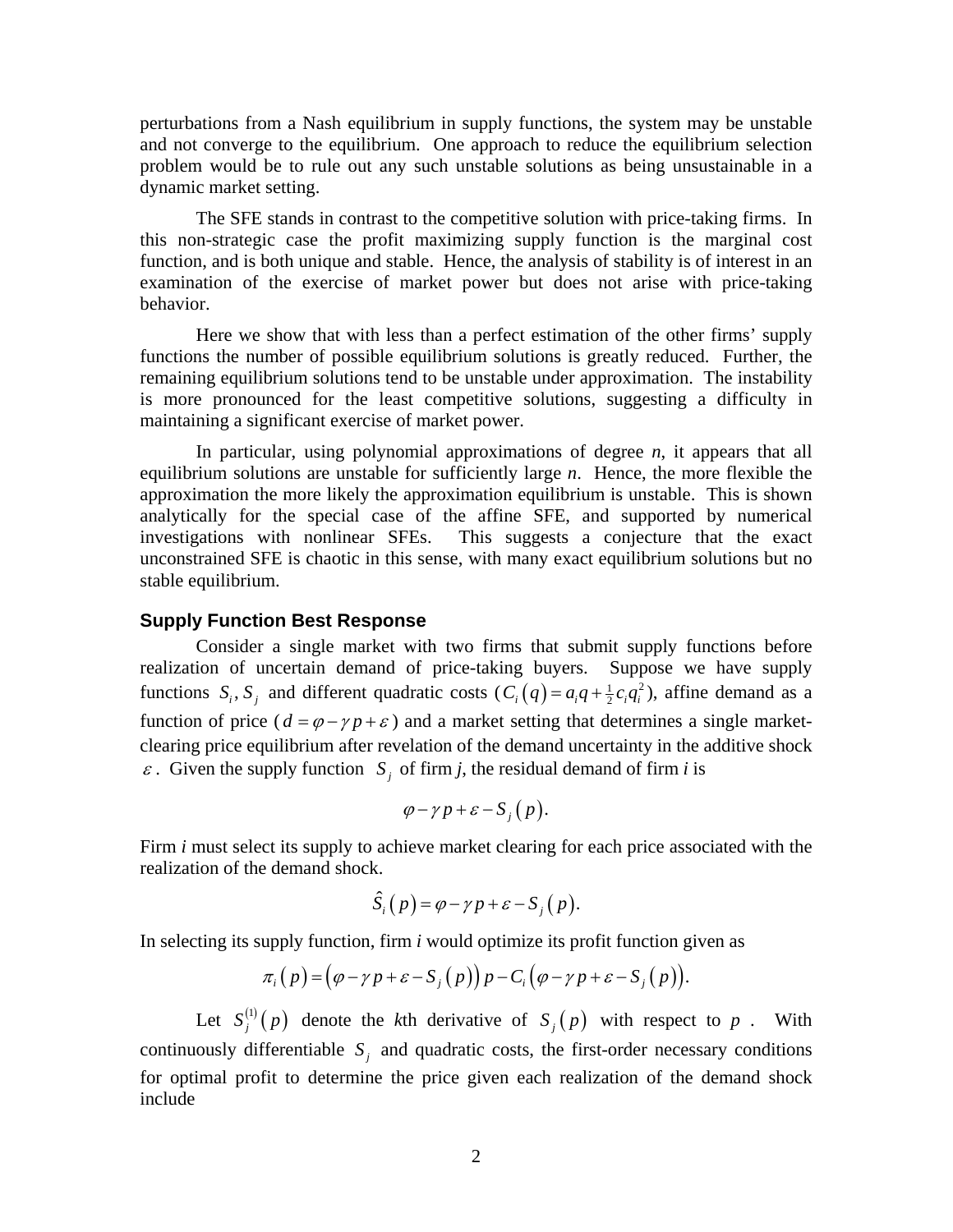perturbations from a Nash equilibrium in supply functions, the system may be unstable and not converge to the equilibrium. One approach to reduce the equilibrium selection problem would be to rule out any such unstable solutions as being unsustainable in a dynamic market setting.

The SFE stands in contrast to the competitive solution with price-taking firms. In this non-strategic case the profit maximizing supply function is the marginal cost function, and is both unique and stable. Hence, the analysis of stability is of interest in an examination of the exercise of market power but does not arise with price-taking behavior.

Here we show that with less than a perfect estimation of the other firms' supply functions the number of possible equilibrium solutions is greatly reduced. Further, the remaining equilibrium solutions tend to be unstable under approximation. The instability is more pronounced for the least competitive solutions, suggesting a difficulty in maintaining a significant exercise of market power.

In particular, using polynomial approximations of degree *n*, it appears that all equilibrium solutions are unstable for sufficiently large *n*. Hence, the more flexible the approximation the more likely the approximation equilibrium is unstable. This is shown analytically for the special case of the affine SFE, and supported by numerical investigations with nonlinear SFEs. This suggests a conjecture that the exact unconstrained SFE is chaotic in this sense, with many exact equilibrium solutions but no stable equilibrium.

## Supply Function Best Response

Consider a single market with two firms that submit supply functions before realization of uncertain demand of price-taking buyers. Suppose we have supply functions $S_i, S_j$ and different quadratic costs ($C_i(q) = a_i q + \frac{1}{2} c_i q_i^2$), affine demand as a function of price ($d = \varphi - \gamma p + \varepsilon$) and a market setting that determines a single market-clearing price equilibrium after revelation of the demand uncertainty in the additive shock $\varepsilon$. Given the supply function $S_j$ of firm *j*, the residual demand of firm *i* is

$$\varphi - \gamma p + \varepsilon - S_j(p).$$

Firm *i* must select its supply to achieve market clearing for each price associated with the realization of the demand shock.

$$\hat{S}_i(p) = \varphi - \gamma p + \varepsilon - S_j(p).$$

In selecting its supply function, firm *i* would optimize its profit function given as

$$\pi_i(p) = \left(\varphi - \gamma p + \varepsilon - S_j(p)\right) p - C_i\left(\varphi - \gamma p + \varepsilon - S_j(p)\right).$$

Let $S_j^{(1)}(p)$ denote the *k*th derivative of $S_j(p)$ with respect to $p$. With continuously differentiable $S_j$ and quadratic costs, the first-order necessary conditions for optimal profit to determine the price given each realization of the demand shock include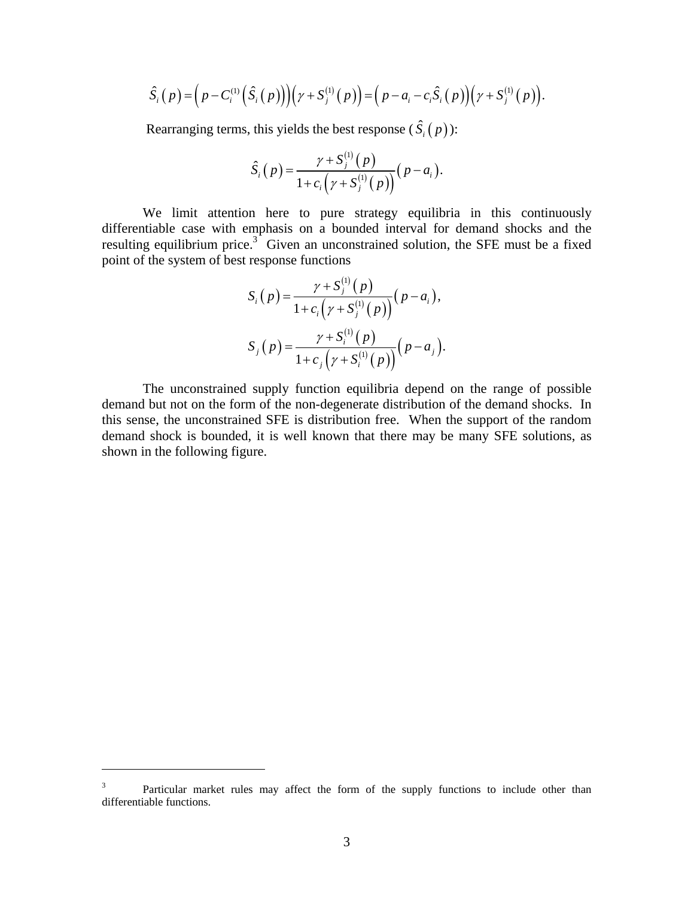$$\hat{S}_i(p) = \left(p - C_i^{(1)}\left(\hat{S}_i(p)\right)\right)\left(\gamma + S_j^{(1)}(p)\right) = \left(p - a_i - c_i\hat{S}_i(p)\right)\left(\gamma + S_j^{(1)}(p)\right).$$

Rearranging terms, this yields the best response ($\hat{S}_i(p)$):

$$\hat{S}_i(p) = \frac{\gamma + S_j^{(1)}(p)}{1 + c_i\left(\gamma + S_j^{(1)}(p)\right)}\left(p - a_i\right).$$

We limit attention here to pure strategy equilibria in this continuously differentiable case with emphasis on a bounded interval for demand shocks and the resulting equilibrium price.[3] Given an unconstrained solution, the SFE must be a fixed point of the system of best response functions

$$S_i(p) = \frac{\gamma + S_j^{(1)}(p)}{1 + c_i\left(\gamma + S_j^{(1)}(p)\right)}\left(p - a_i\right),$$

$$S_j(p) = \frac{\gamma + S_i^{(1)}(p)}{1 + c_j\left(\gamma + S_i^{(1)}(p)\right)}\left(p - a_j\right).$$

The unconstrained supply function equilibria depend on the range of possible demand but not on the form of the non-degenerate distribution of the demand shocks. In this sense, the unconstrained SFE is distribution free. When the support of the random demand shock is bounded, it is well known that there may be many SFE solutions, as shown in the following figure.

---

[3] Particular market rules may affect the form of the supply functions to include other than differentiable functions.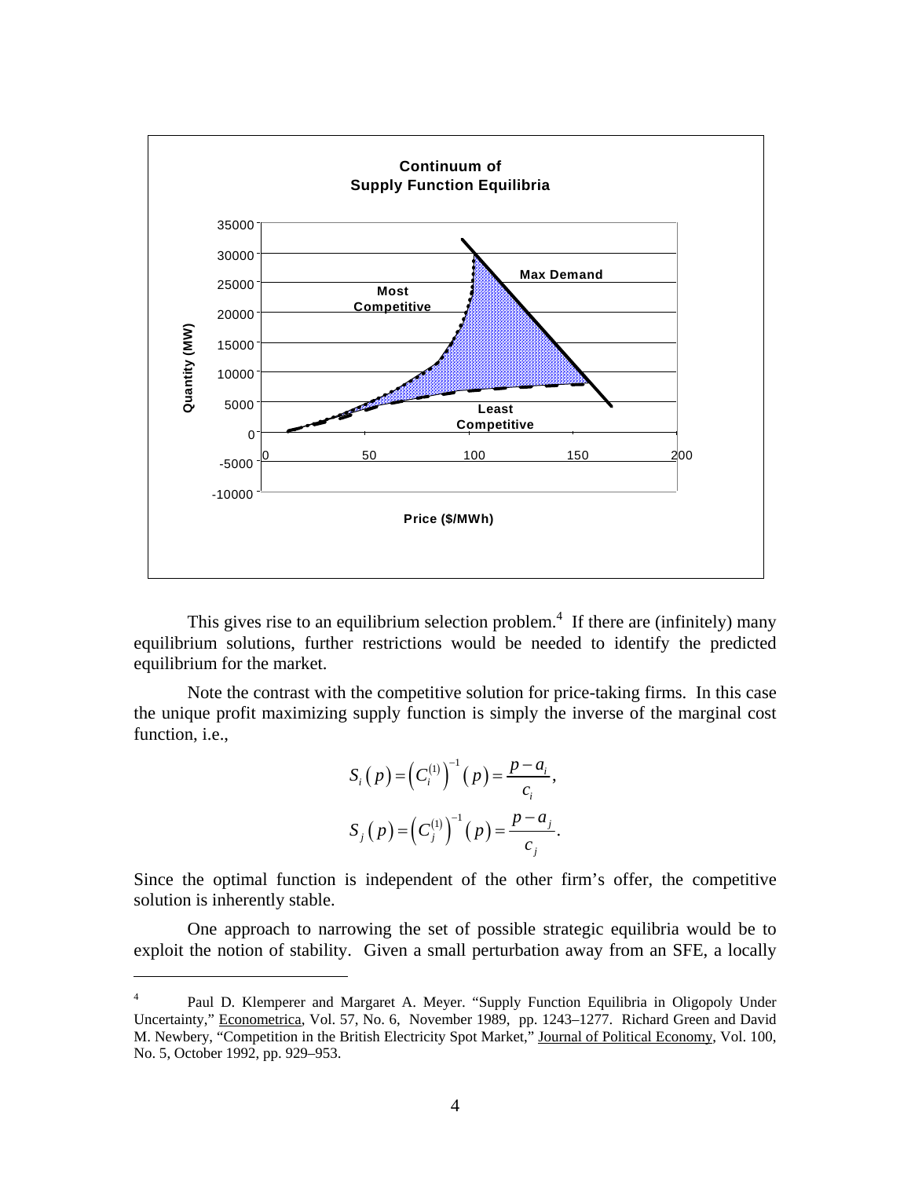This gives rise to an equilibrium selection problem.[4] If there are (infinitely) many equilibrium solutions, further restrictions would be needed to identify the predicted equilibrium for the market.

Note the contrast with the competitive solution for price-taking firms. In this case the unique profit maximizing supply function is simply the inverse of the marginal cost function, i.e.,

$$S_i(p) = \left(C_i^{(1)}\right)^{-1}(p) = \frac{p - a_i}{c_i},$$

$$S_j(p) = \left(C_j^{(1)}\right)^{-1}(p) = \frac{p - a_j}{c_j}.$$

Since the optimal function is independent of the other firm's offer, the competitive solution is inherently stable.

One approach to narrowing the set of possible strategic equilibria would be to exploit the notion of stability. Given a small perturbation away from an SFE, a locally

---

[4] Paul D. Klemperer and Margaret A. Meyer. "Supply Function Equilibria in Oligopoly Under Uncertainty," Econometrica, Vol. 57, No. 6, November 1989, pp. 1243–1277. Richard Green and David M. Newbery, "Competition in the British Electricity Spot Market," Journal of Political Economy, Vol. 100, No. 5, October 1992, pp. 929–953.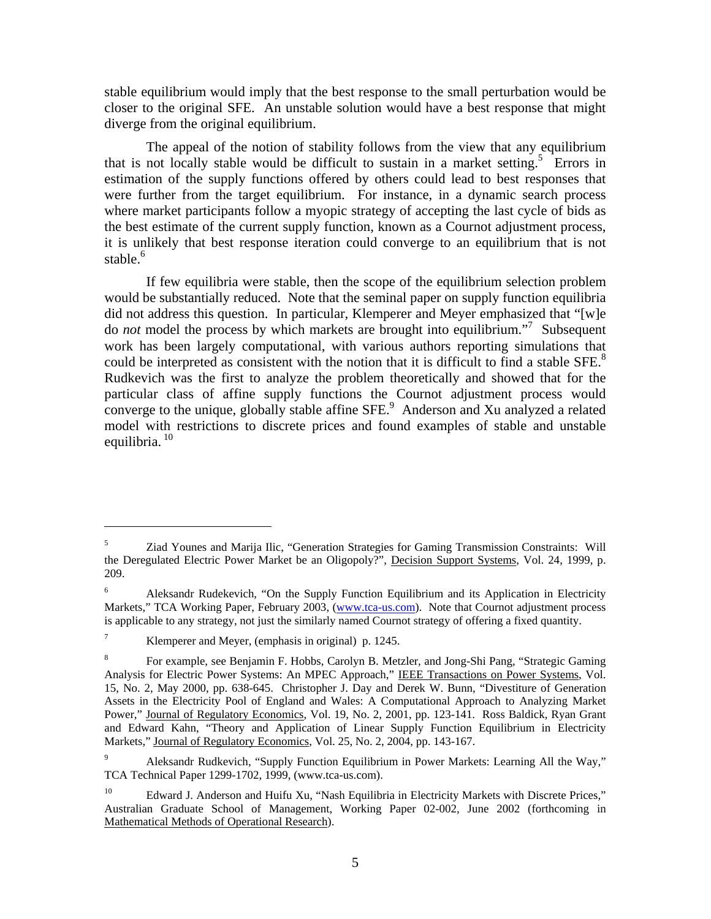stable equilibrium would imply that the best response to the small perturbation would be closer to the original SFE. An unstable solution would have a best response that might diverge from the original equilibrium.

The appeal of the notion of stability follows from the view that any equilibrium that is not locally stable would be difficult to sustain in a market setting.[5] Errors in estimation of the supply functions offered by others could lead to best responses that were further from the target equilibrium. For instance, in a dynamic search process where market participants follow a myopic strategy of accepting the last cycle of bids as the best estimate of the current supply function, known as a Cournot adjustment process, it is unlikely that best response iteration could converge to an equilibrium that is not stable.[6]

If few equilibria were stable, then the scope of the equilibrium selection problem would be substantially reduced. Note that the seminal paper on supply function equilibria did not address this question. In particular, Klemperer and Meyer emphasized that "[w]e do *not* model the process by which markets are brought into equilibrium."[7] Subsequent work has been largely computational, with various authors reporting simulations that could be interpreted as consistent with the notion that it is difficult to find a stable SFE.[8] Rudkevich was the first to analyze the problem theoretically and showed that for the particular class of affine supply functions the Cournot adjustment process would converge to the unique, globally stable affine SFE.[9] Anderson and Xu analyzed a related model with restrictions to discrete prices and found examples of stable and unstable equilibria.[10]

---

[5] Ziad Younes and Marija Ilic, "Generation Strategies for Gaming Transmission Constraints: Will the Deregulated Electric Power Market be an Oligopoly?", Decision Support Systems, Vol. 24, 1999, p. 209.

[6] Aleksandr Rudekevich, "On the Supply Function Equilibrium and its Application in Electricity Markets," TCA Working Paper, February 2003, (www.tca-us.com). Note that Cournot adjustment process is applicable to any strategy, not just the similarly named Cournot strategy of offering a fixed quantity.

[7] Klemperer and Meyer, (emphasis in original) p. 1245.

[8] For example, see Benjamin F. Hobbs, Carolyn B. Metzler, and Jong-Shi Pang, "Strategic Gaming Analysis for Electric Power Systems: An MPEC Approach," IEEE Transactions on Power Systems, Vol. 15, No. 2, May 2000, pp. 638-645. Christopher J. Day and Derek W. Bunn, "Divestiture of Generation Assets in the Electricity Pool of England and Wales: A Computational Approach to Analyzing Market Power," Journal of Regulatory Economics, Vol. 19, No. 2, 2001, pp. 123-141. Ross Baldick, Ryan Grant and Edward Kahn, "Theory and Application of Linear Supply Function Equilibrium in Electricity Markets," Journal of Regulatory Economics, Vol. 25, No. 2, 2004, pp. 143-167.

[9] Aleksandr Rudkevich, "Supply Function Equilibrium in Power Markets: Learning All the Way," TCA Technical Paper 1299-1702, 1999, (www.tca-us.com).

[10] Edward J. Anderson and Huifu Xu, "Nash Equilibria in Electricity Markets with Discrete Prices," Australian Graduate School of Management, Working Paper 02-002, June 2002 (forthcoming in Mathematical Methods of Operational Research).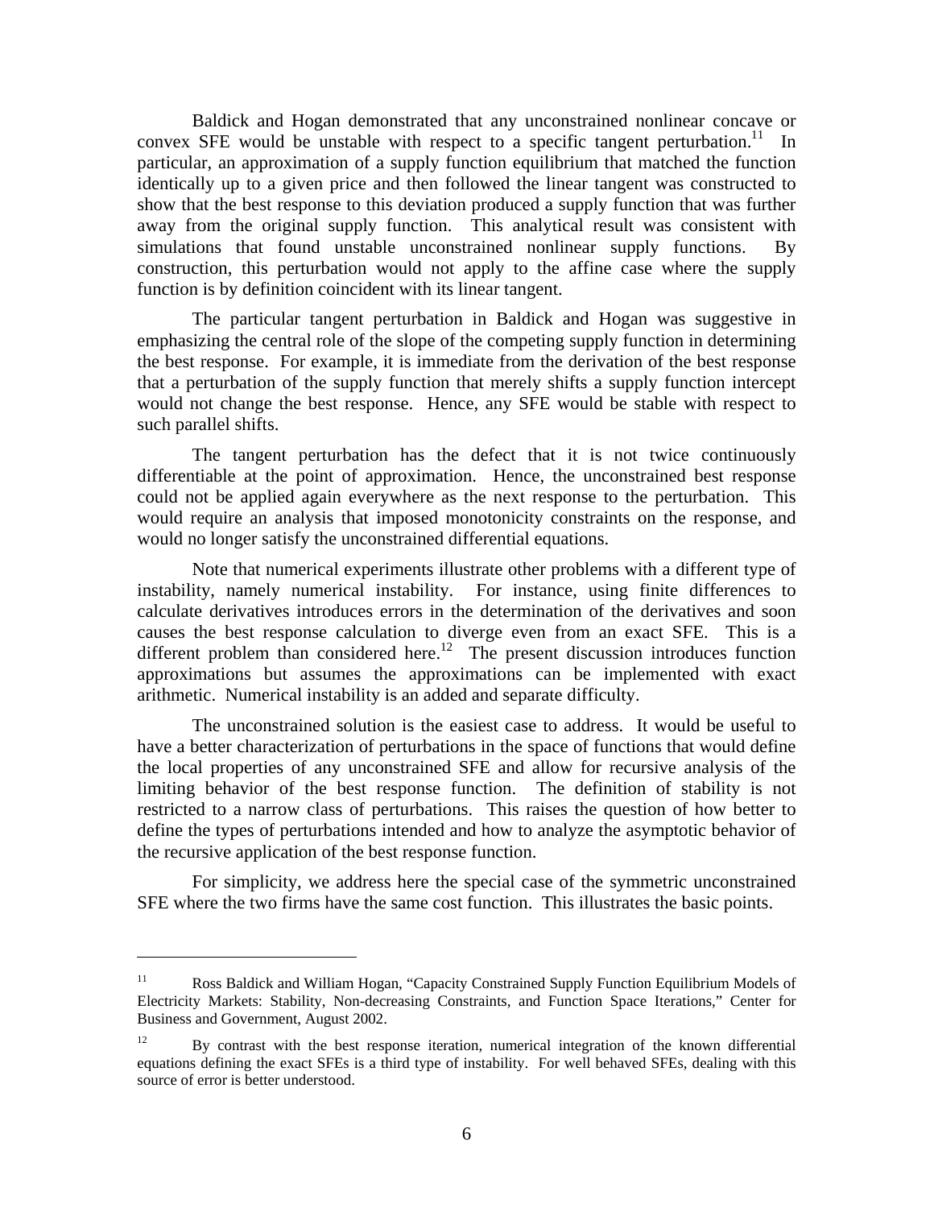Baldick and Hogan demonstrated that any unconstrained nonlinear concave or convex SFE would be unstable with respect to a specific tangent perturbation.[11] In particular, an approximation of a supply function equilibrium that matched the function identically up to a given price and then followed the linear tangent was constructed to show that the best response to this deviation produced a supply function that was further away from the original supply function. This analytical result was consistent with simulations that found unstable unconstrained nonlinear supply functions. By construction, this perturbation would not apply to the affine case where the supply function is by definition coincident with its linear tangent.

The particular tangent perturbation in Baldick and Hogan was suggestive in emphasizing the central role of the slope of the competing supply function in determining the best response. For example, it is immediate from the derivation of the best response that a perturbation of the supply function that merely shifts a supply function intercept would not change the best response. Hence, any SFE would be stable with respect to such parallel shifts.

The tangent perturbation has the defect that it is not twice continuously differentiable at the point of approximation. Hence, the unconstrained best response could not be applied again everywhere as the next response to the perturbation. This would require an analysis that imposed monotonicity constraints on the response, and would no longer satisfy the unconstrained differential equations.

Note that numerical experiments illustrate other problems with a different type of instability, namely numerical instability. For instance, using finite differences to calculate derivatives introduces errors in the determination of the derivatives and soon causes the best response calculation to diverge even from an exact SFE. This is a different problem than considered here.[12] The present discussion introduces function approximations but assumes the approximations can be implemented with exact arithmetic. Numerical instability is an added and separate difficulty.

The unconstrained solution is the easiest case to address. It would be useful to have a better characterization of perturbations in the space of functions that would define the local properties of any unconstrained SFE and allow for recursive analysis of the limiting behavior of the best response function. The definition of stability is not restricted to a narrow class of perturbations. This raises the question of how better to define the types of perturbations intended and how to analyze the asymptotic behavior of the recursive application of the best response function.

For simplicity, we address here the special case of the symmetric unconstrained SFE where the two firms have the same cost function. This illustrates the basic points.

---

[11] Ross Baldick and William Hogan, "Capacity Constrained Supply Function Equilibrium Models of Electricity Markets: Stability, Non-decreasing Constraints, and Function Space Iterations," Center for Business and Government, August 2002.

[12] By contrast with the best response iteration, numerical integration of the known differential equations defining the exact SFEs is a third type of instability. For well behaved SFEs, dealing with this source of error is better understood.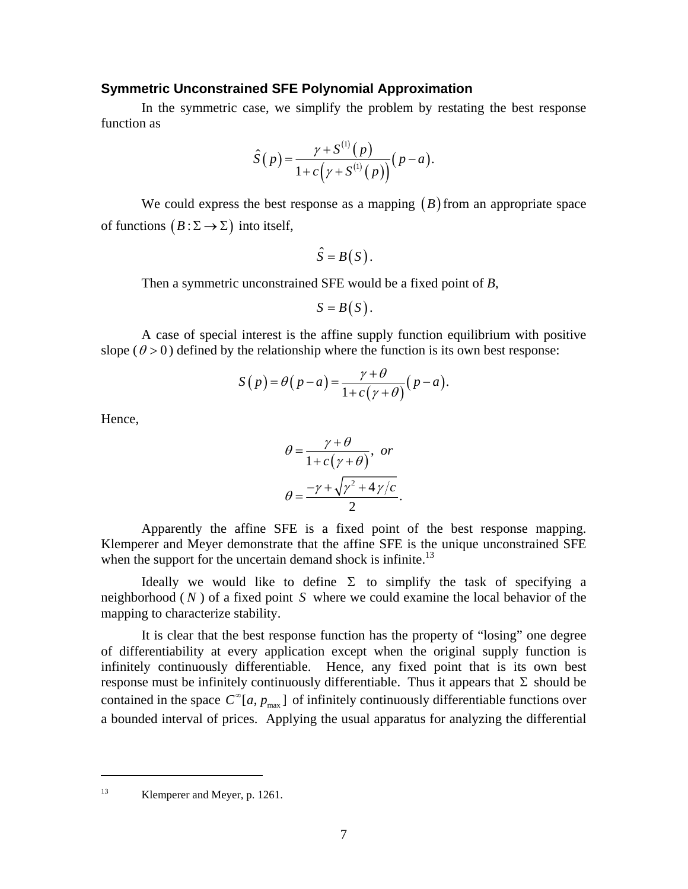### Symmetric Unconstrained SFE Polynomial Approximation

In the symmetric case, we simplify the problem by restating the best response function as

$$\hat{S}(p) = \frac{\gamma + S^{(1)}(p)}{1 + c\left(\gamma + S^{(1)}(p)\right)}(p - a).$$

We could express the best response as a mapping $(B)$ from an appropriate space of functions $(B : \Sigma \to \Sigma)$ into itself,

$$\hat{S} = B(S).$$

Then a symmetric unconstrained SFE would be a fixed point of *B*,

$$S = B(S).$$

A case of special interest is the affine supply function equilibrium with positive slope ($\theta > 0$) defined by the relationship where the function is its own best response:

$$S(p) = \theta(p - a) = \frac{\gamma + \theta}{1 + c(\gamma + \theta)}(p - a).$$

Hence,

$$\theta = \frac{\gamma + \theta}{1 + c(\gamma + \theta)}, \ \textit{or}$$

$$\theta = \frac{-\gamma + \sqrt{\gamma^2 + 4\gamma/c}}{2}.$$

Apparently the affine SFE is a fixed point of the best response mapping. Klemperer and Meyer demonstrate that the affine SFE is the unique unconstrained SFE when the support for the uncertain demand shock is infinite.[13]

Ideally we would like to define $\Sigma$ to simplify the task of specifying a neighborhood ($N$) of a fixed point $S$ where we could examine the local behavior of the mapping to characterize stability.

It is clear that the best response function has the property of "losing" one degree of differentiability at every application except when the original supply function is infinitely continuously differentiable. Hence, any fixed point that is its own best response must be infinitely continuously differentiable. Thus it appears that $\Sigma$ should be contained in the space $C^{\infty}[a, p_{\max}]$ of infinitely continuously differentiable functions over a bounded interval of prices. Applying the usual apparatus for analyzing the differential

---

[13] Klemperer and Meyer, p. 1261.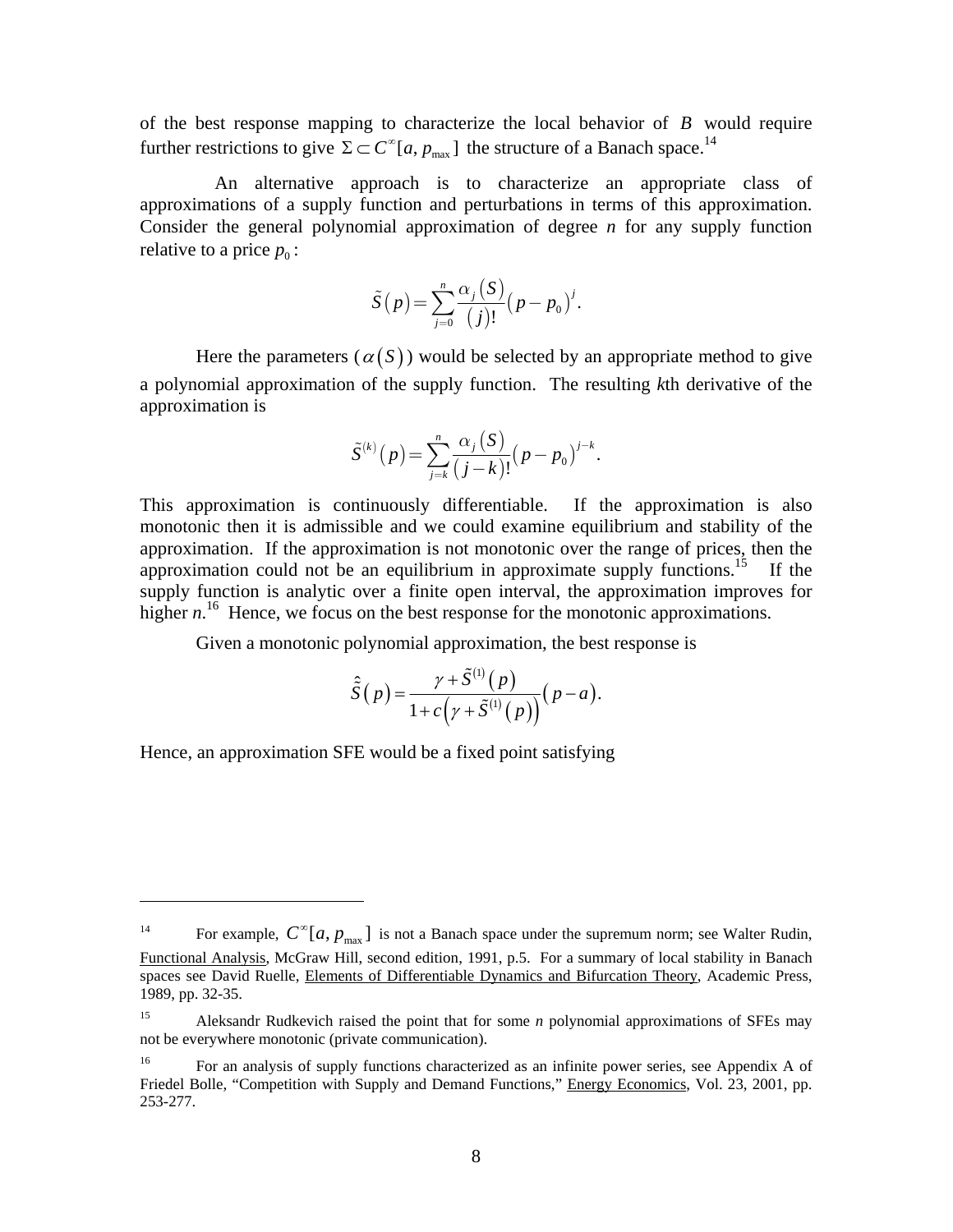of the best response mapping to characterize the local behavior of $B$ would require further restrictions to give $\Sigma \subset C^{\infty}[a, p_{\max}]$ the structure of a Banach space.[14]

An alternative approach is to characterize an appropriate class of approximations of a supply function and perturbations in terms of this approximation. Consider the general polynomial approximation of degree *n* for any supply function relative to a price $p_0$:

$$\tilde{S}(p) = \sum_{j=0}^{n} \frac{\alpha_j(S)}{(j)!}(p - p_0)^j.$$

Here the parameters ($\alpha(S)$) would be selected by an appropriate method to give a polynomial approximation of the supply function. The resulting *k*th derivative of the approximation is

$$\tilde{S}^{(k)}(p) = \sum_{j=k}^{n} \frac{\alpha_j(S)}{(j-k)!}(p - p_0)^{j-k}.$$

This approximation is continuously differentiable. If the approximation is also monotonic then it is admissible and we could examine equilibrium and stability of the approximation. If the approximation is not monotonic over the range of prices, then the approximation could not be an equilibrium in approximate supply functions.[15] If the supply function is analytic over a finite open interval, the approximation improves for higher *n*.[16] Hence, we focus on the best response for the monotonic approximations.

Given a monotonic polynomial approximation, the best response is

$$\hat{\tilde{S}}(p) = \frac{\gamma + \tilde{S}^{(1)}(p)}{1 + c\left(\gamma + \tilde{S}^{(1)}(p)\right)}(p - a).$$

Hence, an approximation SFE would be a fixed point satisfying

---

[14] For example, $C^{\infty}[a, p_{\max}]$ is not a Banach space under the supremum norm; see Walter Rudin, Functional Analysis, McGraw Hill, second edition, 1991, p.5. For a summary of local stability in Banach spaces see David Ruelle, Elements of Differentiable Dynamics and Bifurcation Theory, Academic Press, 1989, pp. 32-35.

[15] Aleksandr Rudkevich raised the point that for some *n* polynomial approximations of SFEs may not be everywhere monotonic (private communication).

[16] For an analysis of supply functions characterized as an infinite power series, see Appendix A of Friedel Bolle, "Competition with Supply and Demand Functions," Energy Economics, Vol. 23, 2001, pp. 253-277.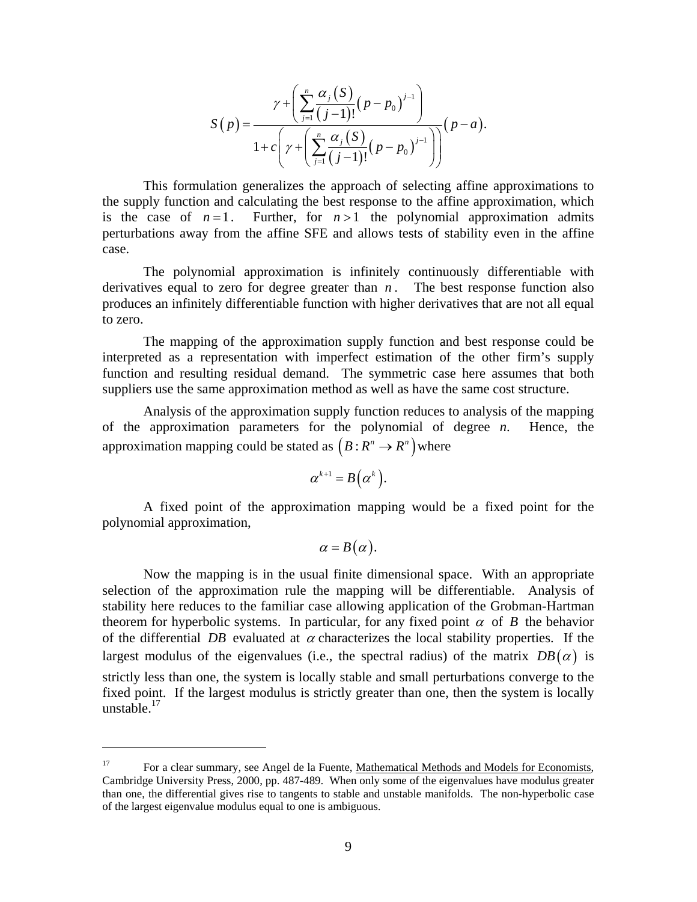$$S(p) = \frac{\gamma + \left( \sum_{j=1}^{n} \frac{\alpha_j(S)}{(j-1)!} (p - p_0)^{j-1} \right)}{1 + c\left( \gamma + \left( \sum_{j=1}^{n} \frac{\alpha_j(S)}{(j-1)!} (p - p_0)^{j-1} \right) \right)} (p - a).$$

This formulation generalizes the approach of selecting affine approximations to the supply function and calculating the best response to the affine approximation, which is the case of $n = 1$. Further, for $n > 1$ the polynomial approximation admits perturbations away from the affine SFE and allows tests of stability even in the affine case.

The polynomial approximation is infinitely continuously differentiable with derivatives equal to zero for degree greater than $n$. The best response function also produces an infinitely differentiable function with higher derivatives that are not all equal to zero.

The mapping of the approximation supply function and best response could be interpreted as a representation with imperfect estimation of the other firm's supply function and resulting residual demand. The symmetric case here assumes that both suppliers use the same approximation method as well as have the same cost structure.

Analysis of the approximation supply function reduces to analysis of the mapping of the approximation parameters for the polynomial of degree *n*. Hence, the approximation mapping could be stated as $(B : R^n \rightarrow R^n)$ where

$$\alpha^{k+1} = B(\alpha^k).$$

A fixed point of the approximation mapping would be a fixed point for the polynomial approximation,

$$\alpha = B(\alpha).$$

Now the mapping is in the usual finite dimensional space. With an appropriate selection of the approximation rule the mapping will be differentiable. Analysis of stability here reduces to the familiar case allowing application of the Grobman-Hartman theorem for hyperbolic systems. In particular, for any fixed point $\alpha$ of $B$ the behavior of the differential $DB$ evaluated at $\alpha$ characterizes the local stability properties. If the largest modulus of the eigenvalues (i.e., the spectral radius) of the matrix $DB(\alpha)$ is strictly less than one, the system is locally stable and small perturbations converge to the fixed point. If the largest modulus is strictly greater than one, then the system is locally unstable.[17]

---

[17] For a clear summary, see Angel de la Fuente, Mathematical Methods and Models for Economists, Cambridge University Press, 2000, pp. 487-489. When only some of the eigenvalues have modulus greater than one, the differential gives rise to tangents to stable and unstable manifolds. The non-hyperbolic case of the largest eigenvalue modulus equal to one is ambiguous.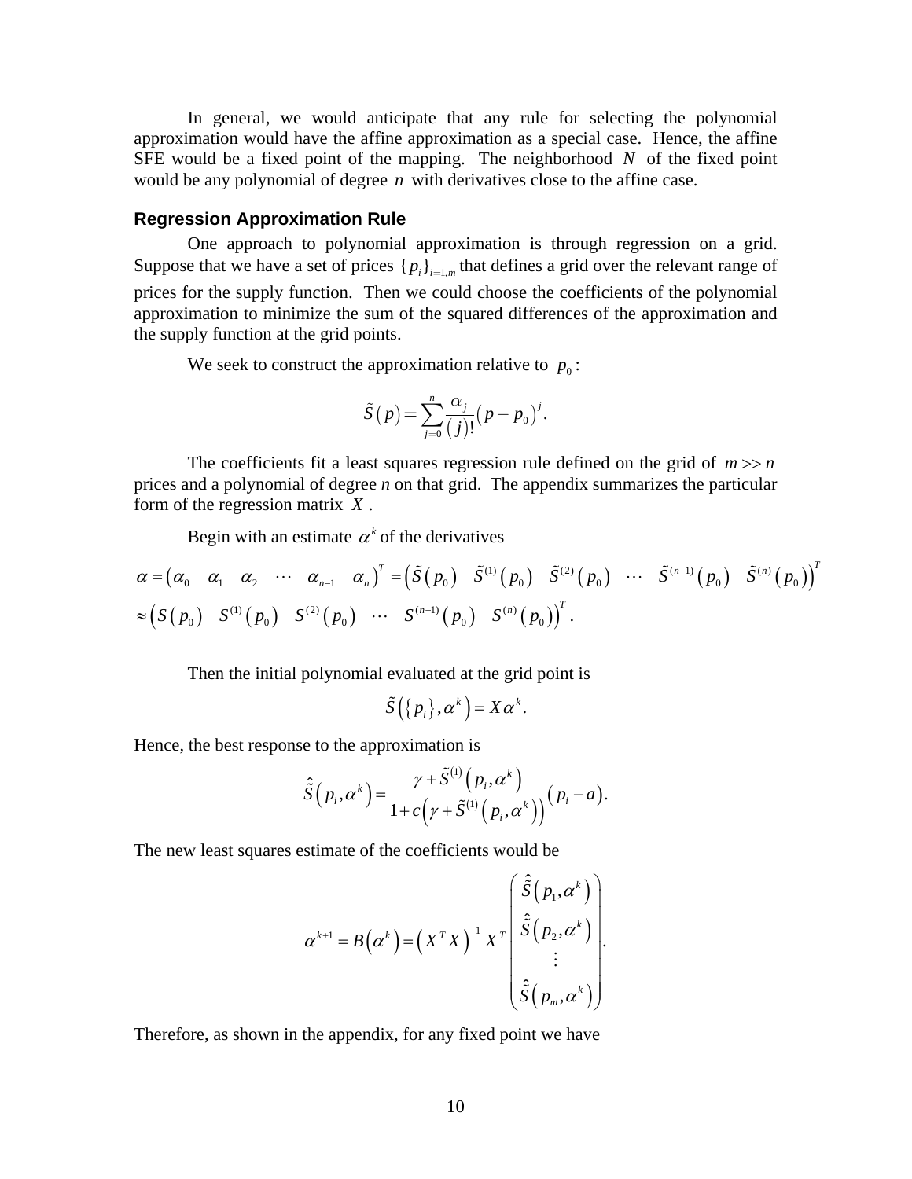In general, we would anticipate that any rule for selecting the polynomial approximation would have the affine approximation as a special case. Hence, the affine SFE would be a fixed point of the mapping. The neighborhood $N$ of the fixed point would be any polynomial of degree $n$ with derivatives close to the affine case.

### Regression Approximation Rule

One approach to polynomial approximation is through regression on a grid. Suppose that we have a set of prices $\{p_i\}_{i=1,m}$ that defines a grid over the relevant range of prices for the supply function. Then we could choose the coefficients of the polynomial approximation to minimize the sum of the squared differences of the approximation and the supply function at the grid points.

We seek to construct the approximation relative to $p_0$:

$$\tilde{S}(p) = \sum_{j=0}^{n} \frac{\alpha_j}{(j)!}(p - p_0)^j.$$

The coefficients fit a least squares regression rule defined on the grid of $m >> n$ prices and a polynomial of degree *n* on that grid. The appendix summarizes the particular form of the regression matrix $X$.

Begin with an estimate $\alpha^k$ of the derivatives

$$\alpha = \begin{pmatrix} \alpha_0 & \alpha_1 & \alpha_2 & \cdots & \alpha_{n-1} & \alpha_n \end{pmatrix}^T = \begin{pmatrix} \tilde{S}(p_0) & \tilde{S}^{(1)}(p_0) & \tilde{S}^{(2)}(p_0) & \cdots & \tilde{S}^{(n-1)}(p_0) & \tilde{S}^{(n)}(p_0) \end{pmatrix}^T$$
$$\approx \begin{pmatrix} S(p_0) & S^{(1)}(p_0) & S^{(2)}(p_0) & \cdots & S^{(n-1)}(p_0) & S^{(n)}(p_0) \end{pmatrix}^T.$$

Then the initial polynomial evaluated at the grid point is

$$\tilde{S}\left(\{p_i\}, \alpha^k\right) = X\alpha^k.$$

Hence, the best response to the approximation is

$$\hat{\tilde{S}}\left(p_i, \alpha^k\right) = \frac{\gamma + \tilde{S}^{(1)}\left(p_i, \alpha^k\right)}{1 + c\left(\gamma + \tilde{S}^{(1)}\left(p_i, \alpha^k\right)\right)}(p_i - a).$$

The new least squares estimate of the coefficients would be

$$\alpha^{k+1} = B\left(\alpha^k\right) = \left(X^T X\right)^{-1} X^T \begin{pmatrix} \hat{\tilde{S}}\left(p_1, \alpha^k\right) \\ \hat{\tilde{S}}\left(p_2, \alpha^k\right) \\ \vdots \\ \hat{\tilde{S}}\left(p_m, \alpha^k\right) \end{pmatrix}.$$

Therefore, as shown in the appendix, for any fixed point we have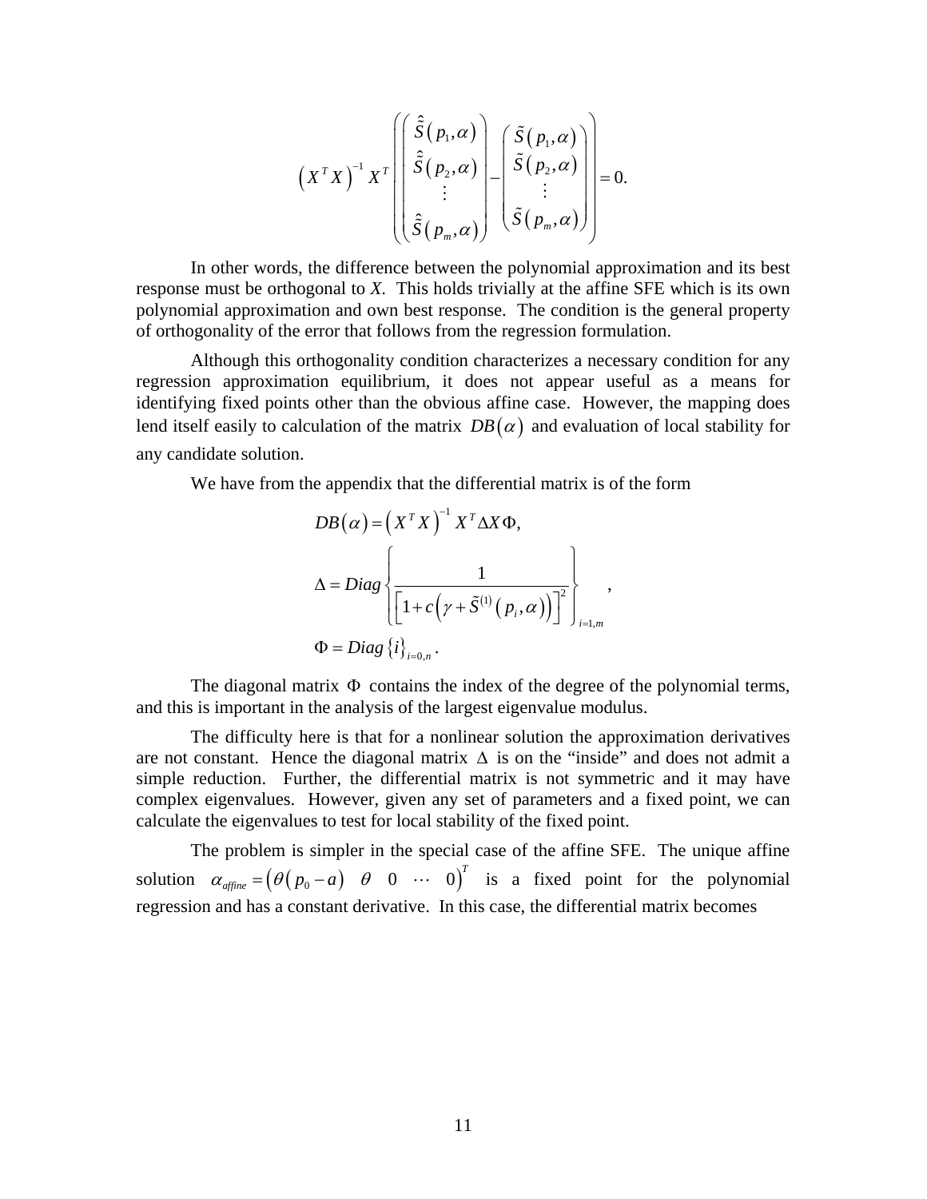$$\left(X^T X\right)^{-1} X^T \left( \begin{pmatrix} \hat{\tilde{S}}(p_1,\alpha) \\ \hat{\tilde{S}}(p_2,\alpha) \\ \vdots \\ \hat{\tilde{S}}(p_m,\alpha) \end{pmatrix} - \begin{pmatrix} \tilde{S}(p_1,\alpha) \\ \tilde{S}(p_2,\alpha) \\ \vdots \\ \tilde{S}(p_m,\alpha) \end{pmatrix} \right) = 0.$$

In other words, the difference between the polynomial approximation and its best response must be orthogonal to *X*. This holds trivially at the affine SFE which is its own polynomial approximation and own best response. The condition is the general property of orthogonality of the error that follows from the regression formulation.

Although this orthogonality condition characterizes a necessary condition for any regression approximation equilibrium, it does not appear useful as a means for identifying fixed points other than the obvious affine case. However, the mapping does lend itself easily to calculation of the matrix $DB(\alpha)$ and evaluation of local stability for any candidate solution.

We have from the appendix that the differential matrix is of the form

$$DB(\alpha) = \left(X^T X\right)^{-1} X^T \Delta X \Phi,$$

$$\Delta = Diag\left\{ \frac{1}{\left[1 + c\left(\gamma + \tilde{S}^{(1)}(p_i,\alpha)\right)\right]^2} \right\}_{i=1,m},$$

$$\Phi = Diag\left\{i\right\}_{i=0,n}.$$

The diagonal matrix $\Phi$ contains the index of the degree of the polynomial terms, and this is important in the analysis of the largest eigenvalue modulus.

The difficulty here is that for a nonlinear solution the approximation derivatives are not constant. Hence the diagonal matrix $\Delta$ is on the "inside" and does not admit a simple reduction. Further, the differential matrix is not symmetric and it may have complex eigenvalues. However, given any set of parameters and a fixed point, we can calculate the eigenvalues to test for local stability of the fixed point.

The problem is simpler in the special case of the affine SFE. The unique affine solution $\alpha_{affine} = \left(\theta(p_0 - a) \quad \theta \quad 0 \quad \cdots \quad 0\right)^T$ is a fixed point for the polynomial regression and has a constant derivative. In this case, the differential matrix becomes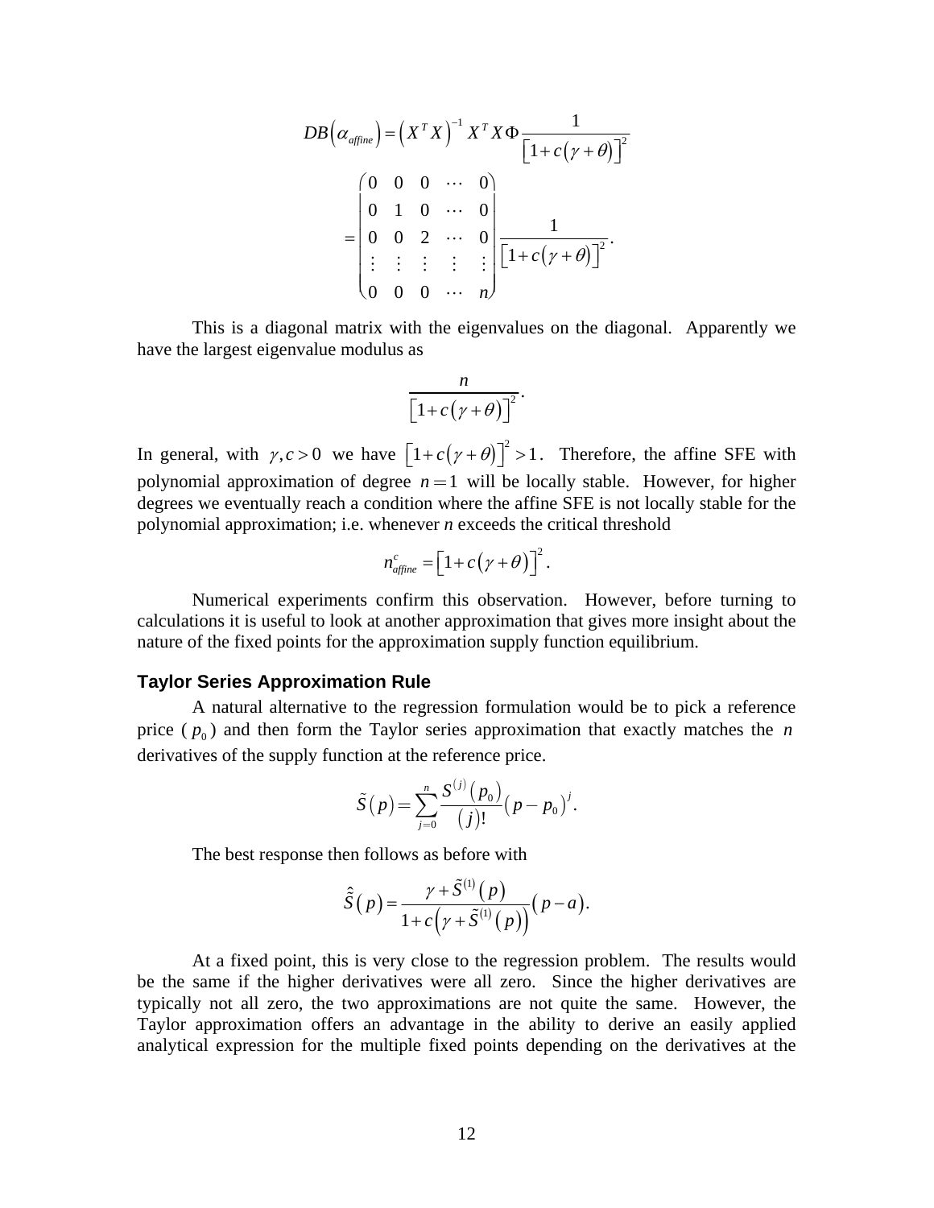$$
DB\left(\alpha_{affine}\right) = \left(X^T X\right)^{-1} X^T X \Phi \frac{1}{\left[1 + c\left(\gamma + \theta\right)\right]^2}
$$

$$
= \begin{pmatrix} 0 & 0 & 0 & \cdots & 0 \\ 0 & 1 & 0 & \cdots & 0 \\ 0 & 0 & 2 & \cdots & 0 \\ \vdots & \vdots & \vdots & \vdots & \vdots \\ 0 & 0 & 0 & \cdots & n \end{pmatrix} \frac{1}{\left[1 + c\left(\gamma + \theta\right)\right]^2}.
$$

This is a diagonal matrix with the eigenvalues on the diagonal. Apparently we have the largest eigenvalue modulus as

$$
\frac{n}{\left[1 + c\left(\gamma + \theta\right)\right]^2}.
$$

In general, with $\gamma, c > 0$ we have $\left[1 + c\left(\gamma + \theta\right)\right]^2 > 1$. Therefore, the affine SFE with polynomial approximation of degree $n = 1$ will be locally stable. However, for higher degrees we eventually reach a condition where the affine SFE is not locally stable for the polynomial approximation; i.e. whenever *n* exceeds the critical threshold

$$
n_{affine}^c = \left[1 + c\left(\gamma + \theta\right)\right]^2.
$$

Numerical experiments confirm this observation. However, before turning to calculations it is useful to look at another approximation that gives more insight about the nature of the fixed points for the approximation supply function equilibrium.

### Taylor Series Approximation Rule

A natural alternative to the regression formulation would be to pick a reference price ($p_0$) and then form the Taylor series approximation that exactly matches the $n$ derivatives of the supply function at the reference price.

$$
\tilde{S}(p) = \sum_{j=0}^{n} \frac{S^{(j)}(p_0)}{(j)!} (p - p_0)^j.
$$

The best response then follows as before with

$$
\hat{\tilde{S}}(p) = \frac{\gamma + \tilde{S}^{(1)}(p)}{1 + c\left(\gamma + \tilde{S}^{(1)}(p)\right)} (p - a).
$$

At a fixed point, this is very close to the regression problem. The results would be the same if the higher derivatives were all zero. Since the higher derivatives are typically not all zero, the two approximations are not quite the same. However, the Taylor approximation offers an advantage in the ability to derive an easily applied analytical expression for the multiple fixed points depending on the derivatives at the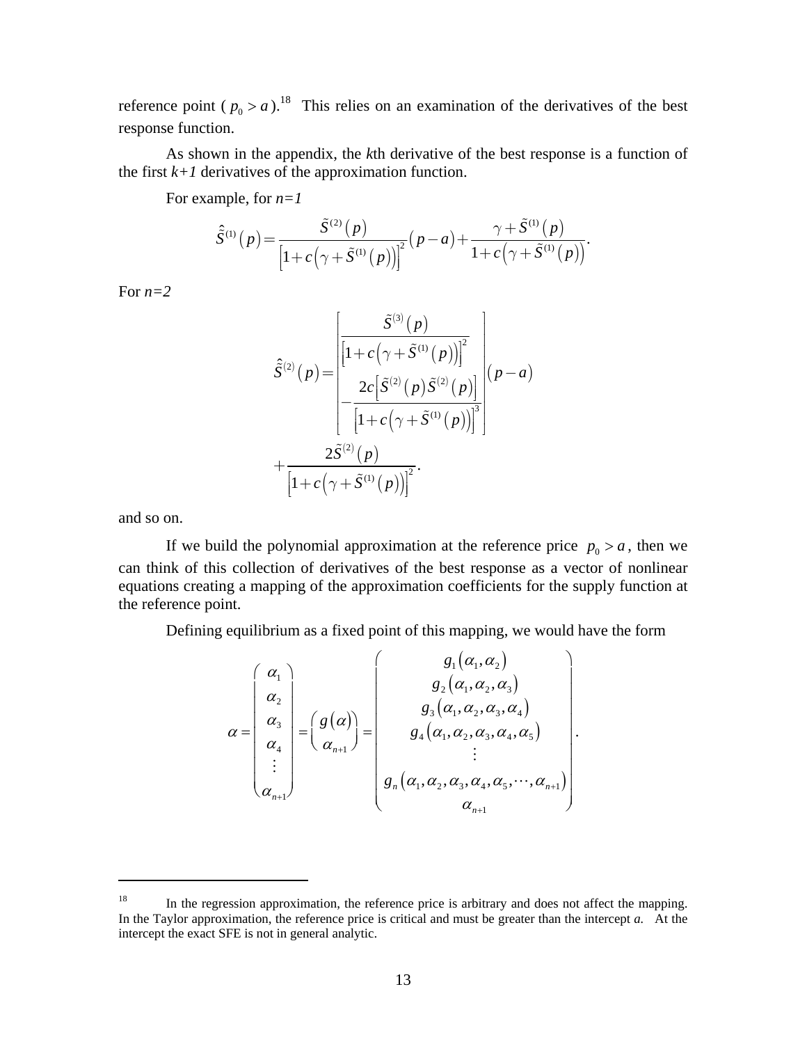reference point ( $p_0 > a$ ).[18] This relies on an examination of the derivatives of the best response function.

As shown in the appendix, the *k*th derivative of the best response is a function of the first *k+1* derivatives of the approximation function.

For example, for *n=1*

$$\hat{\tilde{S}}^{(1)}(p) = \frac{\tilde{S}^{(2)}(p)}{\left[1+c\left(\gamma+\tilde{S}^{(1)}(p)\right)\right]^2}(p-a) + \frac{\gamma+\tilde{S}^{(1)}(p)}{1+c\left(\gamma+\tilde{S}^{(1)}(p)\right)}.$$

For *n=2*

$$\hat{\tilde{S}}^{(2)}(p) = \left[\begin{array}{c} \dfrac{\tilde{S}^{(3)}(p)}{\left[1+c\left(\gamma+\tilde{S}^{(1)}(p)\right)\right]^2} \\ -\dfrac{2c\left[\tilde{S}^{(2)}(p)\tilde{S}^{(2)}(p)\right]}{\left[1+c\left(\gamma+\tilde{S}^{(1)}(p)\right)\right]^3} \end{array}\right](p-a) + \frac{2\tilde{S}^{(2)}(p)}{\left[1+c\left(\gamma+\tilde{S}^{(1)}(p)\right)\right]^2}.$$

and so on.

If we build the polynomial approximation at the reference price $p_0 > a$, then we can think of this collection of derivatives of the best response as a vector of nonlinear equations creating a mapping of the approximation coefficients for the supply function at the reference point.

Defining equilibrium as a fixed point of this mapping, we would have the form

$$\alpha = \begin{pmatrix} \alpha_1 \\ \alpha_2 \\ \alpha_3 \\ \alpha_4 \\ \vdots \\ \alpha_{n+1} \end{pmatrix} = \begin{pmatrix} g(\alpha) \\ \alpha_{n+1} \end{pmatrix} = \begin{pmatrix} g_1(\alpha_1,\alpha_2) \\ g_2(\alpha_1,\alpha_2,\alpha_3) \\ g_3(\alpha_1,\alpha_2,\alpha_3,\alpha_4) \\ g_4(\alpha_1,\alpha_2,\alpha_3,\alpha_4,\alpha_5) \\ \vdots \\ g_n(\alpha_1,\alpha_2,\alpha_3,\alpha_4,\alpha_5,\cdots,\alpha_{n+1}) \\ \alpha_{n+1} \end{pmatrix}.$$

---

[18] In the regression approximation, the reference price is arbitrary and does not affect the mapping. In the Taylor approximation, the reference price is critical and must be greater than the intercept *a.* At the intercept the exact SFE is not in general analytic.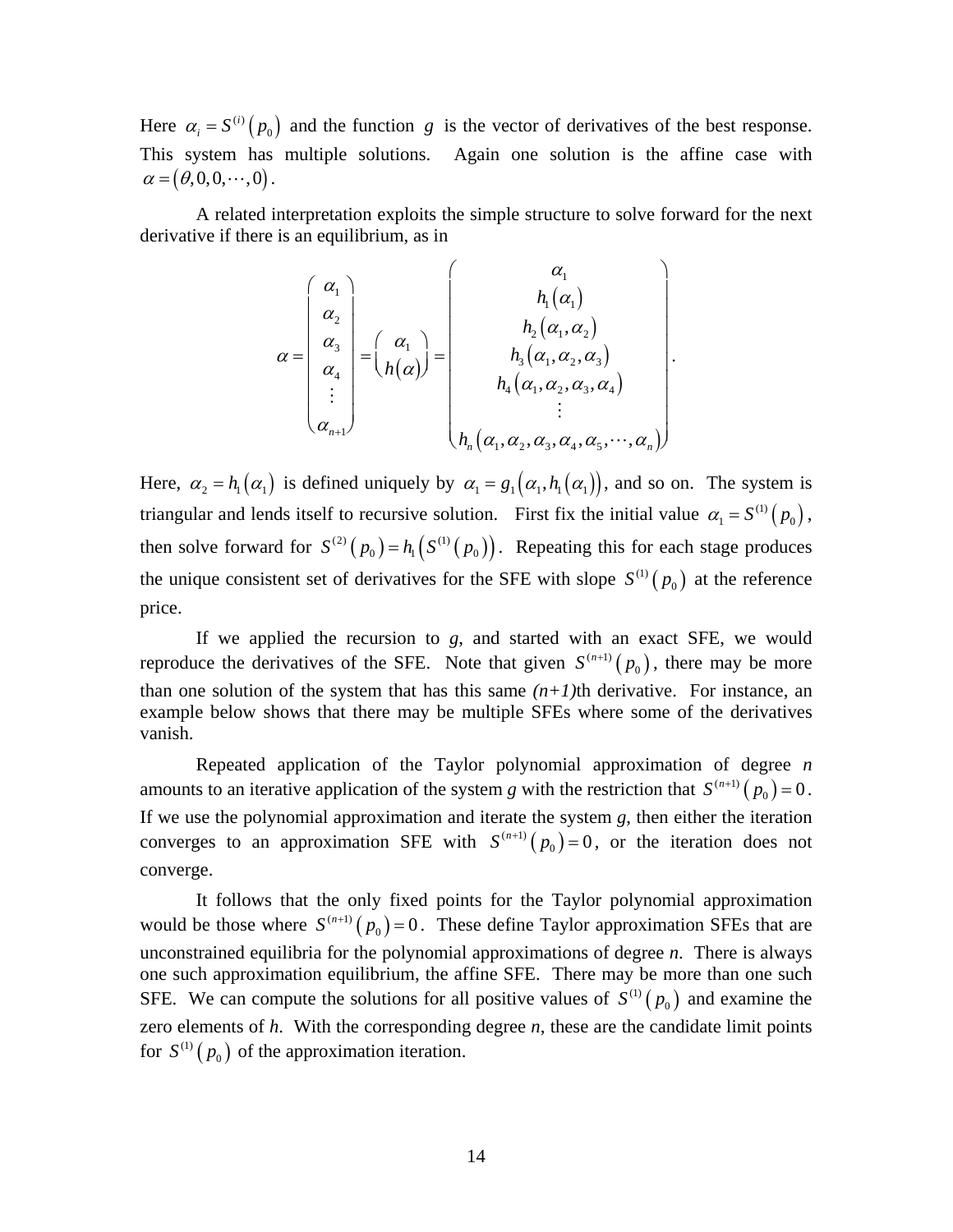Here $\alpha_i = S^{(i)}(p_0)$ and the function $g$ is the vector of derivatives of the best response. This system has multiple solutions. Again one solution is the affine case with $\alpha = (\theta, 0, 0, \cdots, 0)$.

A related interpretation exploits the simple structure to solve forward for the next derivative if there is an equilibrium, as in

$$\alpha = \begin{pmatrix} \alpha_1 \\ \alpha_2 \\ \alpha_3 \\ \alpha_4 \\ \vdots \\ \alpha_{n+1} \end{pmatrix} = \begin{pmatrix} \alpha_1 \\ h(\alpha) \end{pmatrix} = \begin{pmatrix} \alpha_1 \\ h_1(\alpha_1) \\ h_2(\alpha_1, \alpha_2) \\ h_3(\alpha_1, \alpha_2, \alpha_3) \\ h_4(\alpha_1, \alpha_2, \alpha_3, \alpha_4) \\ \vdots \\ h_n(\alpha_1, \alpha_2, \alpha_3, \alpha_4, \alpha_5, \cdots, \alpha_n) \end{pmatrix}.$$

Here, $\alpha_2 = h_1(\alpha_1)$ is defined uniquely by $\alpha_1 = g_1(\alpha_1, h_1(\alpha_1))$, and so on. The system is triangular and lends itself to recursive solution. First fix the initial value $\alpha_1 = S^{(1)}(p_0)$, then solve forward for $S^{(2)}(p_0) = h_1(S^{(1)}(p_0))$. Repeating this for each stage produces the unique consistent set of derivatives for the SFE with slope $S^{(1)}(p_0)$ at the reference price.

If we applied the recursion to *g*, and started with an exact SFE, we would reproduce the derivatives of the SFE. Note that given $S^{(n+1)}(p_0)$, there may be more than one solution of the system that has this same *(n+1)*th derivative. For instance, an example below shows that there may be multiple SFEs where some of the derivatives vanish.

Repeated application of the Taylor polynomial approximation of degree *n* amounts to an iterative application of the system *g* with the restriction that $S^{(n+1)}(p_0) = 0$. If we use the polynomial approximation and iterate the system *g*, then either the iteration converges to an approximation SFE with $S^{(n+1)}(p_0) = 0$, or the iteration does not converge.

It follows that the only fixed points for the Taylor polynomial approximation would be those where $S^{(n+1)}(p_0) = 0$. These define Taylor approximation SFEs that are unconstrained equilibria for the polynomial approximations of degree *n*. There is always one such approximation equilibrium, the affine SFE. There may be more than one such SFE. We can compute the solutions for all positive values of $S^{(1)}(p_0)$ and examine the zero elements of *h*. With the corresponding degree *n*, these are the candidate limit points for $S^{(1)}(p_0)$ of the approximation iteration.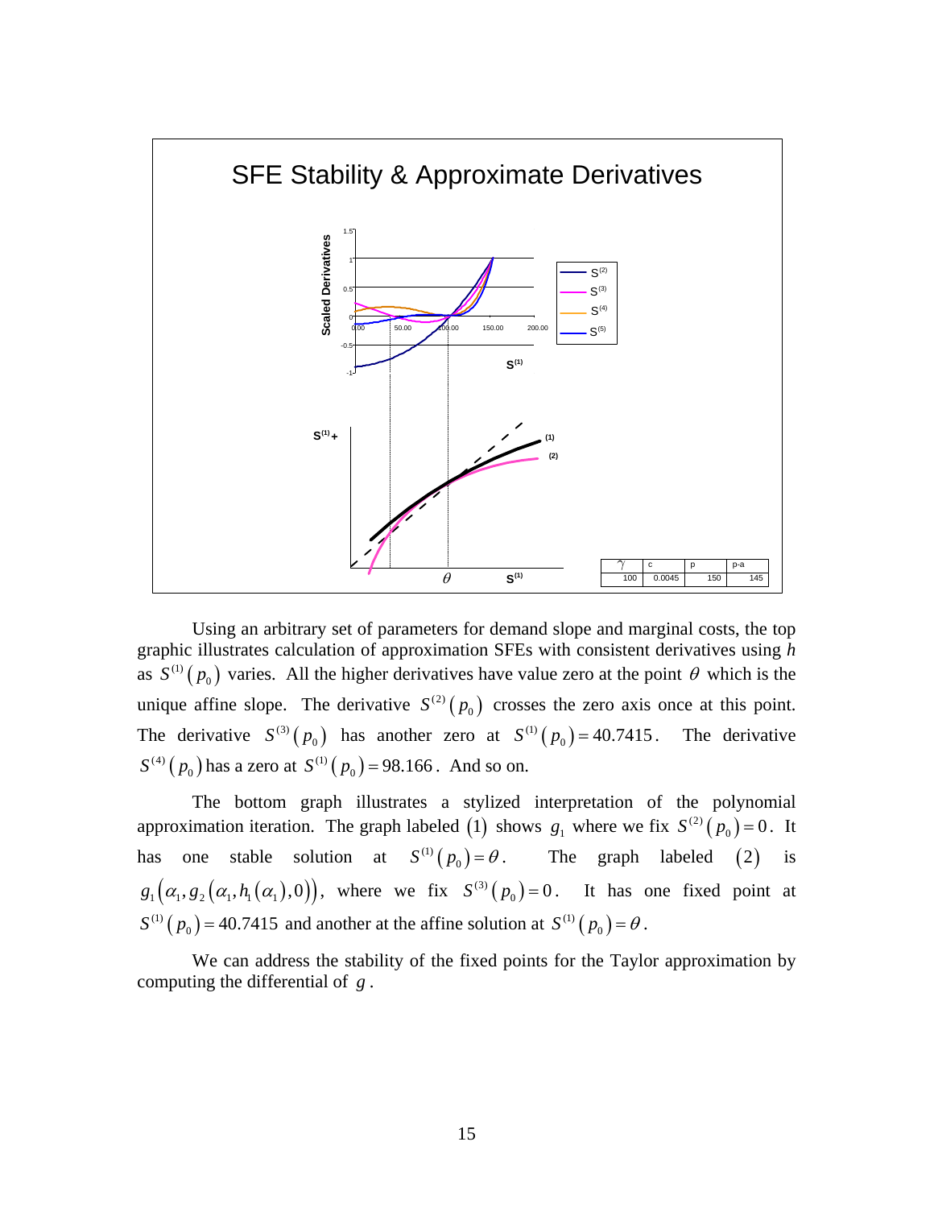SFE Stability & Approximate Derivatives

| $\gamma$ | c | p | p-a |
|---|---|---|---|
| 100 | 0.0045 | 150 | 145 |

Using an arbitrary set of parameters for demand slope and marginal costs, the top graphic illustrates calculation of approximation SFEs with consistent derivatives using *h* as $S^{(1)}(p_0)$ varies. All the higher derivatives have value zero at the point $\theta$ which is the unique affine slope. The derivative $S^{(2)}(p_0)$ crosses the zero axis once at this point. The derivative $S^{(3)}(p_0)$ has another zero at $S^{(1)}(p_0) = 40.7415$. The derivative $S^{(4)}(p_0)$ has a zero at $S^{(1)}(p_0) = 98.166$. And so on.

The bottom graph illustrates a stylized interpretation of the polynomial approximation iteration. The graph labeled $(1)$ shows $g_1$ where we fix $S^{(2)}(p_0) = 0$. It has one stable solution at $S^{(1)}(p_0) = \theta$. The graph labeled $(2)$ is $g_1(\alpha_1, g_2(\alpha_1, h_1(\alpha_1), 0))$, where we fix $S^{(3)}(p_0) = 0$. It has one fixed point at $S^{(1)}(p_0) = 40.7415$ and another at the affine solution at $S^{(1)}(p_0) = \theta$.

We can address the stability of the fixed points for the Taylor approximation by computing the differential of $g$.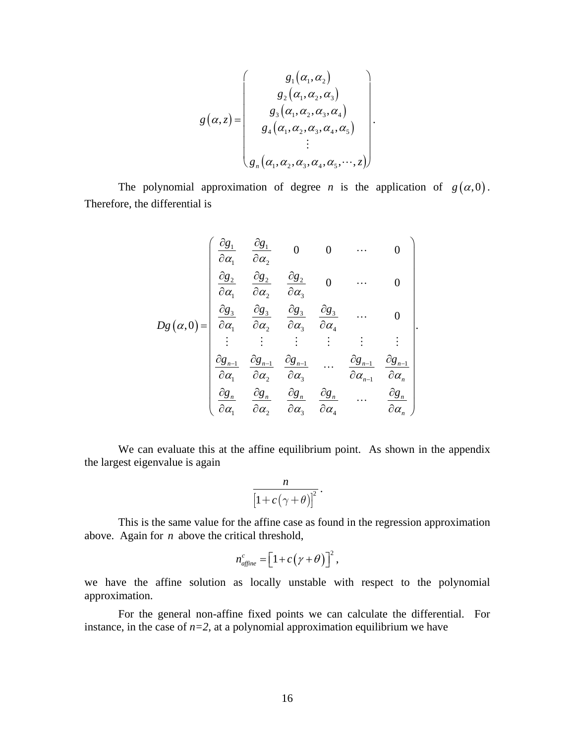$$
g(\alpha, z) = \begin{pmatrix} g_1(\alpha_1, \alpha_2) \\ g_2(\alpha_1, \alpha_2, \alpha_3) \\ g_3(\alpha_1, \alpha_2, \alpha_3, \alpha_4) \\ g_4(\alpha_1, \alpha_2, \alpha_3, \alpha_4, \alpha_5) \\ \vdots \\ g_n(\alpha_1, \alpha_2, \alpha_3, \alpha_4, \alpha_5, \cdots, z) \end{pmatrix}.
$$

The polynomial approximation of degree $n$ is the application of $g(\alpha, 0)$. Therefore, the differential is

$$
Dg(\alpha, 0) = \begin{pmatrix}
\frac{\partial g_1}{\partial \alpha_1} & \frac{\partial g_1}{\partial \alpha_2} & 0 & 0 & \cdots & 0 \\
\frac{\partial g_2}{\partial \alpha_1} & \frac{\partial g_2}{\partial \alpha_2} & \frac{\partial g_2}{\partial \alpha_3} & 0 & \cdots & 0 \\
\frac{\partial g_3}{\partial \alpha_1} & \frac{\partial g_3}{\partial \alpha_2} & \frac{\partial g_3}{\partial \alpha_3} & \frac{\partial g_3}{\partial \alpha_4} & \cdots & 0 \\
\vdots & \vdots & \vdots & \vdots & \vdots & \vdots \\
\frac{\partial g_{n-1}}{\partial \alpha_1} & \frac{\partial g_{n-1}}{\partial \alpha_2} & \frac{\partial g_{n-1}}{\partial \alpha_3} & \cdots & \frac{\partial g_{n-1}}{\partial \alpha_{n-1}} & \frac{\partial g_{n-1}}{\partial \alpha_n} \\
\frac{\partial g_n}{\partial \alpha_1} & \frac{\partial g_n}{\partial \alpha_2} & \frac{\partial g_n}{\partial \alpha_3} & \frac{\partial g_n}{\partial \alpha_4} & \cdots & \frac{\partial g_n}{\partial \alpha_n}
\end{pmatrix}.
$$

We can evaluate this at the affine equilibrium point. As shown in the appendix the largest eigenvalue is again

$$
\frac{n}{\left[1 + c(\gamma + \theta)\right]^2}.
$$

This is the same value for the affine case as found in the regression approximation above. Again for $n$ above the critical threshold,

$$
n^c_{affine} = \left[1 + c(\gamma + \theta)\right]^2,
$$

we have the affine solution as locally unstable with respect to the polynomial approximation.

For the general non-affine fixed points we can calculate the differential. For instance, in the case of $n=2$, at a polynomial approximation equilibrium we have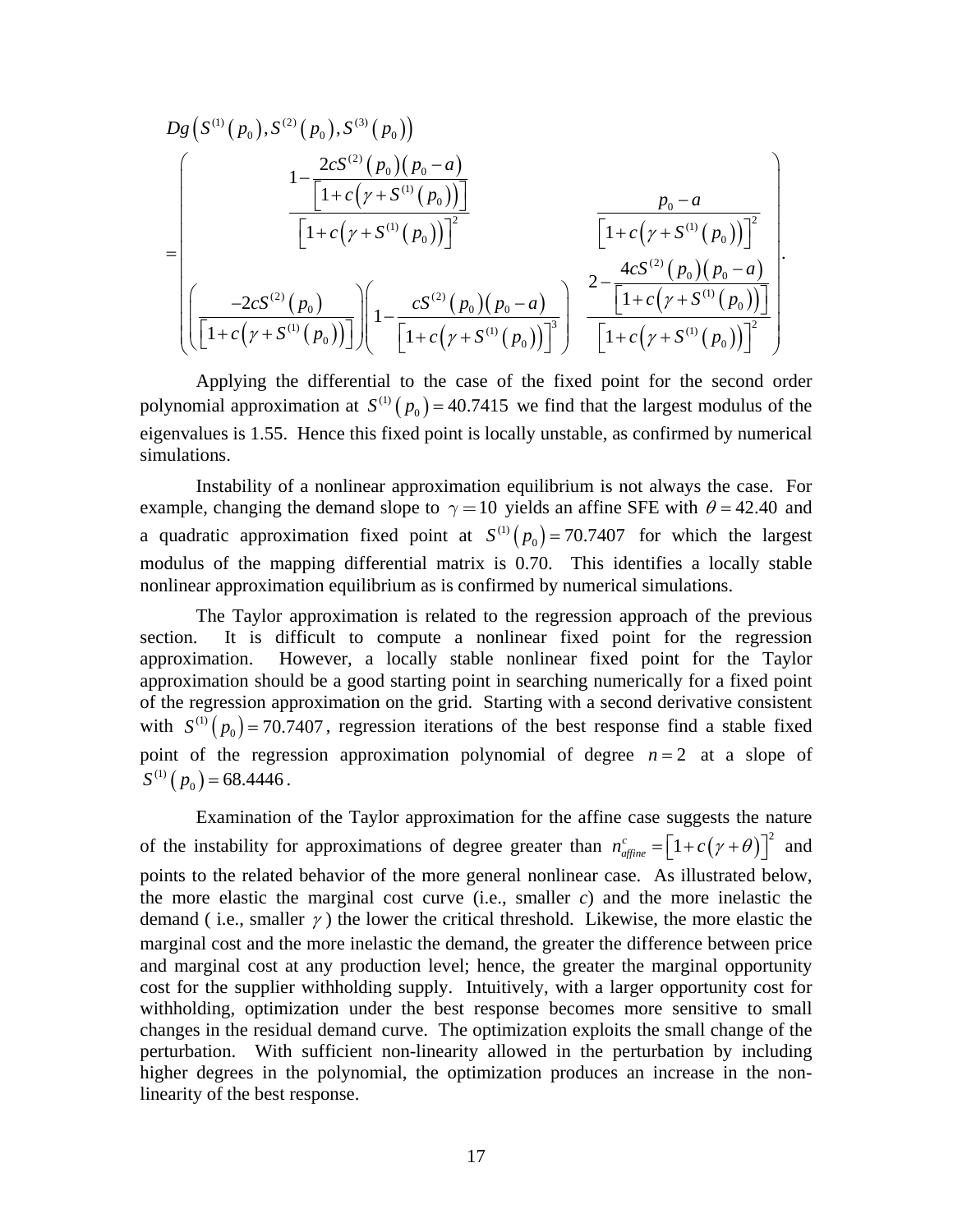$$
Dg\left(S^{(1)}\left(p_0\right), S^{(2)}\left(p_0\right), S^{(3)}\left(p_0\right)\right)
$$

$$
= \begin{pmatrix} \dfrac{1 - \dfrac{2cS^{(2)}\left(p_0\right)\left(p_0 - a\right)}{\left[1 + c\left(\gamma + S^{(1)}\left(p_0\right)\right)\right]}}{\left[1 + c\left(\gamma + S^{(1)}\left(p_0\right)\right)\right]^2} & \dfrac{p_0 - a}{\left[1 + c\left(\gamma + S^{(1)}\left(p_0\right)\right)\right]^2} \\ \left(\dfrac{-2cS^{(2)}\left(p_0\right)}{\left[1 + c\left(\gamma + S^{(1)}\left(p_0\right)\right)\right]}\right)\left(1 - \dfrac{cS^{(2)}\left(p_0\right)\left(p_0 - a\right)}{\left[1 + c\left(\gamma + S^{(1)}\left(p_0\right)\right)\right]^3}\right) & \dfrac{2 - \dfrac{4cS^{(2)}\left(p_0\right)\left(p_0 - a\right)}{\left[1 + c\left(\gamma + S^{(1)}\left(p_0\right)\right)\right]}}{\left[1 + c\left(\gamma + S^{(1)}\left(p_0\right)\right)\right]^2} \end{pmatrix}.
$$

Applying the differential to the case of the fixed point for the second order polynomial approximation at $S^{(1)}\left(p_0\right) = 40.7415$ we find that the largest modulus of the eigenvalues is 1.55. Hence this fixed point is locally unstable, as confirmed by numerical simulations.

Instability of a nonlinear approximation equilibrium is not always the case. For example, changing the demand slope to $\gamma = 10$ yields an affine SFE with $\theta = 42.40$ and a quadratic approximation fixed point at $S^{(1)}\left(p_0\right) = 70.7407$ for which the largest modulus of the mapping differential matrix is 0.70. This identifies a locally stable nonlinear approximation equilibrium as is confirmed by numerical simulations.

The Taylor approximation is related to the regression approach of the previous section. It is difficult to compute a nonlinear fixed point for the regression approximation. However, a locally stable nonlinear fixed point for the Taylor approximation should be a good starting point in searching numerically for a fixed point of the regression approximation on the grid. Starting with a second derivative consistent with $S^{(1)}\left(p_0\right) = 70.7407$, regression iterations of the best response find a stable fixed point of the regression approximation polynomial of degree $n = 2$ at a slope of $S^{(1)}\left(p_0\right) = 68.4446$.

Examination of the Taylor approximation for the affine case suggests the nature of the instability for approximations of degree greater than $n^c_{affine} = \left[1 + c\left(\gamma + \theta\right)\right]^2$ and points to the related behavior of the more general nonlinear case. As illustrated below, the more elastic the marginal cost curve (i.e., smaller $c$) and the more inelastic the demand ( i.e., smaller $\gamma$) the lower the critical threshold. Likewise, the more elastic the marginal cost and the more inelastic the demand, the greater the difference between price and marginal cost at any production level; hence, the greater the marginal opportunity cost for the supplier withholding supply. Intuitively, with a larger opportunity cost for withholding, optimization under the best response becomes more sensitive to small changes in the residual demand curve. The optimization exploits the small change of the perturbation. With sufficient non-linearity allowed in the perturbation by including higher degrees in the polynomial, the optimization produces an increase in the non-linearity of the best response.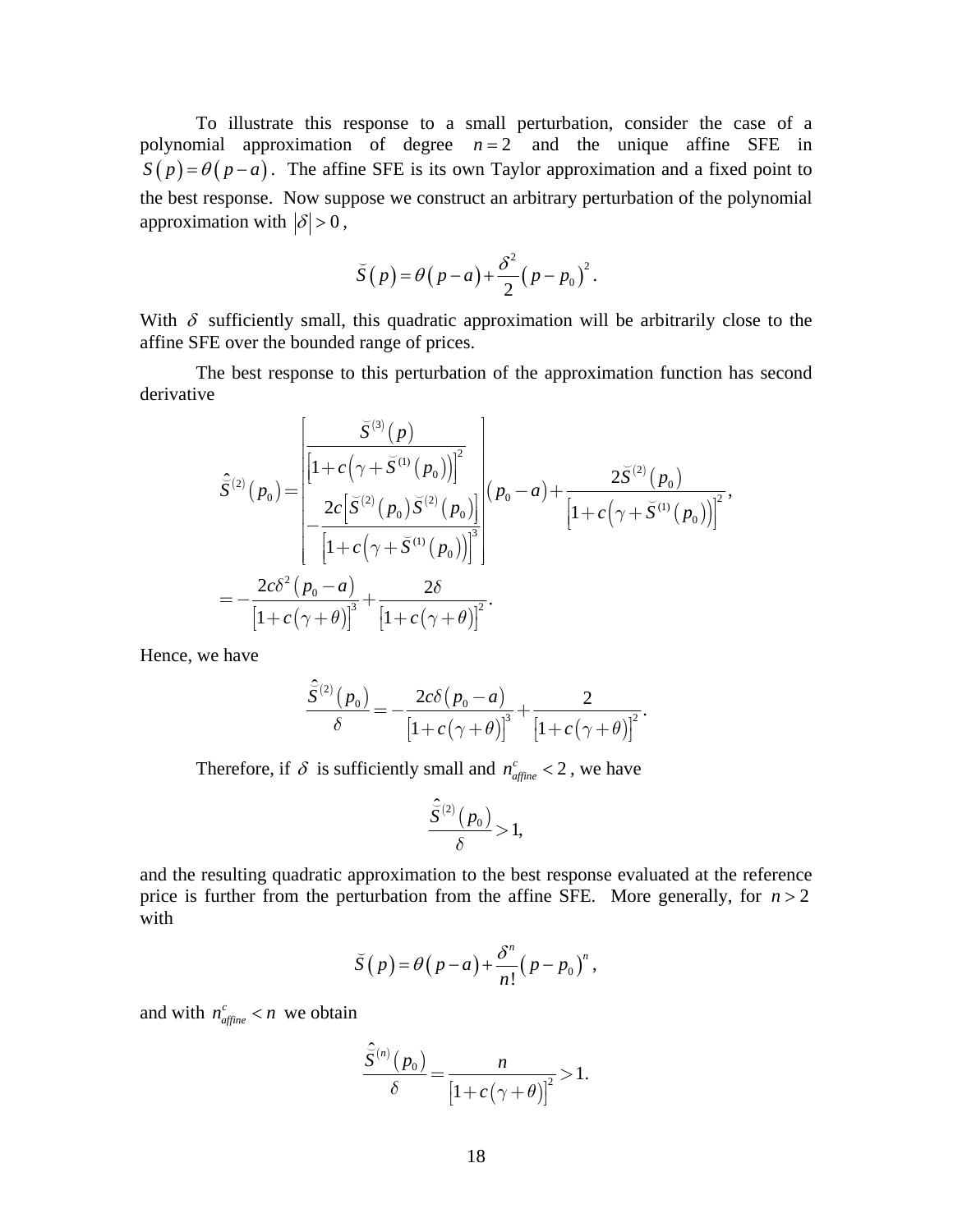To illustrate this response to a small perturbation, consider the case of a polynomial approximation of degree $n = 2$ and the unique affine SFE in $S(p) = \theta(p - a)$. The affine SFE is its own Taylor approximation and a fixed point to the best response. Now suppose we construct an arbitrary perturbation of the polynomial approximation with $|\delta| > 0$,

$$\breve{S}(p) = \theta(p - a) + \frac{\delta^2}{2}(p - p_0)^2.$$

With $\delta$ sufficiently small, this quadratic approximation will be arbitrarily close to the affine SFE over the bounded range of prices.

The best response to this perturbation of the approximation function has second derivative

$$\begin{aligned}
\hat{\breve{S}}^{(2)}(p_0) &= \left[ \begin{array}{l} \dfrac{\breve{S}^{(3)}(p)}{\left[1 + c\left(\gamma + \breve{S}^{(1)}(p_0)\right)\right]^2} \\ -\dfrac{2c\left[\breve{S}^{(2)}(p_0)\breve{S}^{(2)}(p_0)\right]}{\left[1 + c\left(\gamma + \breve{S}^{(1)}(p_0)\right)\right]^3} \end{array} \right](p_0 - a) + \frac{2\breve{S}^{(2)}(p_0)}{\left[1 + c\left(\gamma + \breve{S}^{(1)}(p_0)\right)\right]^2}, \\
&= -\frac{2c\delta^2(p_0 - a)}{\left[1 + c(\gamma + \theta)\right]^3} + \frac{2\delta}{\left[1 + c(\gamma + \theta)\right]^2}.
\end{aligned}$$

Hence, we have

$$\frac{\hat{\breve{S}}^{(2)}(p_0)}{\delta} = -\frac{2c\delta(p_0 - a)}{\left[1 + c(\gamma + \theta)\right]^3} + \frac{2}{\left[1 + c(\gamma + \theta)\right]^2}.$$

Therefore, if $\delta$ is sufficiently small and $n^c_{affine} < 2$, we have

$$\frac{\hat{\breve{S}}^{(2)}(p_0)}{\delta} > 1,$$

and the resulting quadratic approximation to the best response evaluated at the reference price is further from the perturbation from the affine SFE. More generally, for $n > 2$ with

$$\breve{S}(p) = \theta(p - a) + \frac{\delta^n}{n!}(p - p_0)^n,$$

and with $n^c_{affine} < n$ we obtain

$$\frac{\hat{\breve{S}}^{(n)}(p_0)}{\delta} = \frac{n}{\left[1 + c(\gamma + \theta)\right]^2} > 1.$$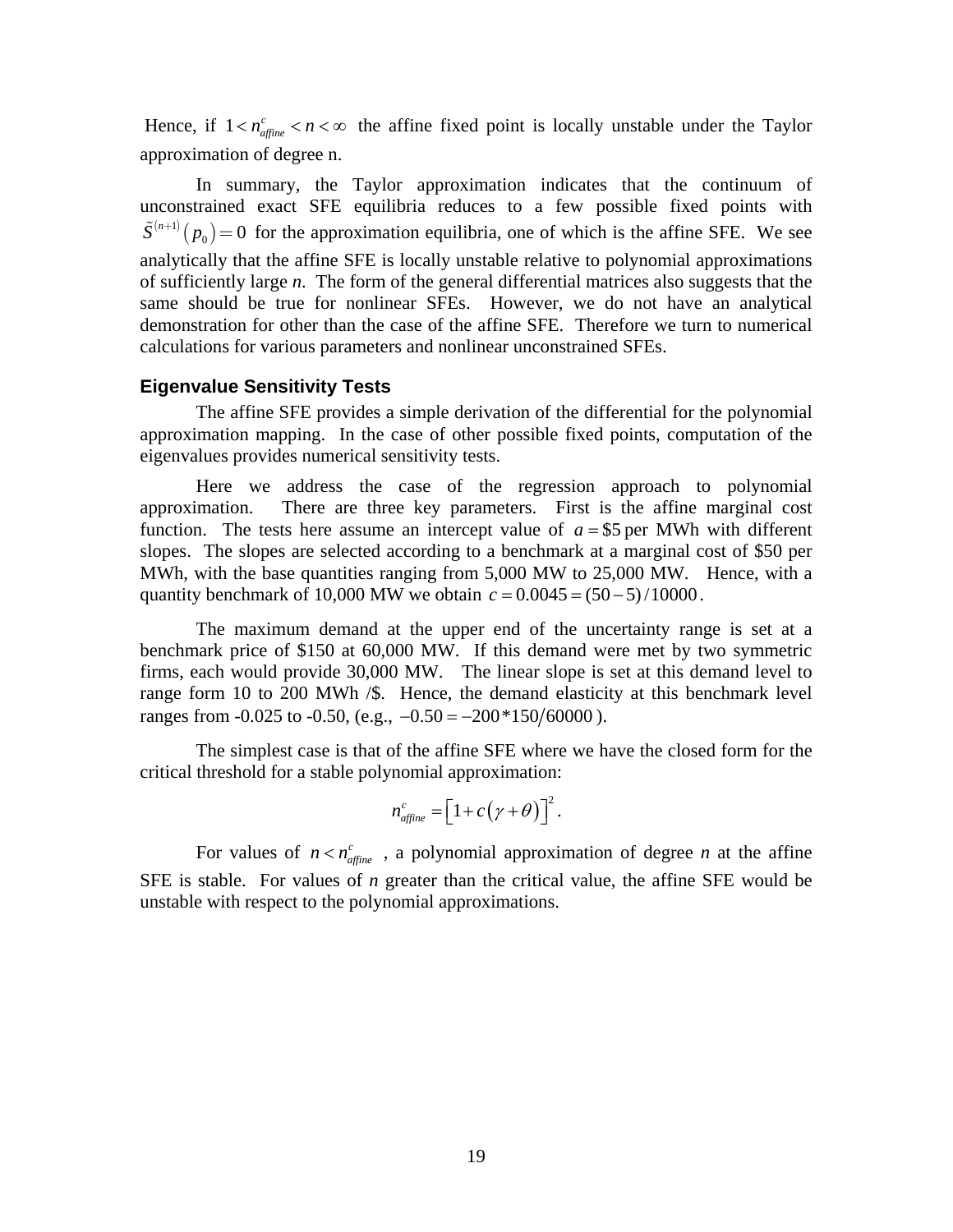Hence, if $1 < n_{affine}^{c} < n < \infty$ the affine fixed point is locally unstable under the Taylor approximation of degree n.

In summary, the Taylor approximation indicates that the continuum of unconstrained exact SFE equilibria reduces to a few possible fixed points with $\tilde{S}^{(n+1)}(p_0) = 0$ for the approximation equilibria, one of which is the affine SFE. We see analytically that the affine SFE is locally unstable relative to polynomial approximations of sufficiently large *n*. The form of the general differential matrices also suggests that the same should be true for nonlinear SFEs. However, we do not have an analytical demonstration for other than the case of the affine SFE. Therefore we turn to numerical calculations for various parameters and nonlinear unconstrained SFEs.

### Eigenvalue Sensitivity Tests

The affine SFE provides a simple derivation of the differential for the polynomial approximation mapping. In the case of other possible fixed points, computation of the eigenvalues provides numerical sensitivity tests.

Here we address the case of the regression approach to polynomial approximation. There are three key parameters. First is the affine marginal cost function. The tests here assume an intercept value of $a = \$5$ per MWh with different slopes. The slopes are selected according to a benchmark at a marginal cost of \$50 per MWh, with the base quantities ranging from 5,000 MW to 25,000 MW. Hence, with a quantity benchmark of 10,000 MW we obtain $c = 0.0045 = (50-5)/10000$.

The maximum demand at the upper end of the uncertainty range is set at a benchmark price of \$150 at 60,000 MW. If this demand were met by two symmetric firms, each would provide 30,000 MW. The linear slope is set at this demand level to range form 10 to 200 MWh /\$. Hence, the demand elasticity at this benchmark level ranges from -0.025 to -0.50, (e.g., $-0.50 = -200*150/60000$).

The simplest case is that of the affine SFE where we have the closed form for the critical threshold for a stable polynomial approximation:

$$n_{affine}^{c} = \left[1 + c(\gamma + \theta)\right]^2.$$

For values of $n < n_{affine}^{c}$ , a polynomial approximation of degree *n* at the affine SFE is stable. For values of *n* greater than the critical value, the affine SFE would be unstable with respect to the polynomial approximations.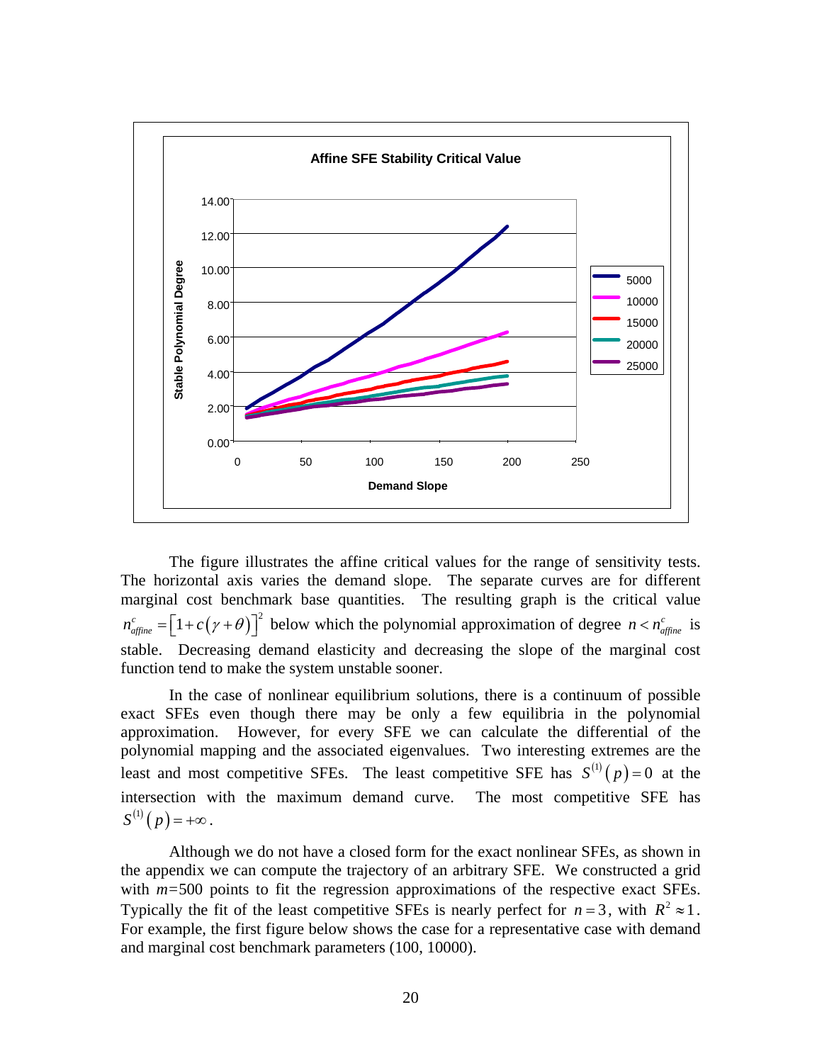The figure illustrates the affine critical values for the range of sensitivity tests. The horizontal axis varies the demand slope. The separate curves are for different marginal cost benchmark base quantities. The resulting graph is the critical value $n^c_{affine} = \left[1 + c\left(\gamma + \theta\right)\right]^2$ below which the polynomial approximation of degree $n < n^c_{affine}$ is stable. Decreasing demand elasticity and decreasing the slope of the marginal cost function tend to make the system unstable sooner.

In the case of nonlinear equilibrium solutions, there is a continuum of possible exact SFEs even though there may be only a few equilibria in the polynomial approximation. However, for every SFE we can calculate the differential of the polynomial mapping and the associated eigenvalues. Two interesting extremes are the least and most competitive SFEs. The least competitive SFE has $S^{(1)}(p) = 0$ at the intersection with the maximum demand curve. The most competitive SFE has $S^{(1)}(p) = +\infty$.

Although we do not have a closed form for the exact nonlinear SFEs, as shown in the appendix we can compute the trajectory of an arbitrary SFE. We constructed a grid with $m$=500 points to fit the regression approximations of the respective exact SFEs. Typically the fit of the least competitive SFEs is nearly perfect for $n = 3$, with $R^2 \approx 1$. For example, the first figure below shows the case for a representative case with demand and marginal cost benchmark parameters (100, 10000).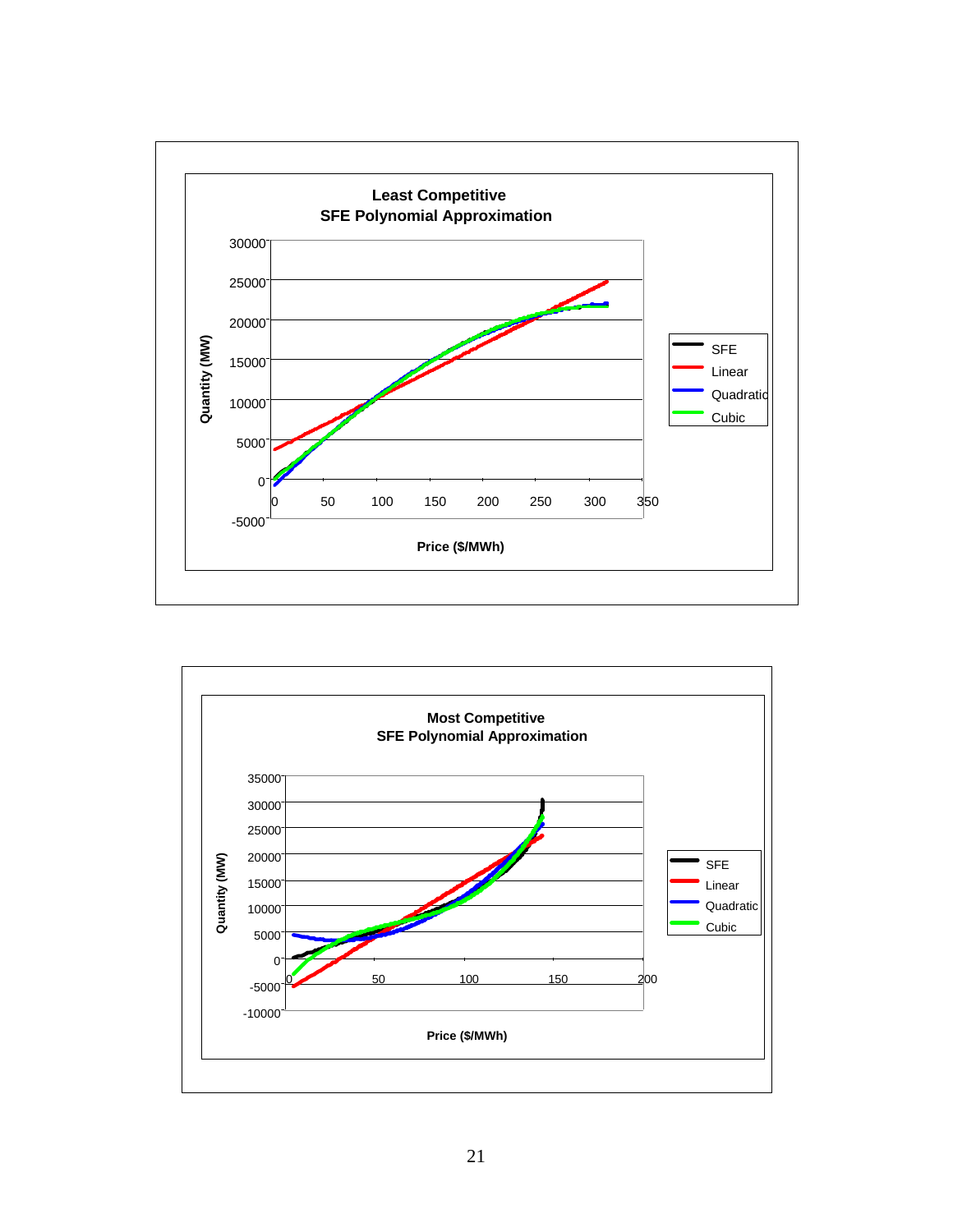**Least Competitive**
**SFE Polynomial Approximation**

Quantity (MW) vs. Price ($/MWh)

Legend: SFE, Linear, Quadratic, Cubic

**Most Competitive**
**SFE Polynomial Approximation**

Quantity (MW) vs. Price ($/MWh)

Legend: SFE, Linear, Quadratic, Cubic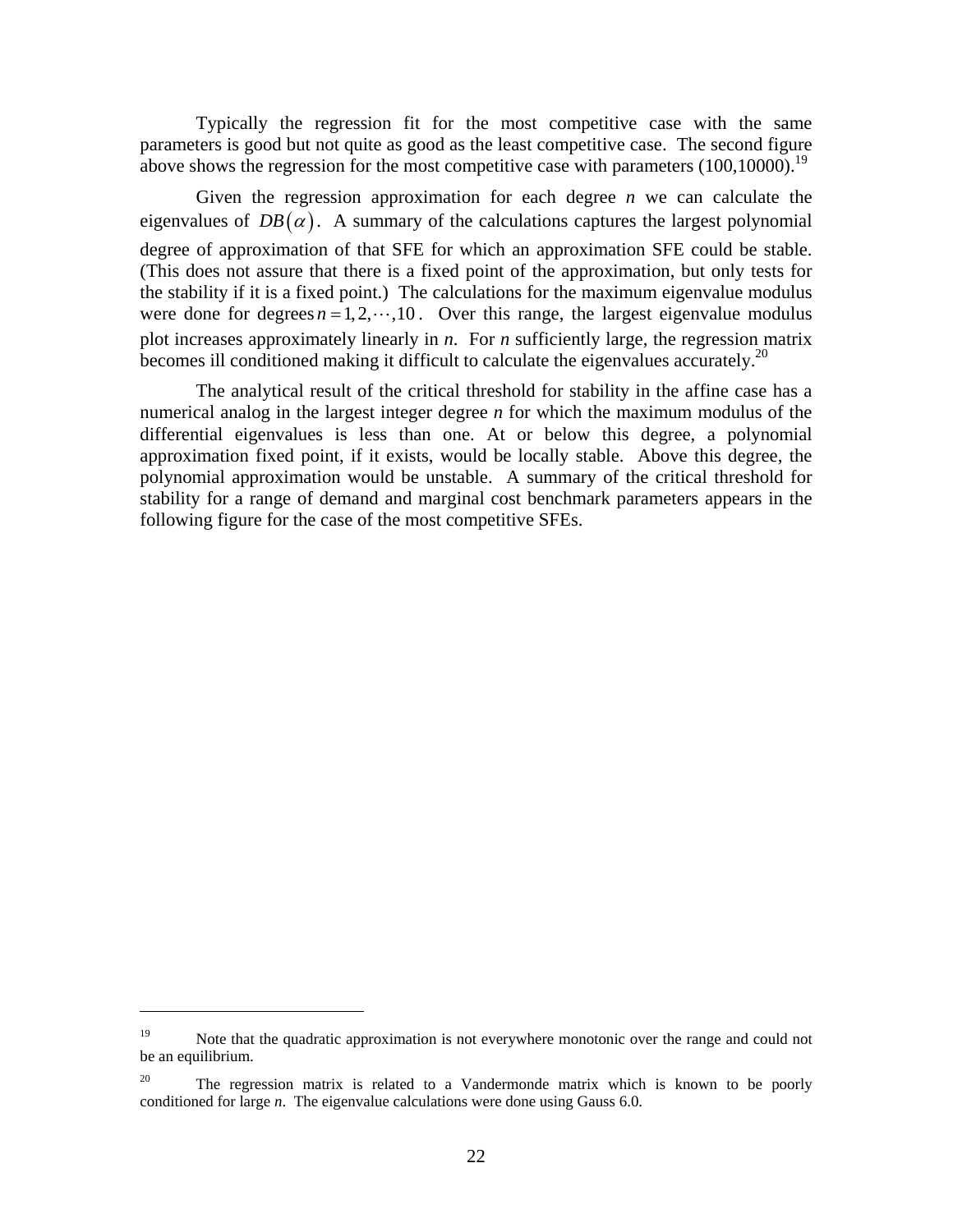Typically the regression fit for the most competitive case with the same parameters is good but not quite as good as the least competitive case. The second figure above shows the regression for the most competitive case with parameters (100,10000).[19]

Given the regression approximation for each degree $n$ we can calculate the eigenvalues of $DB(\alpha)$. A summary of the calculations captures the largest polynomial degree of approximation of that SFE for which an approximation SFE could be stable. (This does not assure that there is a fixed point of the approximation, but only tests for the stability if it is a fixed point.) The calculations for the maximum eigenvalue modulus were done for degrees $n = 1, 2, \cdots, 10$. Over this range, the largest eigenvalue modulus plot increases approximately linearly in $n$. For $n$ sufficiently large, the regression matrix becomes ill conditioned making it difficult to calculate the eigenvalues accurately.[20]

The analytical result of the critical threshold for stability in the affine case has a numerical analog in the largest integer degree $n$ for which the maximum modulus of the differential eigenvalues is less than one. At or below this degree, a polynomial approximation fixed point, if it exists, would be locally stable. Above this degree, the polynomial approximation would be unstable. A summary of the critical threshold for stability for a range of demand and marginal cost benchmark parameters appears in the following figure for the case of the most competitive SFEs.

---

[19] Note that the quadratic approximation is not everywhere monotonic over the range and could not be an equilibrium.

[20] The regression matrix is related to a Vandermonde matrix which is known to be poorly conditioned for large $n$. The eigenvalue calculations were done using Gauss 6.0.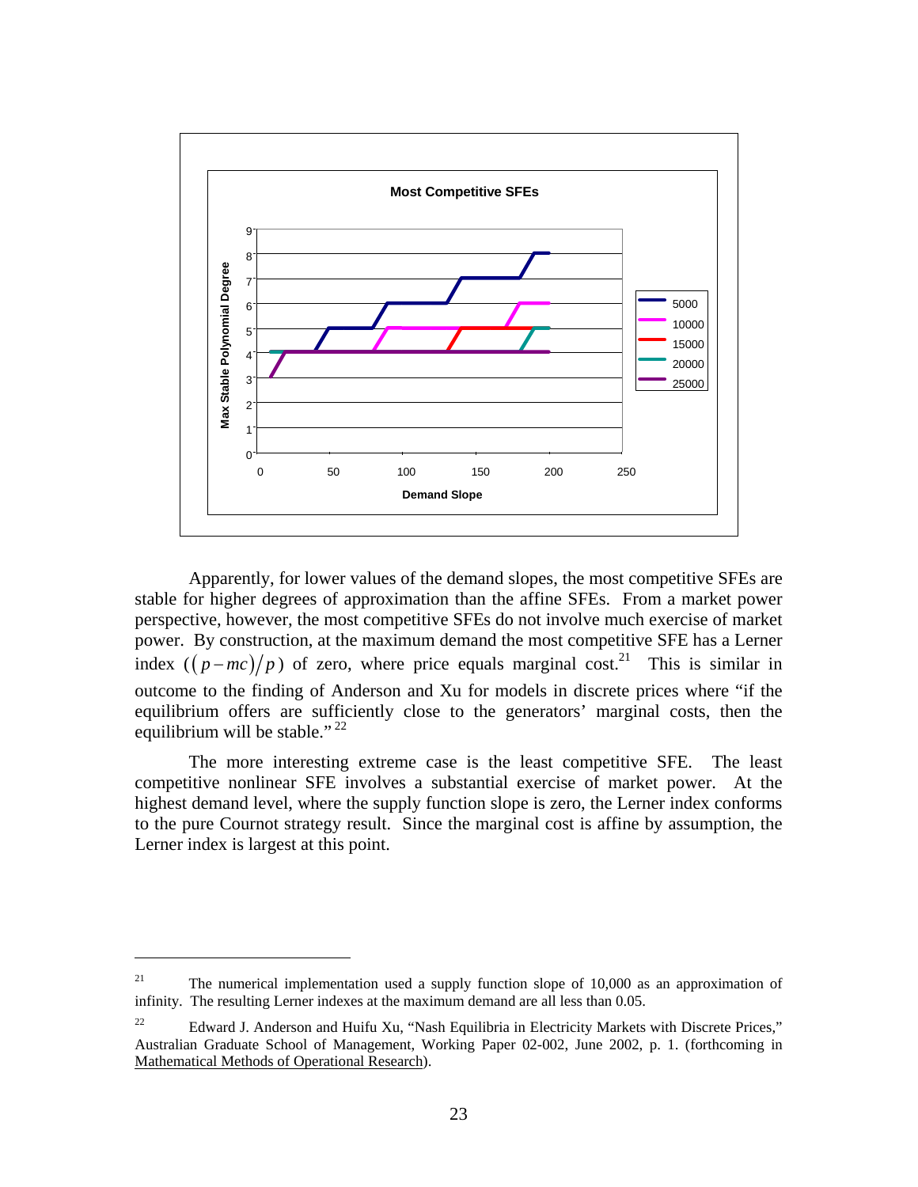Apparently, for lower values of the demand slopes, the most competitive SFEs are stable for higher degrees of approximation than the affine SFEs. From a market power perspective, however, the most competitive SFEs do not involve much exercise of market power. By construction, at the maximum demand the most competitive SFE has a Lerner index ($(p-mc)/p$) of zero, where price equals marginal cost.[21] This is similar in outcome to the finding of Anderson and Xu for models in discrete prices where "if the equilibrium offers are sufficiently close to the generators' marginal costs, then the equilibrium will be stable." [22]

The more interesting extreme case is the least competitive SFE. The least competitive nonlinear SFE involves a substantial exercise of market power. At the highest demand level, where the supply function slope is zero, the Lerner index conforms to the pure Cournot strategy result. Since the marginal cost is affine by assumption, the Lerner index is largest at this point.

---

[21] The numerical implementation used a supply function slope of 10,000 as an approximation of infinity. The resulting Lerner indexes at the maximum demand are all less than 0.05.

[22] Edward J. Anderson and Huifu Xu, "Nash Equilibria in Electricity Markets with Discrete Prices," Australian Graduate School of Management, Working Paper 02-002, June 2002, p. 1. (forthcoming in Mathematical Methods of Operational Research).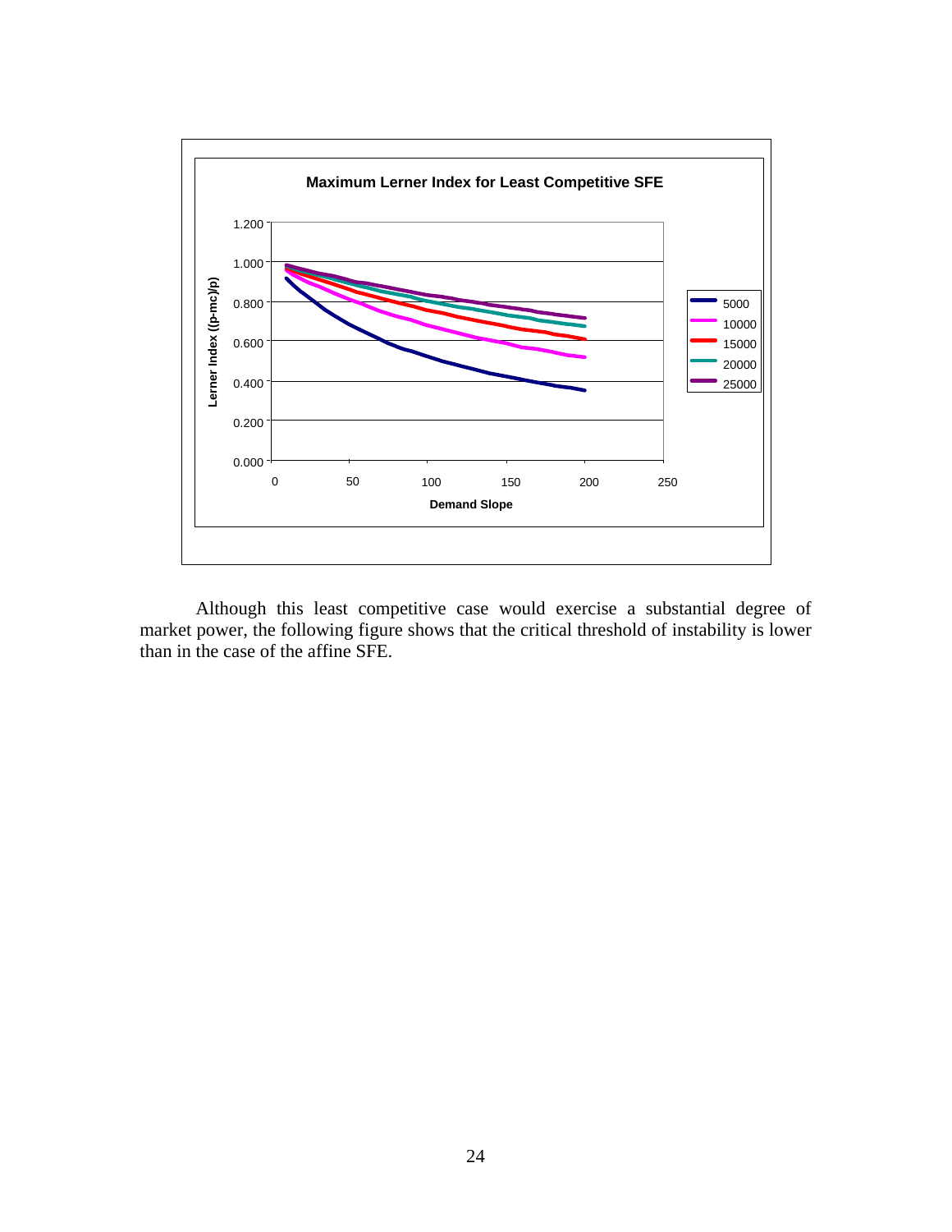Although this least competitive case would exercise a substantial degree of market power, the following figure shows that the critical threshold of instability is lower than in the case of the affine SFE.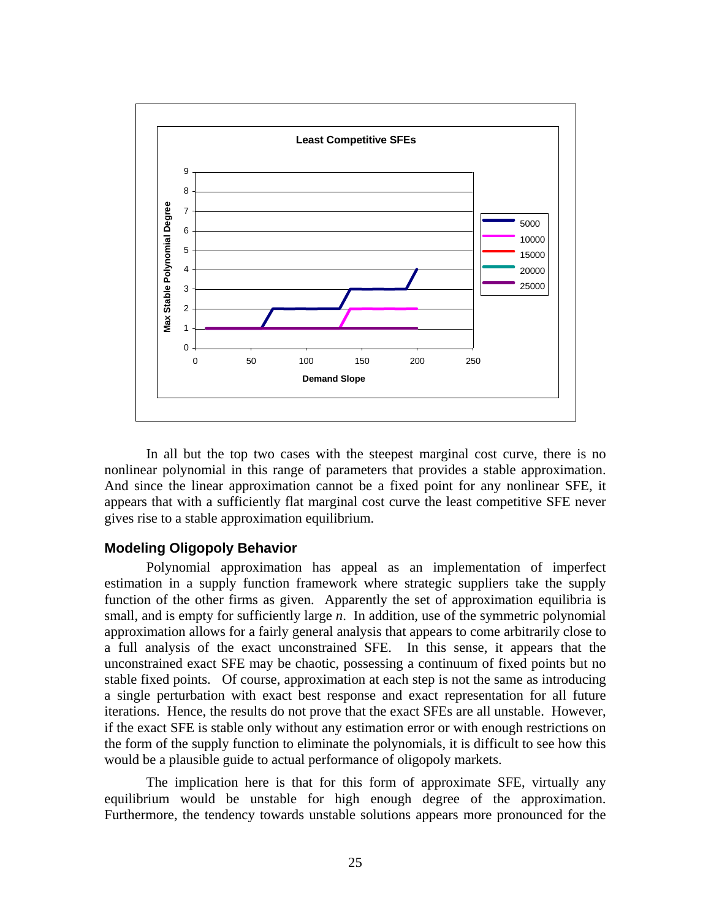In all but the top two cases with the steepest marginal cost curve, there is no nonlinear polynomial in this range of parameters that provides a stable approximation. And since the linear approximation cannot be a fixed point for any nonlinear SFE, it appears that with a sufficiently flat marginal cost curve the least competitive SFE never gives rise to a stable approximation equilibrium.

### Modeling Oligopoly Behavior

Polynomial approximation has appeal as an implementation of imperfect estimation in a supply function framework where strategic suppliers take the supply function of the other firms as given. Apparently the set of approximation equilibria is small, and is empty for sufficiently large *n*. In addition, use of the symmetric polynomial approximation allows for a fairly general analysis that appears to come arbitrarily close to a full analysis of the exact unconstrained SFE. In this sense, it appears that the unconstrained exact SFE may be chaotic, possessing a continuum of fixed points but no stable fixed points. Of course, approximation at each step is not the same as introducing a single perturbation with exact best response and exact representation for all future iterations. Hence, the results do not prove that the exact SFEs are all unstable. However, if the exact SFE is stable only without any estimation error or with enough restrictions on the form of the supply function to eliminate the polynomials, it is difficult to see how this would be a plausible guide to actual performance of oligopoly markets.

The implication here is that for this form of approximate SFE, virtually any equilibrium would be unstable for high enough degree of the approximation. Furthermore, the tendency towards unstable solutions appears more pronounced for the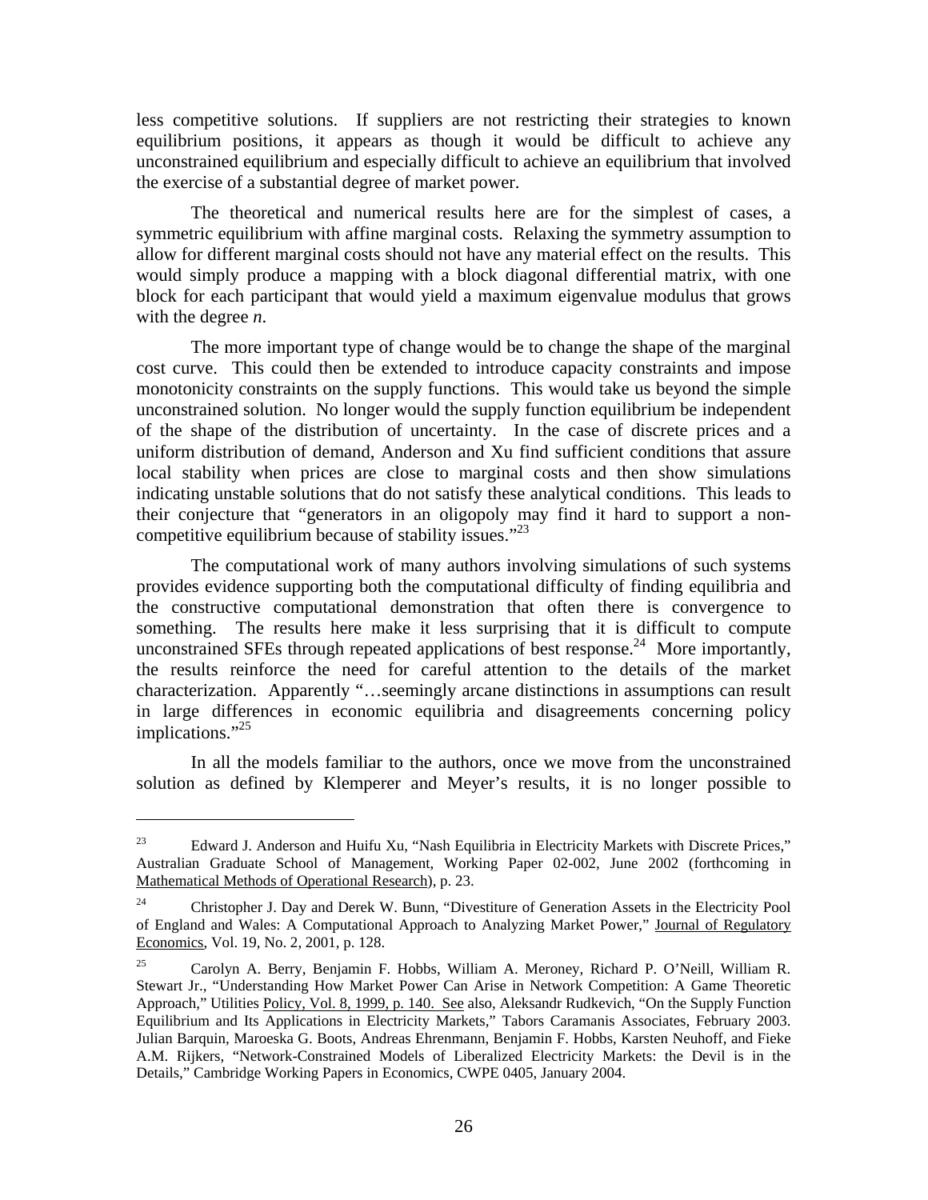less competitive solutions. If suppliers are not restricting their strategies to known equilibrium positions, it appears as though it would be difficult to achieve any unconstrained equilibrium and especially difficult to achieve an equilibrium that involved the exercise of a substantial degree of market power.

The theoretical and numerical results here are for the simplest of cases, a symmetric equilibrium with affine marginal costs. Relaxing the symmetry assumption to allow for different marginal costs should not have any material effect on the results. This would simply produce a mapping with a block diagonal differential matrix, with one block for each participant that would yield a maximum eigenvalue modulus that grows with the degree *n*.

The more important type of change would be to change the shape of the marginal cost curve. This could then be extended to introduce capacity constraints and impose monotonicity constraints on the supply functions. This would take us beyond the simple unconstrained solution. No longer would the supply function equilibrium be independent of the shape of the distribution of uncertainty. In the case of discrete prices and a uniform distribution of demand, Anderson and Xu find sufficient conditions that assure local stability when prices are close to marginal costs and then show simulations indicating unstable solutions that do not satisfy these analytical conditions. This leads to their conjecture that "generators in an oligopoly may find it hard to support a non-competitive equilibrium because of stability issues."[23]

The computational work of many authors involving simulations of such systems provides evidence supporting both the computational difficulty of finding equilibria and the constructive computational demonstration that often there is convergence to something. The results here make it less surprising that it is difficult to compute unconstrained SFEs through repeated applications of best response.[24] More importantly, the results reinforce the need for careful attention to the details of the market characterization. Apparently "…seemingly arcane distinctions in assumptions can result in large differences in economic equilibria and disagreements concerning policy implications."[25]

In all the models familiar to the authors, once we move from the unconstrained solution as defined by Klemperer and Meyer's results, it is no longer possible to

---

[23] Edward J. Anderson and Huifu Xu, "Nash Equilibria in Electricity Markets with Discrete Prices," Australian Graduate School of Management, Working Paper 02-002, June 2002 (forthcoming in Mathematical Methods of Operational Research), p. 23.

[24] Christopher J. Day and Derek W. Bunn, "Divestiture of Generation Assets in the Electricity Pool of England and Wales: A Computational Approach to Analyzing Market Power," Journal of Regulatory Economics, Vol. 19, No. 2, 2001, p. 128.

[25] Carolyn A. Berry, Benjamin F. Hobbs, William A. Meroney, Richard P. O'Neill, William R. Stewart Jr., "Understanding How Market Power Can Arise in Network Competition: A Game Theoretic Approach," Utilities Policy, Vol. 8, 1999, p. 140. See also, Aleksandr Rudkevich, "On the Supply Function Equilibrium and Its Applications in Electricity Markets," Tabors Caramanis Associates, February 2003. Julian Barquin, Maroeska G. Boots, Andreas Ehrenmann, Benjamin F. Hobbs, Karsten Neuhoff, and Fieke A.M. Rijkers, "Network-Constrained Models of Liberalized Electricity Markets: the Devil is in the Details," Cambridge Working Papers in Economics, CWPE 0405, January 2004.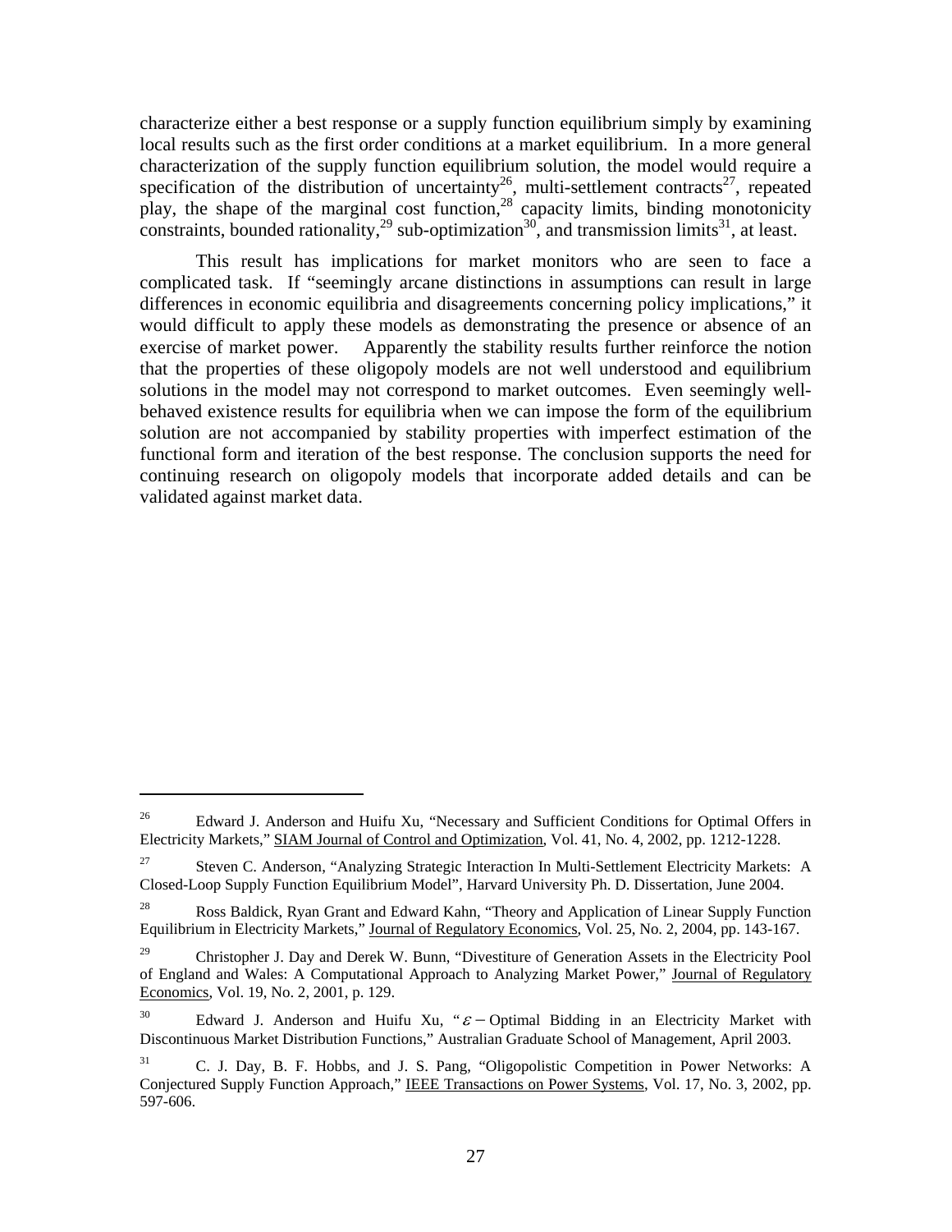characterize either a best response or a supply function equilibrium simply by examining local results such as the first order conditions at a market equilibrium. In a more general characterization of the supply function equilibrium solution, the model would require a specification of the distribution of uncertainty[26], multi-settlement contracts[27], repeated play, the shape of the marginal cost function,[28] capacity limits, binding monotonicity constraints, bounded rationality,[29] sub-optimization[30], and transmission limits[31], at least.

This result has implications for market monitors who are seen to face a complicated task. If "seemingly arcane distinctions in assumptions can result in large differences in economic equilibria and disagreements concerning policy implications," it would difficult to apply these models as demonstrating the presence or absence of an exercise of market power. Apparently the stability results further reinforce the notion that the properties of these oligopoly models are not well understood and equilibrium solutions in the model may not correspond to market outcomes. Even seemingly well-behaved existence results for equilibria when we can impose the form of the equilibrium solution are not accompanied by stability properties with imperfect estimation of the functional form and iteration of the best response. The conclusion supports the need for continuing research on oligopoly models that incorporate added details and can be validated against market data.

---

[26] Edward J. Anderson and Huifu Xu, "Necessary and Sufficient Conditions for Optimal Offers in Electricity Markets," SIAM Journal of Control and Optimization, Vol. 41, No. 4, 2002, pp. 1212-1228.

[27] Steven C. Anderson, "Analyzing Strategic Interaction In Multi-Settlement Electricity Markets: A Closed-Loop Supply Function Equilibrium Model", Harvard University Ph. D. Dissertation, June 2004.

[28] Ross Baldick, Ryan Grant and Edward Kahn, "Theory and Application of Linear Supply Function Equilibrium in Electricity Markets," Journal of Regulatory Economics, Vol. 25, No. 2, 2004, pp. 143-167.

[29] Christopher J. Day and Derek W. Bunn, "Divestiture of Generation Assets in the Electricity Pool of England and Wales: A Computational Approach to Analyzing Market Power," Journal of Regulatory Economics, Vol. 19, No. 2, 2001, p. 129.

[30] Edward J. Anderson and Huifu Xu, "$\varepsilon-$Optimal Bidding in an Electricity Market with Discontinuous Market Distribution Functions," Australian Graduate School of Management, April 2003.

[31] C. J. Day, B. F. Hobbs, and J. S. Pang, "Oligopolistic Competition in Power Networks: A Conjectured Supply Function Approach," IEEE Transactions on Power Systems, Vol. 17, No. 3, 2002, pp. 597-606.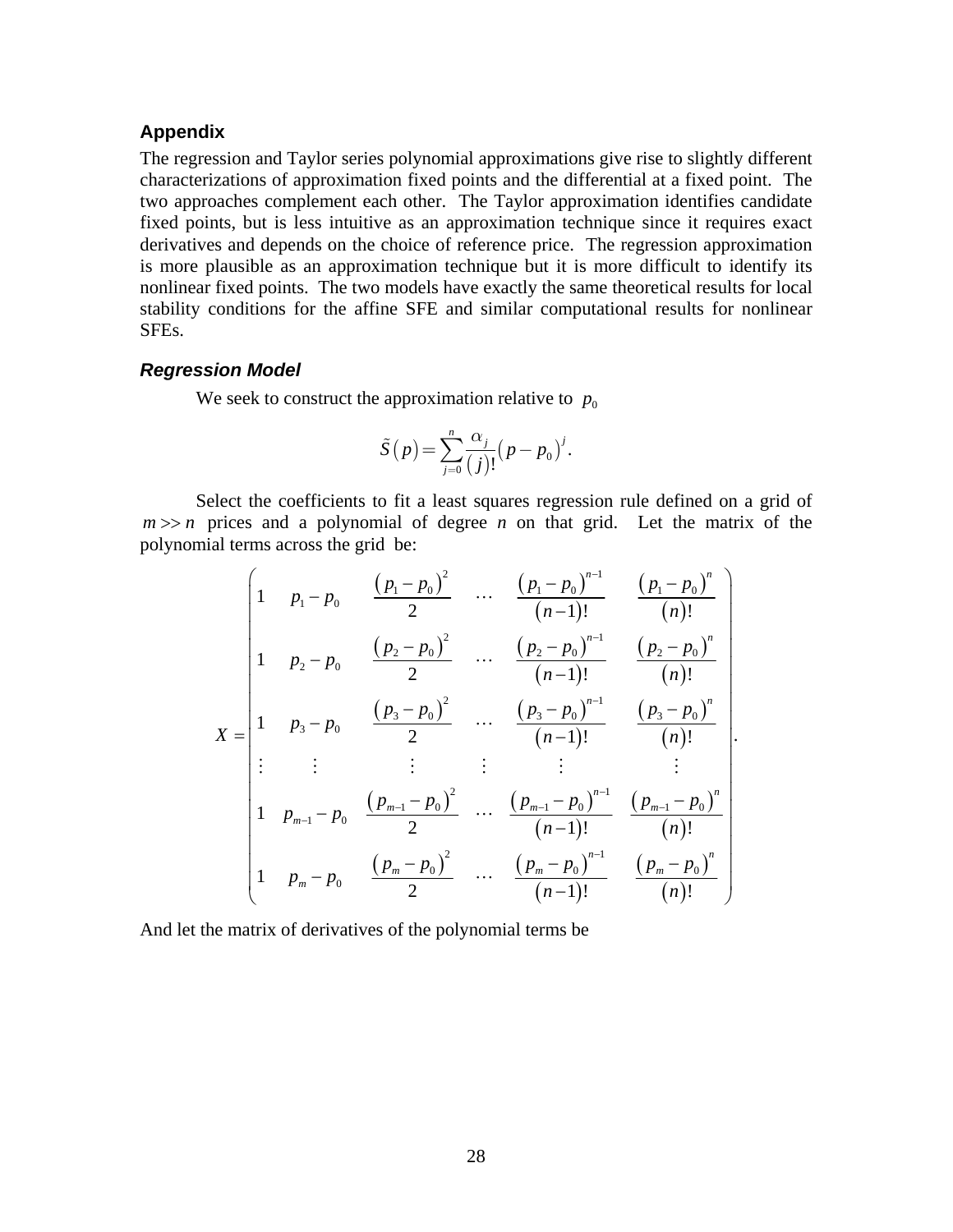## Appendix

The regression and Taylor series polynomial approximations give rise to slightly different characterizations of approximation fixed points and the differential at a fixed point. The two approaches complement each other. The Taylor approximation identifies candidate fixed points, but is less intuitive as an approximation technique since it requires exact derivatives and depends on the choice of reference price. The regression approximation is more plausible as an approximation technique but it is more difficult to identify its nonlinear fixed points. The two models have exactly the same theoretical results for local stability conditions for the affine SFE and similar computational results for nonlinear SFEs.

### *Regression Model*

We seek to construct the approximation relative to $p_0$

$$\tilde{S}(p) = \sum_{j=0}^{n} \frac{\alpha_j}{(j)!}(p - p_0)^j.$$

Select the coefficients to fit a least squares regression rule defined on a grid of $m >> n$ prices and a polynomial of degree $n$ on that grid. Let the matrix of the polynomial terms across the grid be:

$$X = \begin{pmatrix} 1 & p_1 - p_0 & \frac{(p_1 - p_0)^2}{2} & \cdots & \frac{(p_1 - p_0)^{n-1}}{(n-1)!} & \frac{(p_1 - p_0)^n}{(n)!} \\ 1 & p_2 - p_0 & \frac{(p_2 - p_0)^2}{2} & \cdots & \frac{(p_2 - p_0)^{n-1}}{(n-1)!} & \frac{(p_2 - p_0)^n}{(n)!} \\ 1 & p_3 - p_0 & \frac{(p_3 - p_0)^2}{2} & \cdots & \frac{(p_3 - p_0)^{n-1}}{(n-1)!} & \frac{(p_3 - p_0)^n}{(n)!} \\ \vdots & \vdots & \vdots & \vdots & \vdots & \vdots \\ 1 & p_{m-1} - p_0 & \frac{(p_{m-1} - p_0)^2}{2} & \cdots & \frac{(p_{m-1} - p_0)^{n-1}}{(n-1)!} & \frac{(p_{m-1} - p_0)^n}{(n)!} \\ 1 & p_m - p_0 & \frac{(p_m - p_0)^2}{2} & \cdots & \frac{(p_m - p_0)^{n-1}}{(n-1)!} & \frac{(p_m - p_0)^n}{(n)!} \end{pmatrix}.$$

And let the matrix of derivatives of the polynomial terms be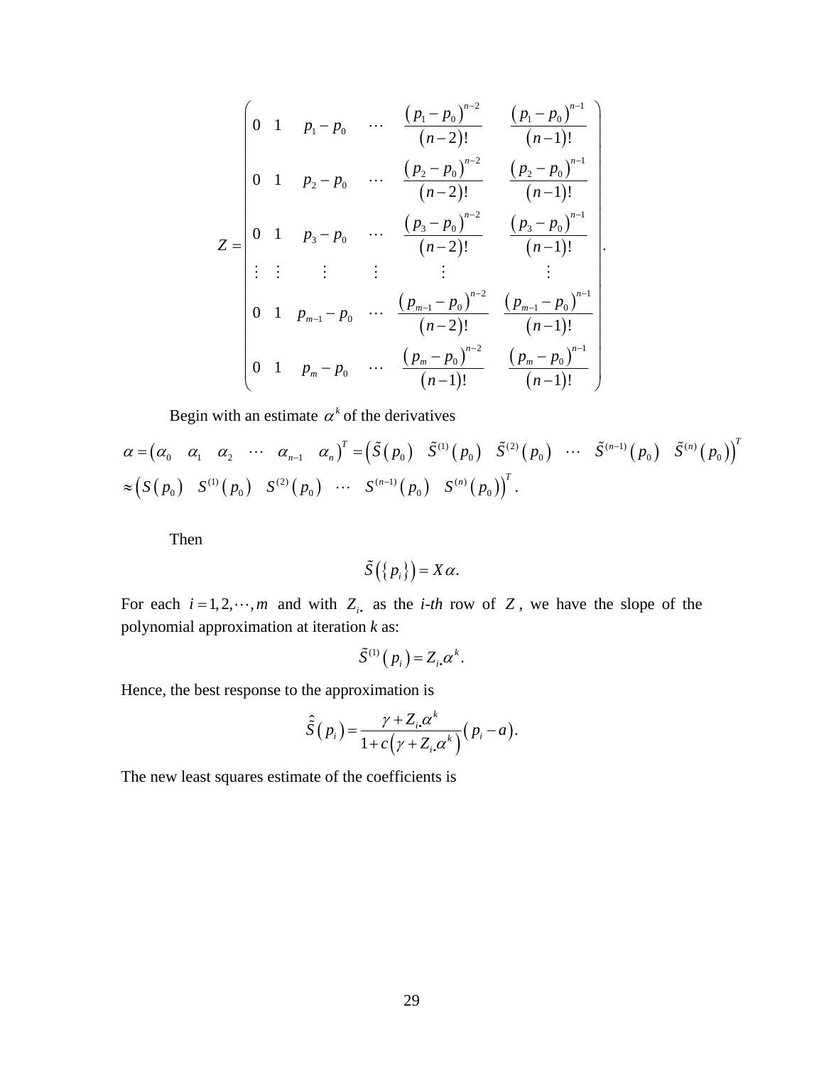$$
Z = \begin{pmatrix}
0 & 1 & p_1 - p_0 & \cdots & \frac{(p_1 - p_0)^{n-2}}{(n-2)!} & \frac{(p_1 - p_0)^{n-1}}{(n-1)!} \\
0 & 1 & p_2 - p_0 & \cdots & \frac{(p_2 - p_0)^{n-2}}{(n-2)!} & \frac{(p_2 - p_0)^{n-1}}{(n-1)!} \\
0 & 1 & p_3 - p_0 & \cdots & \frac{(p_3 - p_0)^{n-2}}{(n-2)!} & \frac{(p_3 - p_0)^{n-1}}{(n-1)!} \\
\vdots & \vdots & \vdots & \vdots & \vdots & \vdots \\
0 & 1 & p_{m-1} - p_0 & \cdots & \frac{(p_{m-1} - p_0)^{n-2}}{(n-2)!} & \frac{(p_{m-1} - p_0)^{n-1}}{(n-1)!} \\
0 & 1 & p_m - p_0 & \cdots & \frac{(p_m - p_0)^{n-2}}{(n-1)!} & \frac{(p_m - p_0)^{n-1}}{(n-1)!}
\end{pmatrix}.
$$

Begin with an estimate $\alpha^k$ of the derivatives

$$
\alpha = \begin{pmatrix} \alpha_0 & \alpha_1 & \alpha_2 & \cdots & \alpha_{n-1} & \alpha_n \end{pmatrix}^T = \begin{pmatrix} \tilde{S}(p_0) & \tilde{S}^{(1)}(p_0) & \tilde{S}^{(2)}(p_0) & \cdots & \tilde{S}^{(n-1)}(p_0) & \tilde{S}^{(n)}(p_0) \end{pmatrix}^T
$$

$$
\approx \begin{pmatrix} S(p_0) & S^{(1)}(p_0) & S^{(2)}(p_0) & \cdots & S^{(n-1)}(p_0) & S^{(n)}(p_0) \end{pmatrix}^T.
$$

Then

$$
\tilde{S}(\{p_i\}) = X\alpha.
$$

For each $i = 1, 2, \cdots, m$ and with $Z_{i\bullet}$ as the *i-th* row of $Z$, we have the slope of the polynomial approximation at iteration *k* as:

$$
\tilde{S}^{(1)}(p_i) = Z_{i\bullet}\alpha^k.
$$

Hence, the best response to the approximation is

$$
\hat{\tilde{S}}(p_i) = \frac{\gamma + Z_{i\bullet}\alpha^k}{1 + c\left(\gamma + Z_{i\bullet}\alpha^k\right)}(p_i - a).
$$

The new least squares estimate of the coefficients is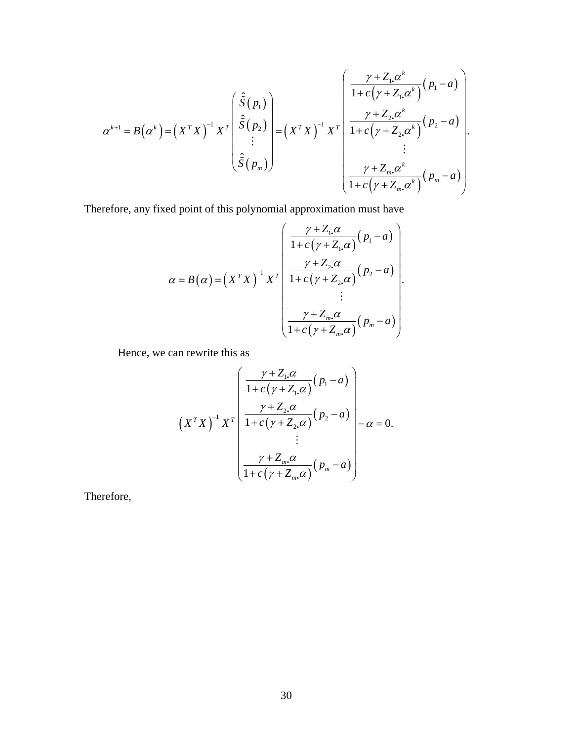$$\alpha^{k+1} = B\left(\alpha^k\right) = \left(X^T X\right)^{-1} X^T \begin{pmatrix} \hat{\hat{S}}(p_1) \\ \hat{\hat{S}}(p_2) \\ \vdots \\ \hat{\hat{S}}(p_m) \end{pmatrix} = \left(X^T X\right)^{-1} X^T \begin{pmatrix} \dfrac{\gamma + Z_{1\bullet}\alpha^k}{1 + c\left(\gamma + Z_{1\bullet}\alpha^k\right)}(p_1 - a) \\ \dfrac{\gamma + Z_{2\bullet}\alpha^k}{1 + c\left(\gamma + Z_{2\bullet}\alpha^k\right)}(p_2 - a) \\ \vdots \\ \dfrac{\gamma + Z_{m\bullet}\alpha^k}{1 + c\left(\gamma + Z_{m\bullet}\alpha^k\right)}(p_m - a) \end{pmatrix}.$$

Therefore, any fixed point of this polynomial approximation must have

$$\alpha = B(\alpha) = \left(X^T X\right)^{-1} X^T \begin{pmatrix} \dfrac{\gamma + Z_{1\bullet}\alpha}{1 + c\left(\gamma + Z_{1\bullet}\alpha\right)}(p_1 - a) \\ \dfrac{\gamma + Z_{2\bullet}\alpha}{1 + c\left(\gamma + Z_{2\bullet}\alpha\right)}(p_2 - a) \\ \vdots \\ \dfrac{\gamma + Z_{m\bullet}\alpha}{1 + c\left(\gamma + Z_{m\bullet}\alpha\right)}(p_m - a) \end{pmatrix}.$$

Hence, we can rewrite this as

$$\left(X^T X\right)^{-1} X^T \begin{pmatrix} \dfrac{\gamma + Z_{1\bullet}\alpha}{1 + c\left(\gamma + Z_{1\bullet}\alpha\right)}(p_1 - a) \\ \dfrac{\gamma + Z_{2\bullet}\alpha}{1 + c\left(\gamma + Z_{2\bullet}\alpha\right)}(p_2 - a) \\ \vdots \\ \dfrac{\gamma + Z_{m\bullet}\alpha}{1 + c\left(\gamma + Z_{m\bullet}\alpha\right)}(p_m - a) \end{pmatrix} - \alpha = 0.$$

Therefore,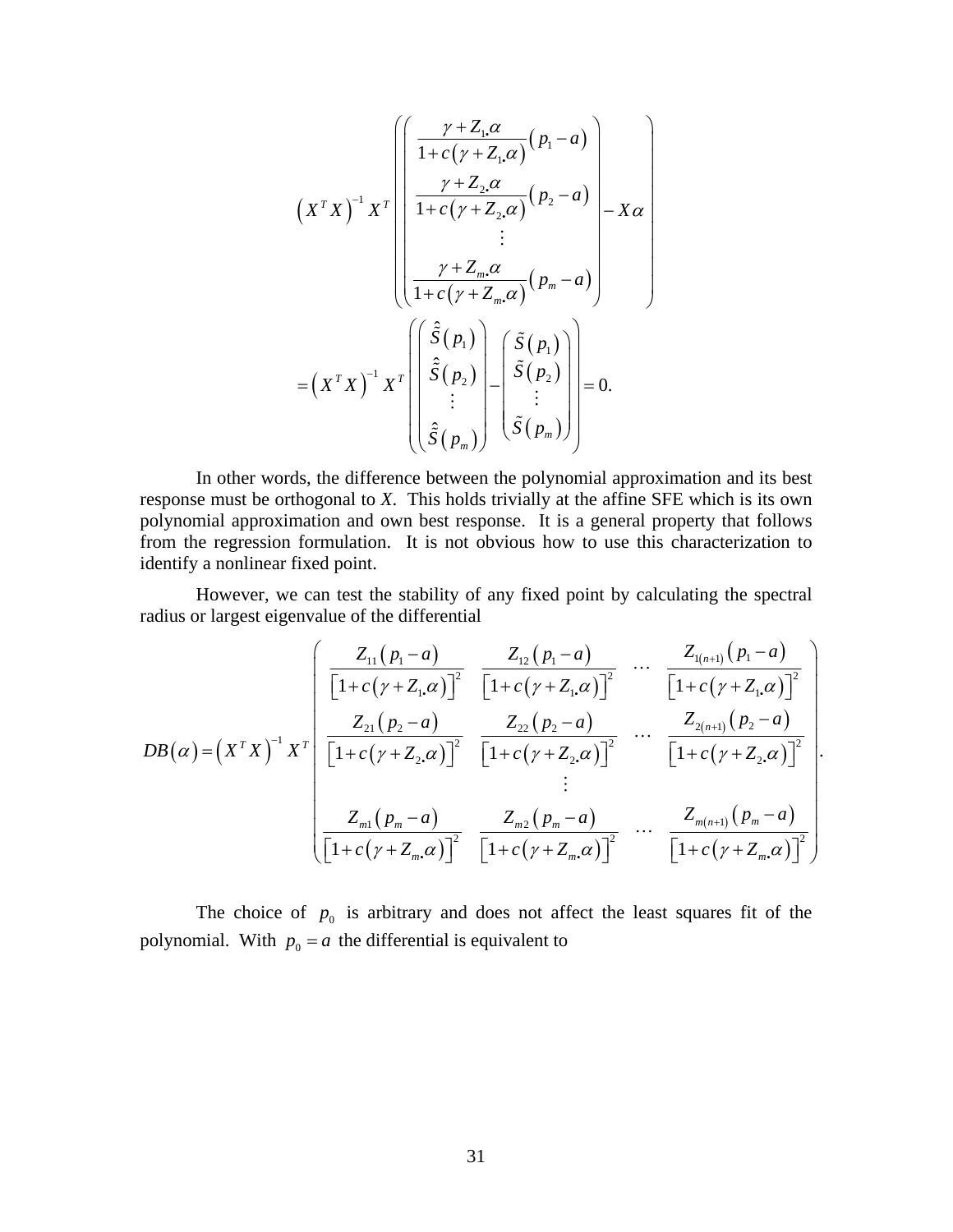$$
\left(X^T X\right)^{-1} X^T \left( \begin{pmatrix} \dfrac{\gamma + Z_{1\bullet}\alpha}{1 + c\left(\gamma + Z_{1\bullet}\alpha\right)}\left(p_1 - a\right) \\ \dfrac{\gamma + Z_{2\bullet}\alpha}{1 + c\left(\gamma + Z_{2\bullet}\alpha\right)}\left(p_2 - a\right) \\ \vdots \\ \dfrac{\gamma + Z_{m\bullet}\alpha}{1 + c\left(\gamma + Z_{m\bullet}\alpha\right)}\left(p_m - a\right) \end{pmatrix} - X\alpha \right)
$$

$$
= \left(X^T X\right)^{-1} X^T \left( \begin{pmatrix} \hat{\tilde{S}}\left(p_1\right) \\ \hat{\tilde{S}}\left(p_2\right) \\ \vdots \\ \hat{\tilde{S}}\left(p_m\right) \end{pmatrix} - \begin{pmatrix} \tilde{S}\left(p_1\right) \\ \tilde{S}\left(p_2\right) \\ \vdots \\ \tilde{S}\left(p_m\right) \end{pmatrix} \right) = 0.
$$

In other words, the difference between the polynomial approximation and its best response must be orthogonal to *X*. This holds trivially at the affine SFE which is its own polynomial approximation and own best response. It is a general property that follows from the regression formulation. It is not obvious how to use this characterization to identify a nonlinear fixed point.

However, we can test the stability of any fixed point by calculating the spectral radius or largest eigenvalue of the differential

$$
DB(\alpha) = \left(X^T X\right)^{-1} X^T \begin{pmatrix} \dfrac{Z_{11}\left(p_1 - a\right)}{\left[1 + c\left(\gamma + Z_{1\bullet}\alpha\right)\right]^2} & \dfrac{Z_{12}\left(p_1 - a\right)}{\left[1 + c\left(\gamma + Z_{1\bullet}\alpha\right)\right]^2} & \cdots & \dfrac{Z_{1(n+1)}\left(p_1 - a\right)}{\left[1 + c\left(\gamma + Z_{1\bullet}\alpha\right)\right]^2} \\ \dfrac{Z_{21}\left(p_2 - a\right)}{\left[1 + c\left(\gamma + Z_{2\bullet}\alpha\right)\right]^2} & \dfrac{Z_{22}\left(p_2 - a\right)}{\left[1 + c\left(\gamma + Z_{2\bullet}\alpha\right)\right]^2} & \cdots & \dfrac{Z_{2(n+1)}\left(p_2 - a\right)}{\left[1 + c\left(\gamma + Z_{2\bullet}\alpha\right)\right]^2} \\ & & \vdots & \\ \dfrac{Z_{m1}\left(p_m - a\right)}{\left[1 + c\left(\gamma + Z_{m\bullet}\alpha\right)\right]^2} & \dfrac{Z_{m2}\left(p_m - a\right)}{\left[1 + c\left(\gamma + Z_{m\bullet}\alpha\right)\right]^2} & \cdots & \dfrac{Z_{m(n+1)}\left(p_m - a\right)}{\left[1 + c\left(\gamma + Z_{m\bullet}\alpha\right)\right]^2} \end{pmatrix}.
$$

The choice of $p_0$ is arbitrary and does not affect the least squares fit of the polynomial. With $p_0 = a$ the differential is equivalent to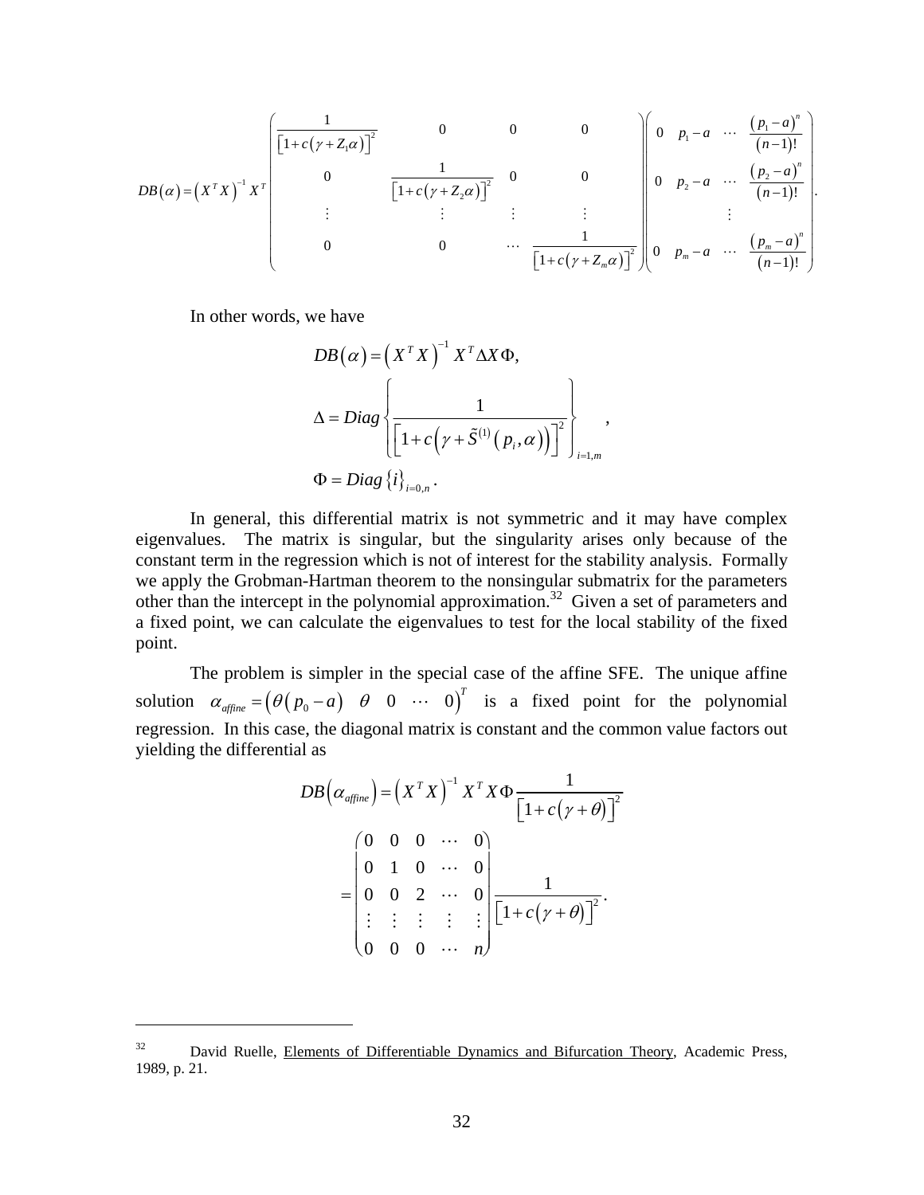$$DB(\alpha) = \left(X^T X\right)^{-1} X^T \begin{pmatrix} \frac{1}{\left[1+c\left(\gamma+Z_1\alpha\right)\right]^2} & 0 & 0 & 0 \\ 0 & \frac{1}{\left[1+c\left(\gamma+Z_2\alpha\right)\right]^2} & 0 & 0 \\ \vdots & \vdots & \vdots & \vdots \\ 0 & 0 & \cdots & \frac{1}{\left[1+c\left(\gamma+Z_m\alpha\right)\right]^2} \end{pmatrix} \begin{pmatrix} 0 & p_1 - a & \cdots & \frac{\left(p_1-a\right)^n}{(n-1)!} \\ 0 & p_2 - a & \cdots & \frac{\left(p_2-a\right)^n}{(n-1)!} \\ & & \vdots & \\ 0 & p_m - a & \cdots & \frac{\left(p_m-a\right)^n}{(n-1)!} \end{pmatrix}.$$

In other words, we have

$$DB(\alpha) = \left(X^T X\right)^{-1} X^T \Delta X \Phi,$$

$$\Delta = Diag\left\{\frac{1}{\left[1+c\left(\gamma+\tilde{S}^{(1)}\left(p_i,\alpha\right)\right)\right]^2}\right\}_{i=1,m},$$

$$\Phi = Diag\left\{i\right\}_{i=0,n}.$$

In general, this differential matrix is not symmetric and it may have complex eigenvalues. The matrix is singular, but the singularity arises only because of the constant term in the regression which is not of interest for the stability analysis. Formally we apply the Grobman-Hartman theorem to the nonsingular submatrix for the parameters other than the intercept in the polynomial approximation.[32] Given a set of parameters and a fixed point, we can calculate the eigenvalues to test for the local stability of the fixed point.

The problem is simpler in the special case of the affine SFE. The unique affine solution $\alpha_{affine} = \left(\theta\left(p_0 - a\right) \quad \theta \quad 0 \quad \cdots \quad 0\right)^T$ is a fixed point for the polynomial regression. In this case, the diagonal matrix is constant and the common value factors out yielding the differential as

$$DB\left(\alpha_{affine}\right) = \left(X^T X\right)^{-1} X^T X \Phi \frac{1}{\left[1+c\left(\gamma+\theta\right)\right]^2}$$

$$= \begin{pmatrix} 0 & 0 & 0 & \cdots & 0 \\ 0 & 1 & 0 & \cdots & 0 \\ 0 & 0 & 2 & \cdots & 0 \\ \vdots & \vdots & \vdots & \vdots & \vdots \\ 0 & 0 & 0 & \cdots & n \end{pmatrix} \frac{1}{\left[1+c\left(\gamma+\theta\right)\right]^2}.$$

---

[32] David Ruelle, Elements of Differentiable Dynamics and Bifurcation Theory, Academic Press, 1989, p. 21.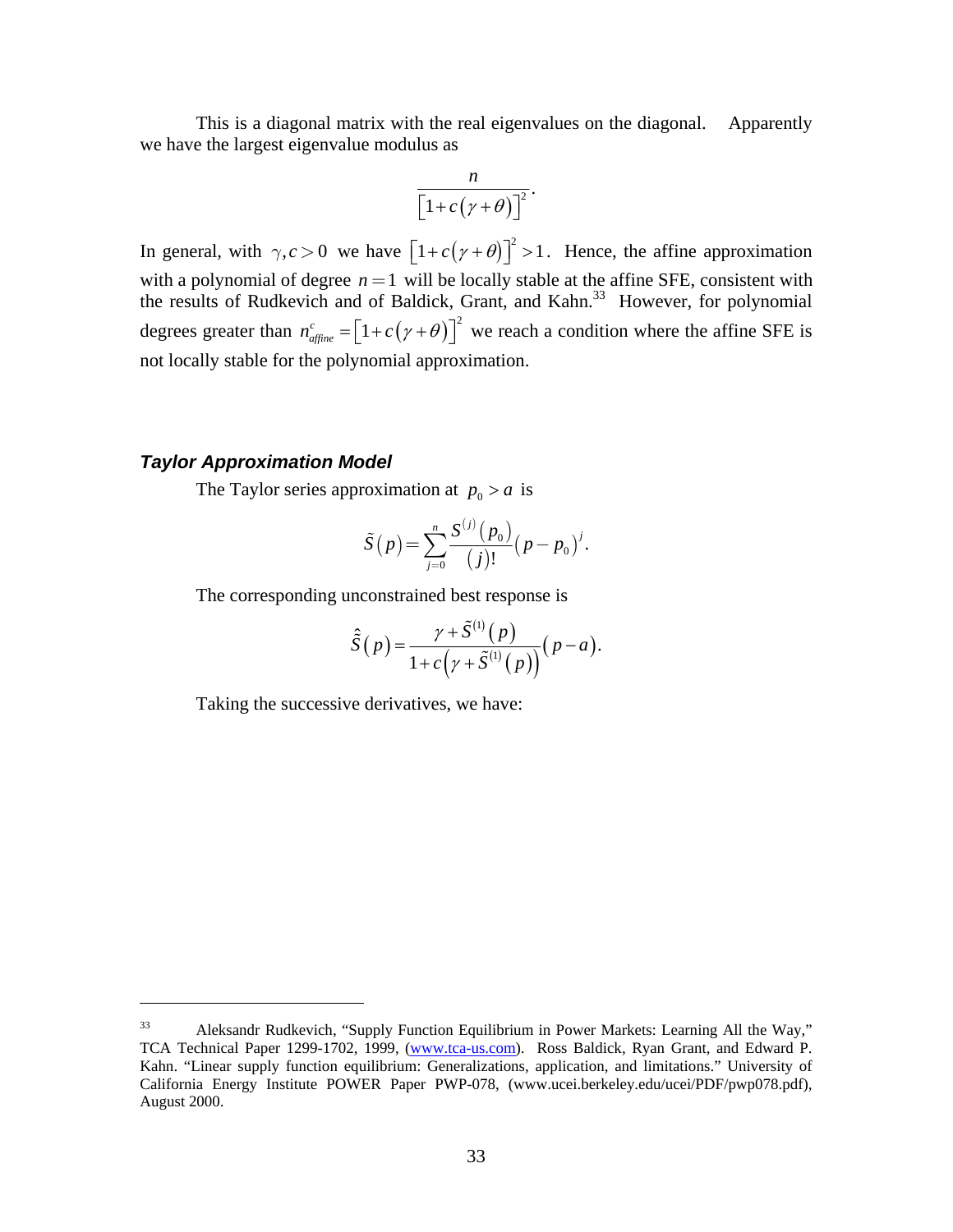This is a diagonal matrix with the real eigenvalues on the diagonal. Apparently we have the largest eigenvalue modulus as

$$\frac{n}{\left[1+c\left(\gamma+\theta\right)\right]^{2}}.$$

In general, with $\gamma, c > 0$ we have $\left[1+c\left(\gamma+\theta\right)\right]^{2} > 1$. Hence, the affine approximation with a polynomial of degree $n = 1$ will be locally stable at the affine SFE, consistent with the results of Rudkevich and of Baldick, Grant, and Kahn.[33] However, for polynomial degrees greater than $n^{c}_{affine} = \left[1+c\left(\gamma+\theta\right)\right]^{2}$ we reach a condition where the affine SFE is not locally stable for the polynomial approximation.

### *Taylor Approximation Model*

The Taylor series approximation at $p_0 > a$ is

$$\tilde{S}\left(p\right) = \sum_{j=0}^{n} \frac{S^{(j)}\left(p_0\right)}{(j)!}\left(p - p_0\right)^{j}.$$

The corresponding unconstrained best response is

$$\hat{\tilde{S}}\left(p\right) = \frac{\gamma + \tilde{S}^{(1)}\left(p\right)}{1 + c\left(\gamma + \tilde{S}^{(1)}\left(p\right)\right)}\left(p - a\right).$$

Taking the successive derivatives, we have:

---

[33] Aleksandr Rudkevich, "Supply Function Equilibrium in Power Markets: Learning All the Way," TCA Technical Paper 1299-1702, 1999, (www.tca-us.com). Ross Baldick, Ryan Grant, and Edward P. Kahn. "Linear supply function equilibrium: Generalizations, application, and limitations." University of California Energy Institute POWER Paper PWP-078, (www.ucei.berkeley.edu/ucei/PDF/pwp078.pdf), August 2000.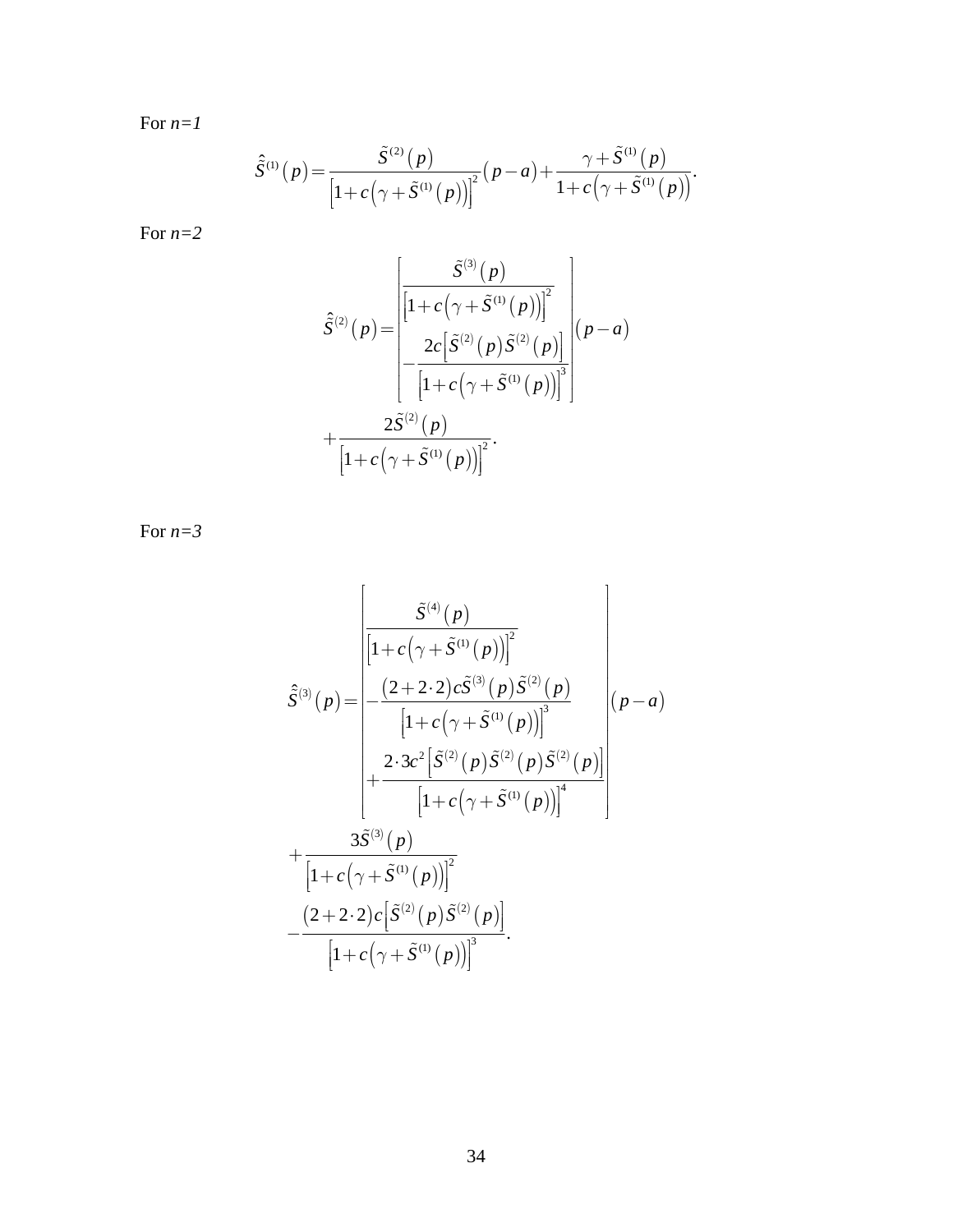For *n=1*

$$\hat{\tilde{S}}^{(1)}(p)=\frac{\tilde{S}^{(2)}(p)}{\left[1+c\left(\gamma+\tilde{S}^{(1)}(p)\right)\right]^{2}}(p-a)+\frac{\gamma+\tilde{S}^{(1)}(p)}{1+c\left(\gamma+\tilde{S}^{(1)}(p)\right)}.$$

For *n=2*

$$\hat{\tilde{S}}^{(2)}(p)=\left[\begin{array}{l}\dfrac{\tilde{S}^{(3)}(p)}{\left[1+c\left(\gamma+\tilde{S}^{(1)}(p)\right)\right]^{2}}\\ -\dfrac{2c\left[\tilde{S}^{(2)}(p)\tilde{S}^{(2)}(p)\right]}{\left[1+c\left(\gamma+\tilde{S}^{(1)}(p)\right)\right]^{3}}\end{array}\right](p-a)$$
$$+\frac{2\tilde{S}^{(2)}(p)}{\left[1+c\left(\gamma+\tilde{S}^{(1)}(p)\right)\right]^{2}}.$$

For *n=3*

$$\hat{\tilde{S}}^{(3)}(p)=\left[\begin{array}{l}\dfrac{\tilde{S}^{(4)}(p)}{\left[1+c\left(\gamma+\tilde{S}^{(1)}(p)\right)\right]^{2}}\\ -\dfrac{(2+2\cdot 2)c\tilde{S}^{(3)}(p)\tilde{S}^{(2)}(p)}{\left[1+c\left(\gamma+\tilde{S}^{(1)}(p)\right)\right]^{3}}\\ +\dfrac{2\cdot 3c^{2}\left[\tilde{S}^{(2)}(p)\tilde{S}^{(2)}(p)\tilde{S}^{(2)}(p)\right]}{\left[1+c\left(\gamma+\tilde{S}^{(1)}(p)\right)\right]^{4}}\end{array}\right](p-a)$$
$$+\frac{3\tilde{S}^{(3)}(p)}{\left[1+c\left(\gamma+\tilde{S}^{(1)}(p)\right)\right]^{2}}$$
$$-\frac{(2+2\cdot 2)c\left[\tilde{S}^{(2)}(p)\tilde{S}^{(2)}(p)\right]}{\left[1+c\left(\gamma+\tilde{S}^{(1)}(p)\right)\right]^{3}}.$$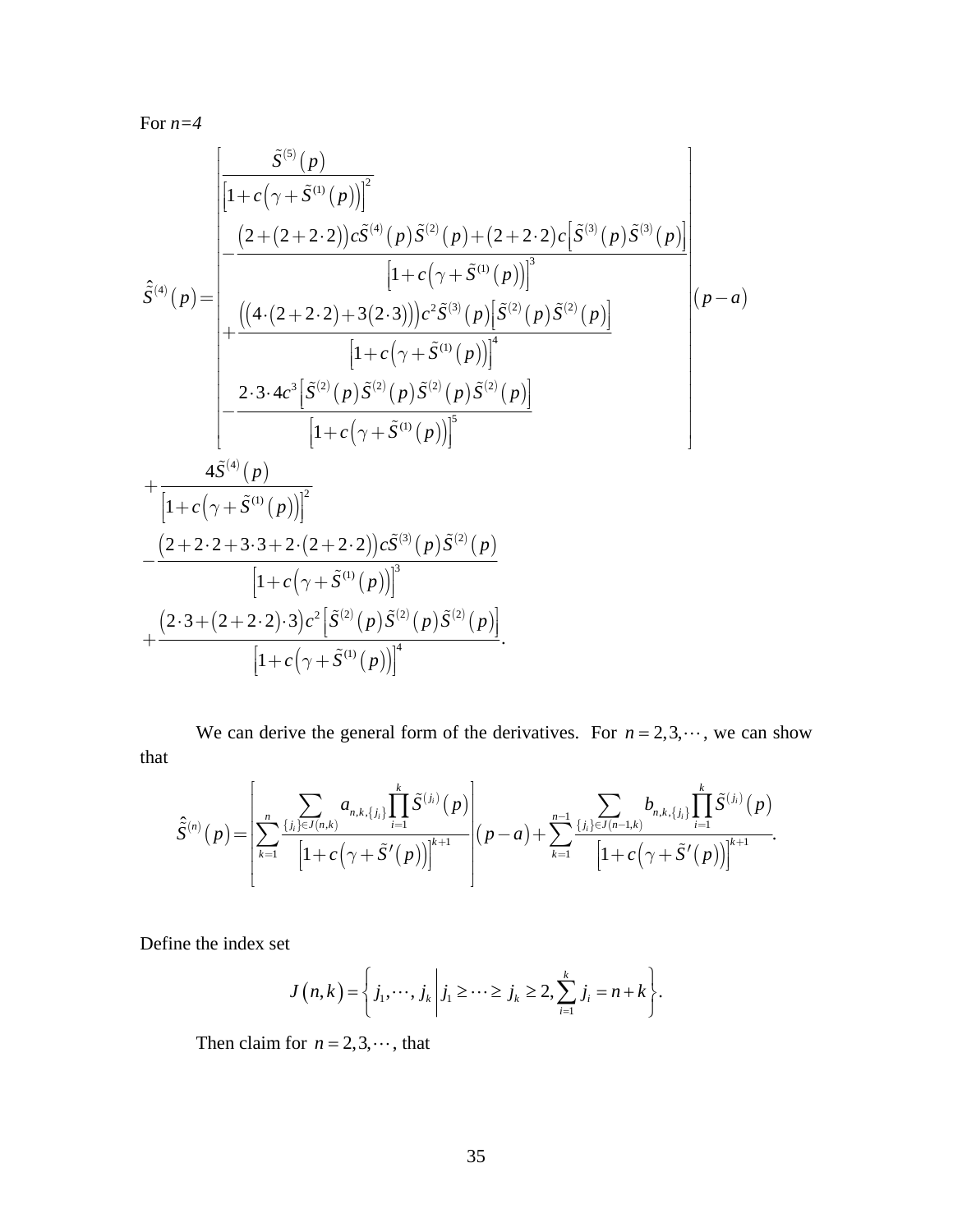For $n=4$

$$
\hat{\tilde{S}}^{(4)}(p)=\left[\begin{array}{l}
\dfrac{\tilde{S}^{(5)}(p)}{\left[1+c\left(\gamma+\tilde{S}^{(1)}(p)\right)\right]^{2}} \\
-\dfrac{\left(2+(2+2\cdot 2)\right)c\tilde{S}^{(4)}(p)\tilde{S}^{(2)}(p)+(2+2\cdot 2)c\left[\tilde{S}^{(3)}(p)\tilde{S}^{(3)}(p)\right]}{\left[1+c\left(\gamma+\tilde{S}^{(1)}(p)\right)\right]^{3}} \\
+\dfrac{\left(\left(4\cdot(2+2\cdot 2)+3(2\cdot 3)\right)\right)c^{2}\tilde{S}^{(3)}(p)\left[\tilde{S}^{(2)}(p)\tilde{S}^{(2)}(p)\right]}{\left[1+c\left(\gamma+\tilde{S}^{(1)}(p)\right)\right]^{4}} \\
-\dfrac{2\cdot 3\cdot 4c^{3}\left[\tilde{S}^{(2)}(p)\tilde{S}^{(2)}(p)\tilde{S}^{(2)}(p)\tilde{S}^{(2)}(p)\right]}{\left[1+c\left(\gamma+\tilde{S}^{(1)}(p)\right)\right]^{5}}
\end{array}\right](p-a)
$$

$$
+\frac{4\tilde{S}^{(4)}(p)}{\left[1+c\left(\gamma+\tilde{S}^{(1)}(p)\right)\right]^{2}}
-\frac{\left(2+2\cdot 2+3\cdot 3+2\cdot(2+2\cdot 2)\right)c\tilde{S}^{(3)}(p)\tilde{S}^{(2)}(p)}{\left[1+c\left(\gamma+\tilde{S}^{(1)}(p)\right)\right]^{3}}
+\frac{\left(2\cdot 3+(2+2\cdot 2)\cdot 3\right)c^{2}\left[\tilde{S}^{(2)}(p)\tilde{S}^{(2)}(p)\tilde{S}^{(2)}(p)\right]}{\left[1+c\left(\gamma+\tilde{S}^{(1)}(p)\right)\right]^{4}}.
$$

We can derive the general form of the derivatives. For $n=2,3,\cdots$, we can show that

$$
\hat{\tilde{S}}^{(n)}(p)=\left[\sum_{k=1}^{n}\frac{\sum_{\{j_i\}\in J(n,k)}a_{n,k,\{j_i\}}\prod_{i=1}^{k}\tilde{S}^{(j_i)}(p)}{\left[1+c\left(\gamma+\tilde{S}'(p)\right)\right]^{k+1}}\right](p-a)+\sum_{k=1}^{n-1}\frac{\sum_{\{j_i\}\in J(n-1,k)}b_{n,k,\{j_i\}}\prod_{i=1}^{k}\tilde{S}^{(j_i)}(p)}{\left[1+c\left(\gamma+\tilde{S}'(p)\right)\right]^{k+1}}.
$$

Define the index set

$$
J(n,k)=\left\{j_1,\cdots,j_k\,\middle|\,j_1\geq\cdots\geq j_k\geq 2,\sum_{i=1}^{k}j_i=n+k\right\}.
$$

Then claim for $n=2,3,\cdots$, that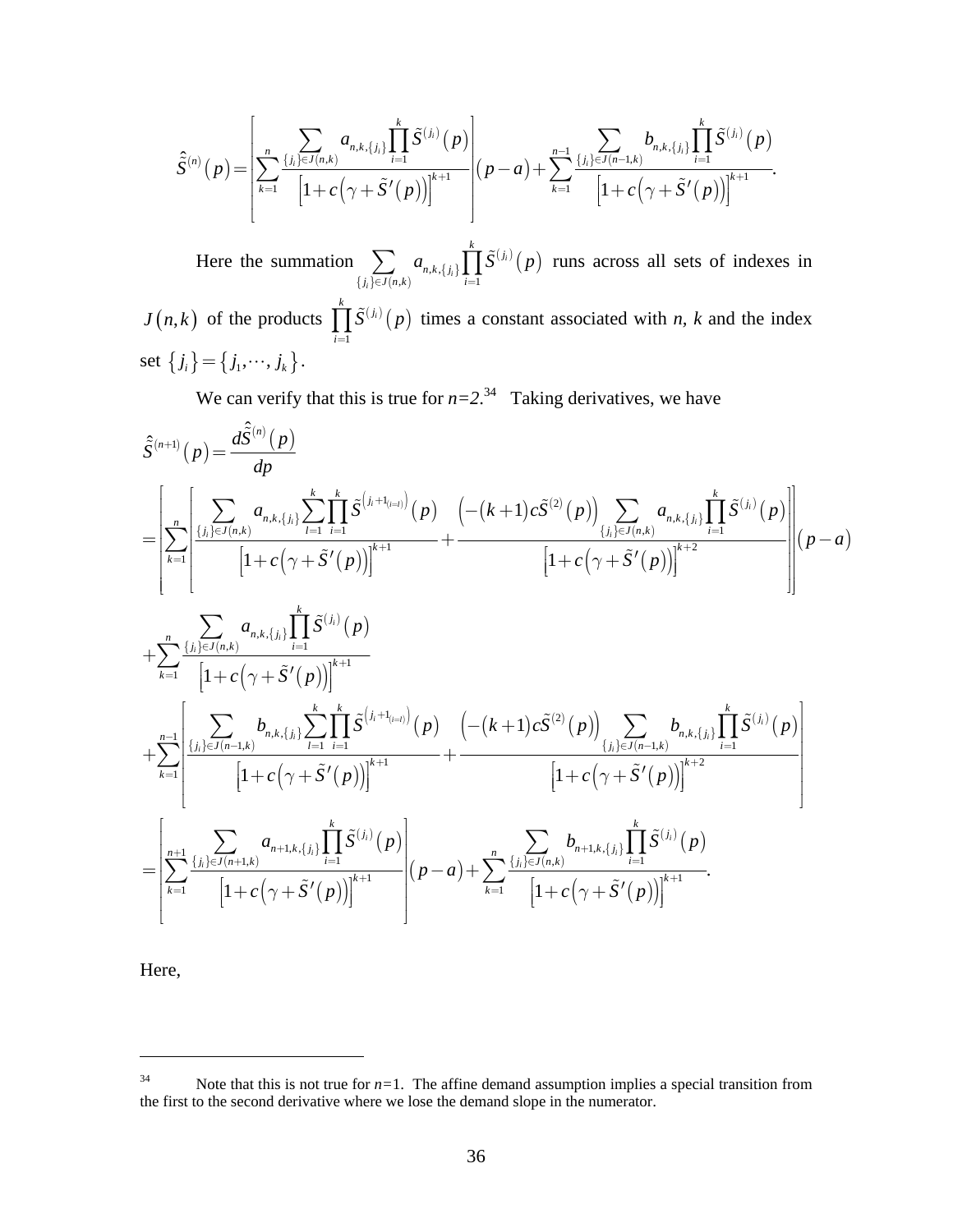$$\hat{\tilde{S}}^{(n)}(p) = \left[ \sum_{k=1}^{n} \frac{\sum_{\{j_i\} \in J(n,k)} a_{n,k,\{j_i\}} \prod_{i=1}^{k} \tilde{S}^{(j_i)}(p)}{\left[1 + c\left(\gamma + \tilde{S}'(p)\right)\right]^{k+1}} \right] (p-a) + \sum_{k=1}^{n-1} \frac{\sum_{\{j_i\} \in J(n-1,k)} b_{n,k,\{j_i\}} \prod_{i=1}^{k} \tilde{S}^{(j_i)}(p)}{\left[1 + c\left(\gamma + \tilde{S}'(p)\right)\right]^{k+1}}.$$

Here the summation $\sum_{\{j_i\} \in J(n,k)} a_{n,k,\{j_i\}} \prod_{i=1}^{k} \tilde{S}^{(j_i)}(p)$ runs across all sets of indexes in $J(n,k)$ of the products $\prod_{i=1}^{k} \tilde{S}^{(j_i)}(p)$ times a constant associated with *n, k* and the index set $\{j_i\} = \{j_1, \cdots, j_k\}$.

We can verify that this is true for $n=2$.[34] Taking derivatives, we have

$$\begin{aligned}
\hat{\tilde{S}}^{(n+1)}(p) &= \frac{d\hat{\tilde{S}}^{(n)}(p)}{dp} \\
&= \left[ \sum_{k=1}^{n} \left[ \frac{\sum_{\{j_i\} \in J(n,k)} a_{n,k,\{j_i\}} \sum_{l=1}^{k} \prod_{i=1}^{k} \tilde{S}^{\left(j_i + 1_{(i=l)}\right)}(p)}{\left[1 + c\left(\gamma + \tilde{S}'(p)\right)\right]^{k+1}} + \frac{\left(-(k+1)c\tilde{S}^{(2)}(p)\right) \sum_{\{j_i\} \in J(n,k)} a_{n,k,\{j_i\}} \prod_{i=1}^{k} \tilde{S}^{(j_i)}(p)}{\left[1 + c\left(\gamma + \tilde{S}'(p)\right)\right]^{k+2}} \right] \right] (p-a) \\
&+ \sum_{k=1}^{n} \frac{\sum_{\{j_i\} \in J(n,k)} a_{n,k,\{j_i\}} \prod_{i=1}^{k} \tilde{S}^{(j_i)}(p)}{\left[1 + c\left(\gamma + \tilde{S}'(p)\right)\right]^{k+1}} \\
&+ \sum_{k=1}^{n-1} \left[ \frac{\sum_{\{j_i\} \in J(n-1,k)} b_{n,k,\{j_i\}} \sum_{l=1}^{k} \prod_{i=1}^{k} \tilde{S}^{\left(j_i + 1_{(i=l)}\right)}(p)}{\left[1 + c\left(\gamma + \tilde{S}'(p)\right)\right]^{k+1}} + \frac{\left(-(k+1)c\tilde{S}^{(2)}(p)\right) \sum_{\{j_i\} \in J(n-1,k)} b_{n,k,\{j_i\}} \prod_{i=1}^{k} \tilde{S}^{(j_i)}(p)}{\left[1 + c\left(\gamma + \tilde{S}'(p)\right)\right]^{k+2}} \right] \\
&= \left[ \sum_{k=1}^{n+1} \frac{\sum_{\{j_i\} \in J(n+1,k)} a_{n+1,k,\{j_i\}} \prod_{i=1}^{k} \tilde{S}^{(j_i)}(p)}{\left[1 + c\left(\gamma + \tilde{S}'(p)\right)\right]^{k+1}} \right] (p-a) + \sum_{k=1}^{n} \frac{\sum_{\{j_i\} \in J(n,k)} b_{n+1,k,\{j_i\}} \prod_{i=1}^{k} \tilde{S}^{(j_i)}(p)}{\left[1 + c\left(\gamma + \tilde{S}'(p)\right)\right]^{k+1}}.
\end{aligned}$$

Here,

---

[34] Note that this is not true for $n=1$. The affine demand assumption implies a special transition from the first to the second derivative where we lose the demand slope in the numerator.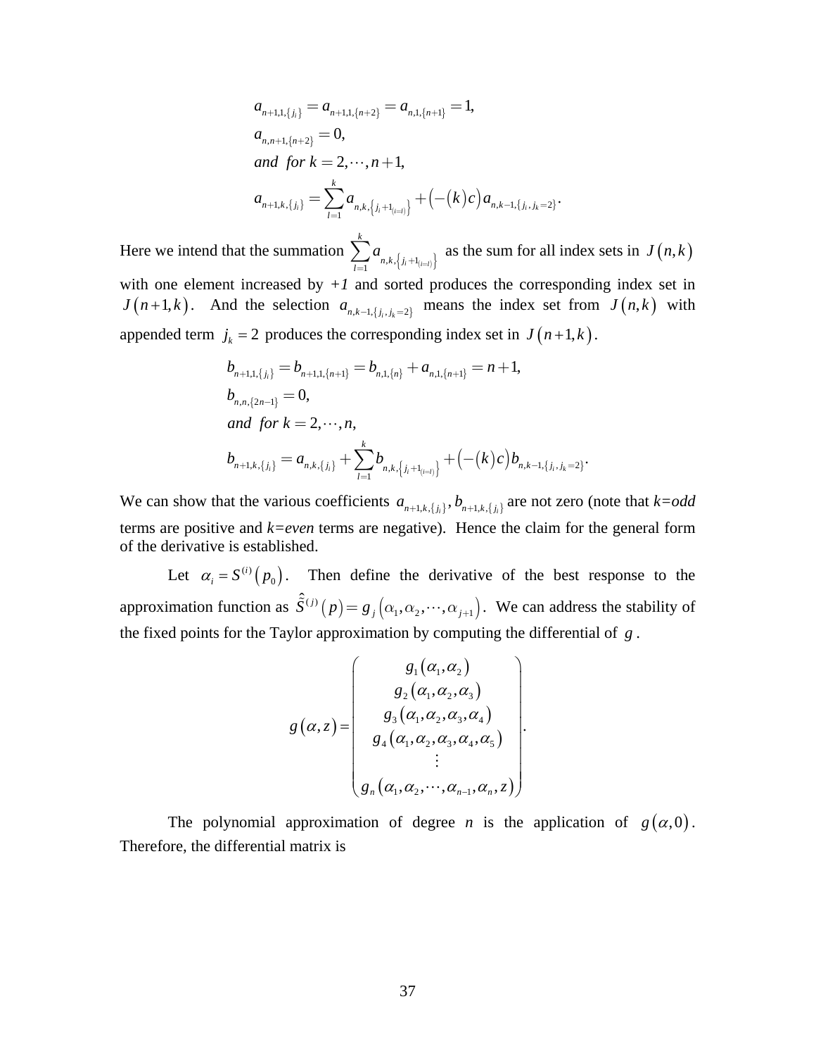$$
\begin{aligned}
&a_{n+1,1,\{j_i\}} = a_{n+1,1,\{n+2\}} = a_{n,1,\{n+1\}} = 1, \\
&a_{n,n+1,\{n+2\}} = 0, \\
&\textit{and for } k = 2, \cdots, n+1, \\
&a_{n+1,k,\{j_i\}} = \sum_{l=1}^{k} a_{n,k,\left\{j_i+1_{(i=l)}\right\}} + \left(-(k)c\right) a_{n,k-1,\{j_i, j_k=2\}}.
\end{aligned}
$$

Here we intend that the summation $\sum_{l=1}^{k} a_{n,k,\left\{j_i+1_{(i=l)}\right\}}$ as the sum for all index sets in $J(n,k)$ with one element increased by *+1* and sorted produces the corresponding index set in $J(n+1,k)$. And the selection $a_{n,k-1,\{j_i, j_k=2\}}$ means the index set from $J(n,k)$ with appended term $j_k = 2$ produces the corresponding index set in $J(n+1,k)$.

$$
\begin{aligned}
&b_{n+1,1,\{j_i\}} = b_{n+1,1,\{n+1\}} = b_{n,1,\{n\}} + a_{n,1,\{n+1\}} = n+1, \\
&b_{n,n,\{2n-1\}} = 0, \\
&\textit{and for } k = 2, \cdots, n, \\
&b_{n+1,k,\{j_i\}} = a_{n,k,\{j_i\}} + \sum_{l=1}^{k} b_{n,k,\left\{j_i+1_{(i=l)}\right\}} + \left(-(k)c\right) b_{n,k-1,\{j_i, j_k=2\}}.
\end{aligned}
$$

We can show that the various coefficients $a_{n+1,k,\{j_i\}}, b_{n+1,k,\{j_i\}}$ are not zero (note that *k=odd* terms are positive and *k=even* terms are negative). Hence the claim for the general form of the derivative is established.

Let $\alpha_i = S^{(i)}(p_0)$. Then define the derivative of the best response to the approximation function as $\hat{\hat{S}}^{(j)}(p) = g_j(\alpha_1, \alpha_2, \cdots, \alpha_{j+1})$. We can address the stability of the fixed points for the Taylor approximation by computing the differential of $g$.

$$
g(\alpha, z) = \begin{pmatrix} g_1(\alpha_1, \alpha_2) \\ g_2(\alpha_1, \alpha_2, \alpha_3) \\ g_3(\alpha_1, \alpha_2, \alpha_3, \alpha_4) \\ g_4(\alpha_1, \alpha_2, \alpha_3, \alpha_4, \alpha_5) \\ \vdots \\ g_n(\alpha_1, \alpha_2, \cdots, \alpha_{n-1}, \alpha_n, z) \end{pmatrix}.
$$

The polynomial approximation of degree *n* is the application of $g(\alpha, 0)$. Therefore, the differential matrix is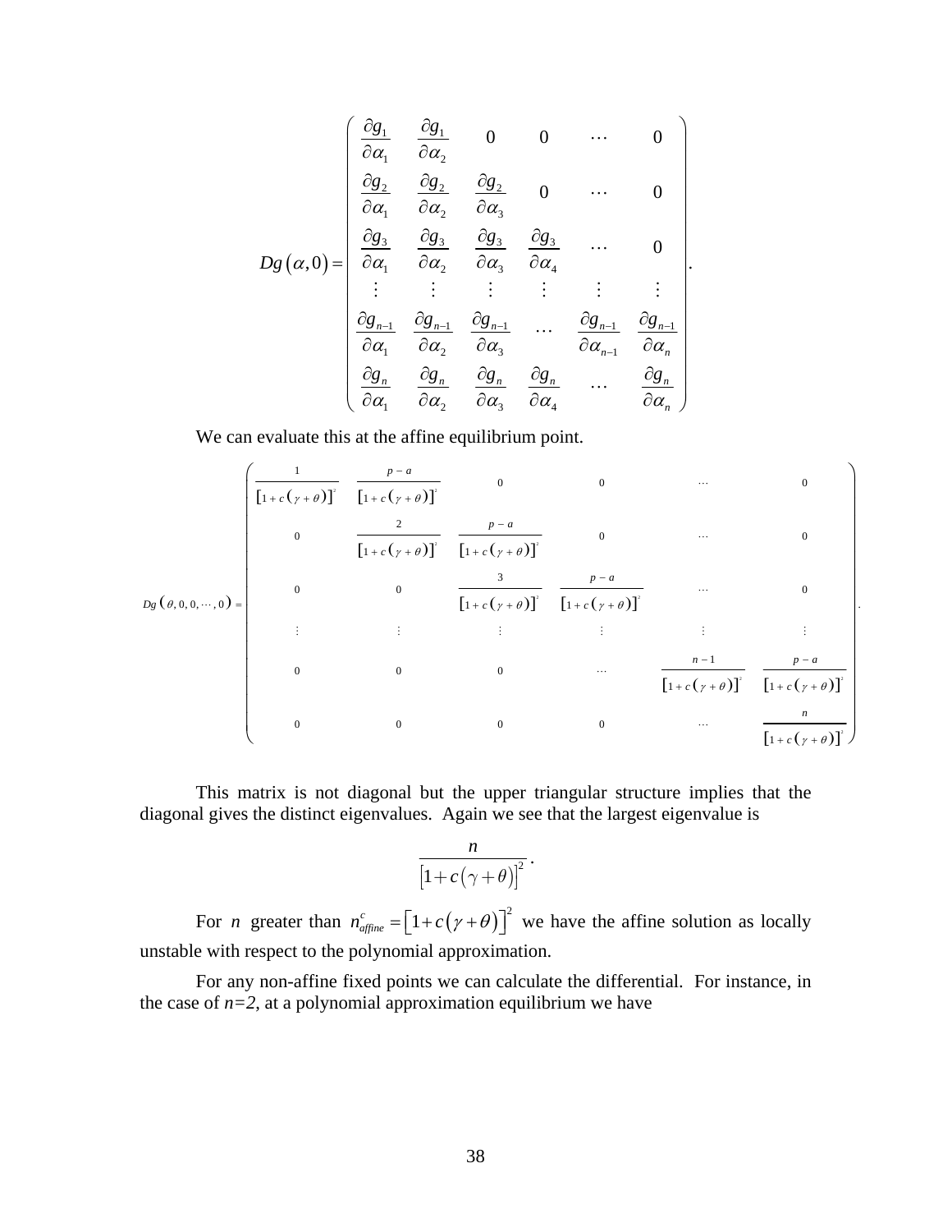$$
Dg(\alpha,0)=\begin{pmatrix}
\frac{\partial g_1}{\partial \alpha_1} & \frac{\partial g_1}{\partial \alpha_2} & 0 & 0 & \cdots & 0 \\
\frac{\partial g_2}{\partial \alpha_1} & \frac{\partial g_2}{\partial \alpha_2} & \frac{\partial g_2}{\partial \alpha_3} & 0 & \cdots & 0 \\
\frac{\partial g_3}{\partial \alpha_1} & \frac{\partial g_3}{\partial \alpha_2} & \frac{\partial g_3}{\partial \alpha_3} & \frac{\partial g_3}{\partial \alpha_4} & \cdots & 0 \\
\vdots & \vdots & \vdots & \vdots & \vdots & \vdots \\
\frac{\partial g_{n-1}}{\partial \alpha_1} & \frac{\partial g_{n-1}}{\partial \alpha_2} & \frac{\partial g_{n-1}}{\partial \alpha_3} & \cdots & \frac{\partial g_{n-1}}{\partial \alpha_{n-1}} & \frac{\partial g_{n-1}}{\partial \alpha_n} \\
\frac{\partial g_n}{\partial \alpha_1} & \frac{\partial g_n}{\partial \alpha_2} & \frac{\partial g_n}{\partial \alpha_3} & \frac{\partial g_n}{\partial \alpha_4} & \cdots & \frac{\partial g_n}{\partial \alpha_n}
\end{pmatrix}.
$$

We can evaluate this at the affine equilibrium point.

$$
Dg(\theta,0,0,\cdots,0)=\begin{pmatrix}
\frac{1}{[1+c(\gamma+\theta)]^2} & \frac{p-a}{[1+c(\gamma+\theta)]^2} & 0 & 0 & \cdots & 0 \\
0 & \frac{2}{[1+c(\gamma+\theta)]^2} & \frac{p-a}{[1+c(\gamma+\theta)]^2} & 0 & \cdots & 0 \\
0 & 0 & \frac{3}{[1+c(\gamma+\theta)]^2} & \frac{p-a}{[1+c(\gamma+\theta)]^2} & \cdots & 0 \\
\vdots & \vdots & \vdots & \vdots & \vdots & \vdots \\
0 & 0 & 0 & \cdots & \frac{n-1}{[1+c(\gamma+\theta)]^2} & \frac{p-a}{[1+c(\gamma+\theta)]^2} \\
0 & 0 & 0 & 0 & \cdots & \frac{n}{[1+c(\gamma+\theta)]^2}
\end{pmatrix}.
$$

This matrix is not diagonal but the upper triangular structure implies that the diagonal gives the distinct eigenvalues. Again we see that the largest eigenvalue is

$$
\frac{n}{\left[1+c(\gamma+\theta)\right]^2}.
$$

For $n$ greater than $n^{c}_{affine}=\left[1+c(\gamma+\theta)\right]^2$ we have the affine solution as locally unstable with respect to the polynomial approximation.

For any non-affine fixed points we can calculate the differential. For instance, in the case of $n=2$, at a polynomial approximation equilibrium we have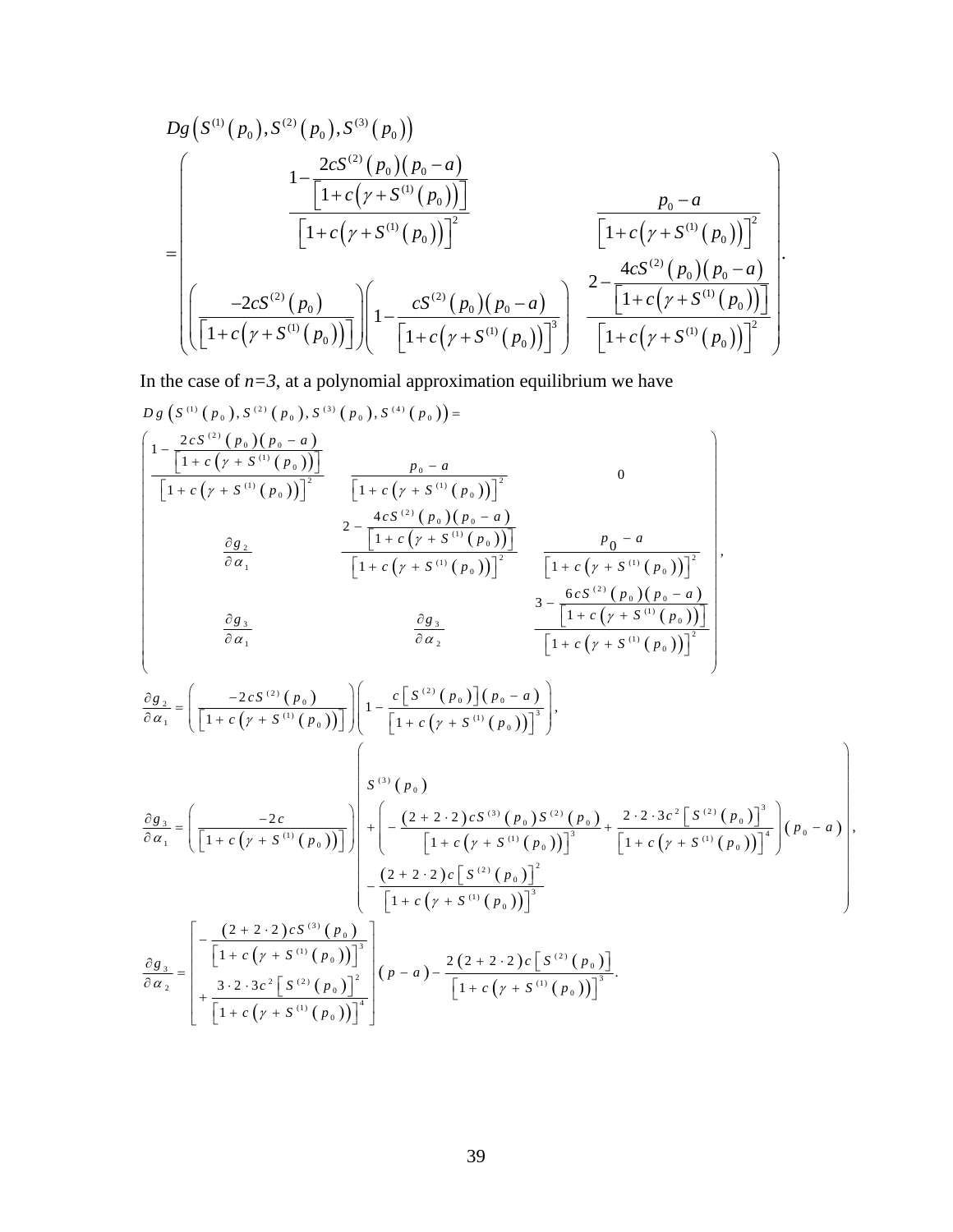$$Dg\left(S^{(1)}(p_0),S^{(2)}(p_0),S^{(3)}(p_0)\right)$$

$$=\begin{pmatrix} \dfrac{1-\dfrac{2cS^{(2)}(p_0)(p_0-a)}{\left[1+c\left(\gamma+S^{(1)}(p_0)\right)\right]}}{\left[1+c\left(\gamma+S^{(1)}(p_0)\right)\right]^2} & \dfrac{p_0-a}{\left[1+c\left(\gamma+S^{(1)}(p_0)\right)\right]^2} \\ \left(\dfrac{-2cS^{(2)}(p_0)}{\left[1+c\left(\gamma+S^{(1)}(p_0)\right)\right]}\right)\left(1-\dfrac{cS^{(2)}(p_0)(p_0-a)}{\left[1+c\left(\gamma+S^{(1)}(p_0)\right)\right]^3}\right) & \dfrac{2-\dfrac{4cS^{(2)}(p_0)(p_0-a)}{\left[1+c\left(\gamma+S^{(1)}(p_0)\right)\right]}}{\left[1+c\left(\gamma+S^{(1)}(p_0)\right)\right]^2} \end{pmatrix}.$$

In the case of *n=3*, at a polynomial approximation equilibrium we have

$$Dg\left(S^{(1)}(p_0),S^{(2)}(p_0),S^{(3)}(p_0),S^{(4)}(p_0)\right)=$$

$$\begin{pmatrix} \dfrac{1-\dfrac{2cS^{(2)}(p_0)(p_0-a)}{\left[1+c\left(\gamma+S^{(1)}(p_0)\right)\right]}}{\left[1+c\left(\gamma+S^{(1)}(p_0)\right)\right]^2} & \dfrac{p_0-a}{\left[1+c\left(\gamma+S^{(1)}(p_0)\right)\right]^2} & 0 \\ \dfrac{\partial g_2}{\partial \alpha_1} & \dfrac{2-\dfrac{4cS^{(2)}(p_0)(p_0-a)}{\left[1+c\left(\gamma+S^{(1)}(p_0)\right)\right]}}{\left[1+c\left(\gamma+S^{(1)}(p_0)\right)\right]^2} & \dfrac{p_0-a}{\left[1+c\left(\gamma+S^{(1)}(p_0)\right)\right]^2} \\ \dfrac{\partial g_3}{\partial \alpha_1} & \dfrac{\partial g_3}{\partial \alpha_2} & \dfrac{3-\dfrac{6cS^{(2)}(p_0)(p_0-a)}{\left[1+c\left(\gamma+S^{(1)}(p_0)\right)\right]}}{\left[1+c\left(\gamma+S^{(1)}(p_0)\right)\right]^2} \end{pmatrix},$$

$$\frac{\partial g_2}{\partial \alpha_1}=\left(\frac{-2cS^{(2)}(p_0)}{\left[1+c\left(\gamma+S^{(1)}(p_0)\right)\right]}\right)\left(1-\frac{c\left[S^{(2)}(p_0)\right](p_0-a)}{\left[1+c\left(\gamma+S^{(1)}(p_0)\right)\right]^3}\right),$$

$$\frac{\partial g_3}{\partial \alpha_1}=\left(\frac{-2c}{\left[1+c\left(\gamma+S^{(1)}(p_0)\right)\right]}\right)\begin{pmatrix} S^{(3)}(p_0) \\ +\left(-\dfrac{(2+2\cdot 2)cS^{(3)}(p_0)S^{(2)}(p_0)}{\left[1+c\left(\gamma+S^{(1)}(p_0)\right)\right]^3}+\dfrac{2\cdot 2\cdot 3c^2\left[S^{(2)}(p_0)\right]^3}{\left[1+c\left(\gamma+S^{(1)}(p_0)\right)\right]^4}\right)(p_0-a) \\ -\dfrac{(2+2\cdot 2)c\left[S^{(2)}(p_0)\right]^2}{\left[1+c\left(\gamma+S^{(1)}(p_0)\right)\right]^3} \end{pmatrix},$$

$$\frac{\partial g_3}{\partial \alpha_2}=\begin{bmatrix} -\dfrac{(2+2\cdot 2)cS^{(3)}(p_0)}{\left[1+c\left(\gamma+S^{(1)}(p_0)\right)\right]^3} \\ +\dfrac{3\cdot 2\cdot 3c^2\left[S^{(2)}(p_0)\right]^2}{\left[1+c\left(\gamma+S^{(1)}(p_0)\right)\right]^4} \end{bmatrix}(p-a)-\frac{2(2+2\cdot 2)c\left[S^{(2)}(p_0)\right]}{\left[1+c\left(\gamma+S^{(1)}(p_0)\right)\right]^3}.$$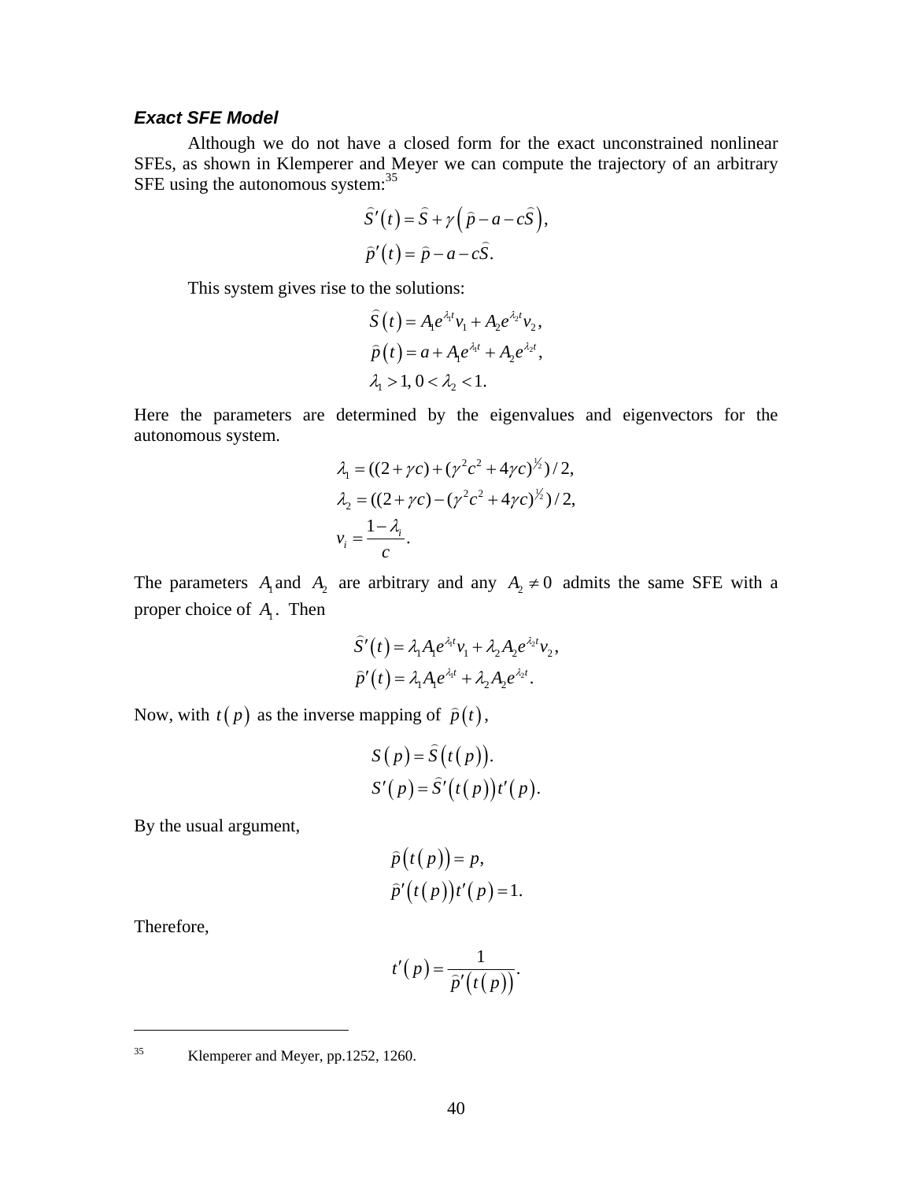***Exact SFE Model***

Although we do not have a closed form for the exact unconstrained nonlinear SFEs, as shown in Klemperer and Meyer we can compute the trajectory of an arbitrary SFE using the autonomous system:[35]

$$\hat{S}'(t) = \hat{S} + \gamma\left(\hat{p} - a - c\hat{S}\right),$$
$$\hat{p}'(t) = \hat{p} - a - c\hat{S}.$$

This system gives rise to the solutions:

$$\hat{S}(t) = A_1 e^{\lambda_1 t} v_1 + A_2 e^{\lambda_2 t} v_2,$$
$$\hat{p}(t) = a + A_1 e^{\lambda_1 t} + A_2 e^{\lambda_2 t},$$
$$\lambda_1 > 1,\ 0 < \lambda_2 < 1.$$

Here the parameters are determined by the eigenvalues and eigenvectors for the autonomous system.

$$\lambda_1 = ((2+\gamma c) + (\gamma^2 c^2 + 4\gamma c)^{1/2})/2,$$
$$\lambda_2 = ((2+\gamma c) - (\gamma^2 c^2 + 4\gamma c)^{1/2})/2,$$
$$v_i = \frac{1-\lambda_i}{c}.$$

The parameters $A_1$ and $A_2$ are arbitrary and any $A_2 \neq 0$ admits the same SFE with a proper choice of $A_1$. Then

$$\hat{S}'(t) = \lambda_1 A_1 e^{\lambda_1 t} v_1 + \lambda_2 A_2 e^{\lambda_2 t} v_2,$$
$$\hat{p}'(t) = \lambda_1 A_1 e^{\lambda_1 t} + \lambda_2 A_2 e^{\lambda_2 t}.$$

Now, with $t(p)$ as the inverse mapping of $\hat{p}(t)$,

$$S(p) = \hat{S}(t(p)).$$
$$S'(p) = \hat{S}'(t(p))t'(p).$$

By the usual argument,

$$\hat{p}(t(p)) = p,$$
$$\hat{p}'(t(p))t'(p) = 1.$$

Therefore,

$$t'(p) = \frac{1}{\hat{p}'(t(p))}.$$

---

[35] Klemperer and Meyer, pp.1252, 1260.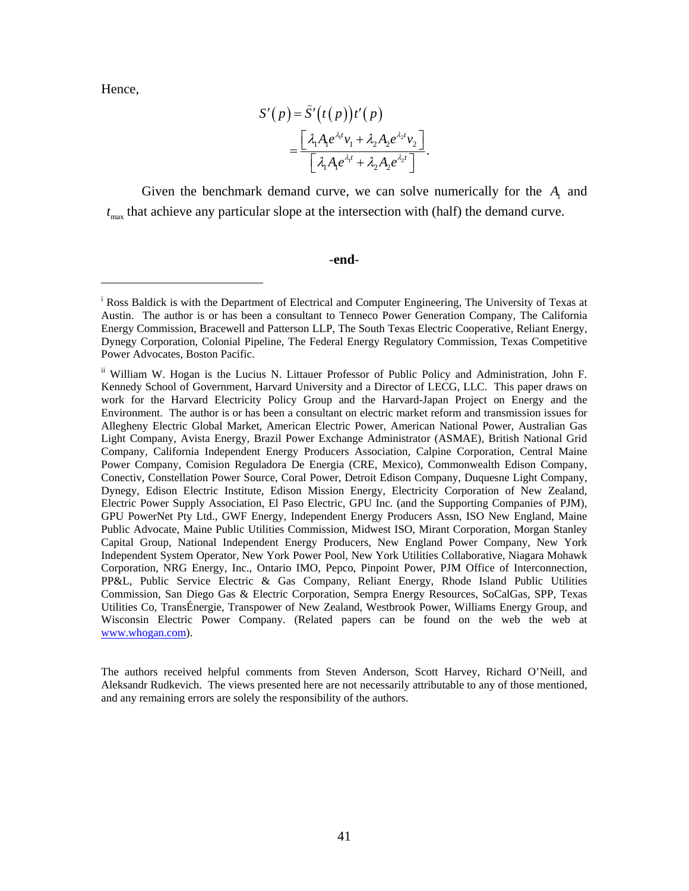Hence,

$$
\begin{aligned}
S'(p) &= \hat{S}'(t(p))t'(p) \\
&= \frac{\left[\lambda_1 A_1 e^{\lambda_1 t} v_1 + \lambda_2 A_2 e^{\lambda_2 t} v_2\right]}{\left[\lambda_1 A_1 e^{\lambda_1 t} + \lambda_2 A_2 e^{\lambda_2 t}\right]}.
\end{aligned}
$$

Given the benchmark demand curve, we can solve numerically for the $A_1$ and $t_{\max}$ that achieve any particular slope at the intersection with (half) the demand curve.

**-end-**

---

[i] Ross Baldick is with the Department of Electrical and Computer Engineering, The University of Texas at Austin. The author is or has been a consultant to Tenneco Power Generation Company, The California Energy Commission, Bracewell and Patterson LLP, The South Texas Electric Cooperative, Reliant Energy, Dynegy Corporation, Colonial Pipeline, The Federal Energy Regulatory Commission, Texas Competitive Power Advocates, Boston Pacific.

[ii] William W. Hogan is the Lucius N. Littauer Professor of Public Policy and Administration, John F. Kennedy School of Government, Harvard University and a Director of LECG, LLC. This paper draws on work for the Harvard Electricity Policy Group and the Harvard-Japan Project on Energy and the Environment. The author is or has been a consultant on electric market reform and transmission issues for Allegheny Electric Global Market, American Electric Power, American National Power, Australian Gas Light Company, Avista Energy, Brazil Power Exchange Administrator (ASMAE), British National Grid Company, California Independent Energy Producers Association, Calpine Corporation, Central Maine Power Company, Comision Reguladora De Energia (CRE, Mexico), Commonwealth Edison Company, Conectiv, Constellation Power Source, Coral Power, Detroit Edison Company, Duquesne Light Company, Dynegy, Edison Electric Institute, Edison Mission Energy, Electricity Corporation of New Zealand, Electric Power Supply Association, El Paso Electric, GPU Inc. (and the Supporting Companies of PJM), GPU PowerNet Pty Ltd., GWF Energy, Independent Energy Producers Assn, ISO New England, Maine Public Advocate, Maine Public Utilities Commission, Midwest ISO, Mirant Corporation, Morgan Stanley Capital Group, National Independent Energy Producers, New England Power Company, New York Independent System Operator, New York Power Pool, New York Utilities Collaborative, Niagara Mohawk Corporation, NRG Energy, Inc., Ontario IMO, Pepco, Pinpoint Power, PJM Office of Interconnection, PP&L, Public Service Electric & Gas Company, Reliant Energy, Rhode Island Public Utilities Commission, San Diego Gas & Electric Corporation, Sempra Energy Resources, SoCalGas, SPP, Texas Utilities Co, TransÉnergie, Transpower of New Zealand, Westbrook Power, Williams Energy Group, and Wisconsin Electric Power Company. (Related papers can be found on the web the web at www.whogan.com).

The authors received helpful comments from Steven Anderson, Scott Harvey, Richard O'Neill, and Aleksandr Rudkevich. The views presented here are not necessarily attributable to any of those mentioned, and any remaining errors are solely the responsibility of the authors.